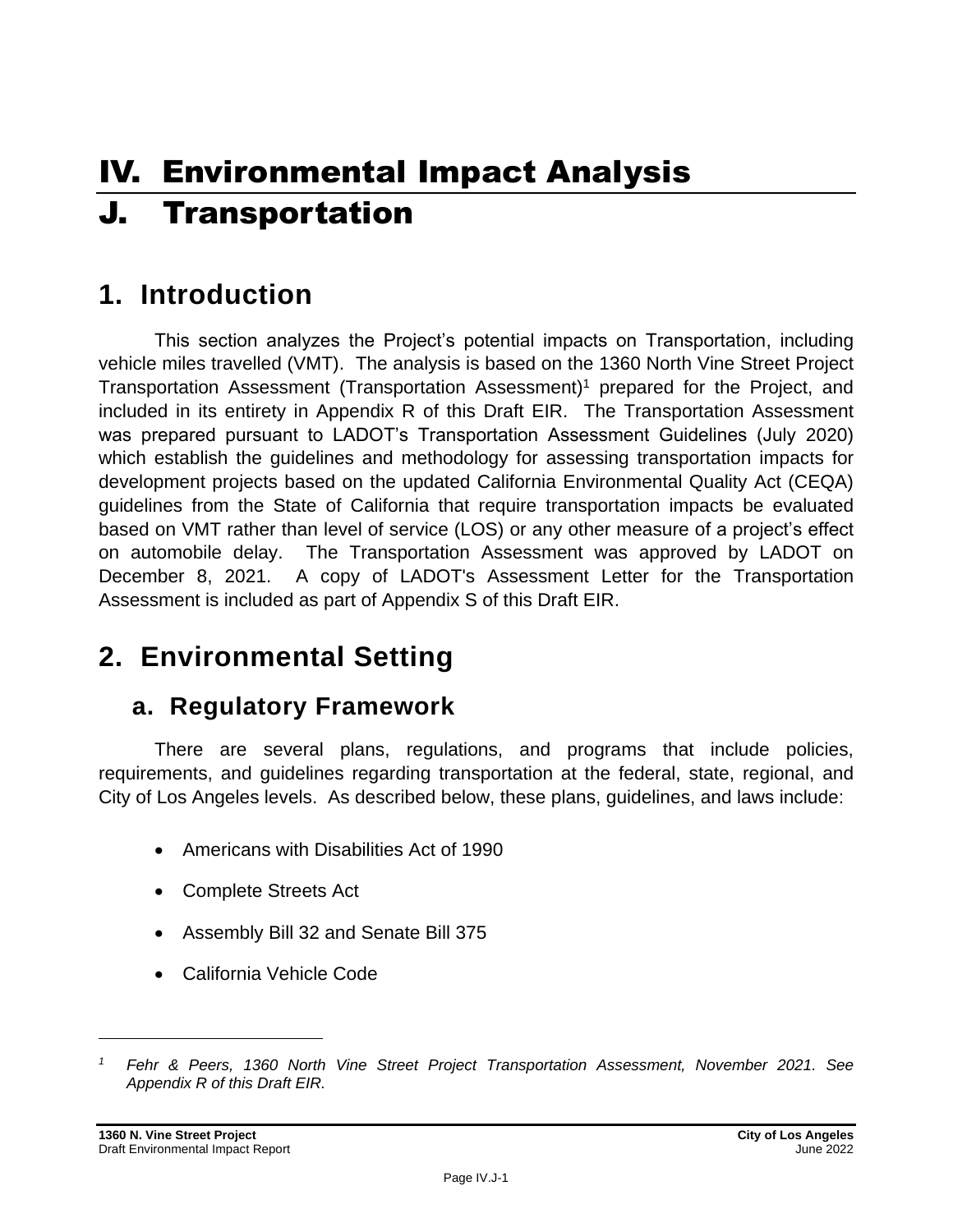# IV. Environmental Impact Analysis

# J. Transportation

## 1. Introduction

This section analyzes the Project's potential impacts on Transportation, including vehicle miles travelled (VMT). The analysis is based on the 1360 North Vine Street Project Transportation Assessment (Transportation Assessment)[1] prepared for the Project, and included in its entirety in Appendix R of this Draft EIR. The Transportation Assessment was prepared pursuant to LADOT's Transportation Assessment Guidelines (July 2020) which establish the guidelines and methodology for assessing transportation impacts for development projects based on the updated California Environmental Quality Act (CEQA) guidelines from the State of California that require transportation impacts be evaluated based on VMT rather than level of service (LOS) or any other measure of a project's effect on automobile delay. The Transportation Assessment was approved by LADOT on December 8, 2021. A copy of LADOT's Assessment Letter for the Transportation Assessment is included as part of Appendix S of this Draft EIR.

## 2. Environmental Setting

### a. Regulatory Framework

There are several plans, regulations, and programs that include policies, requirements, and guidelines regarding transportation at the federal, state, regional, and City of Los Angeles levels. As described below, these plans, guidelines, and laws include:

- Americans with Disabilities Act of 1990
- Complete Streets Act
- Assembly Bill 32 and Senate Bill 375
- California Vehicle Code

[1] *Fehr & Peers, 1360 North Vine Street Project Transportation Assessment, November 2021. See Appendix R of this Draft EIR.*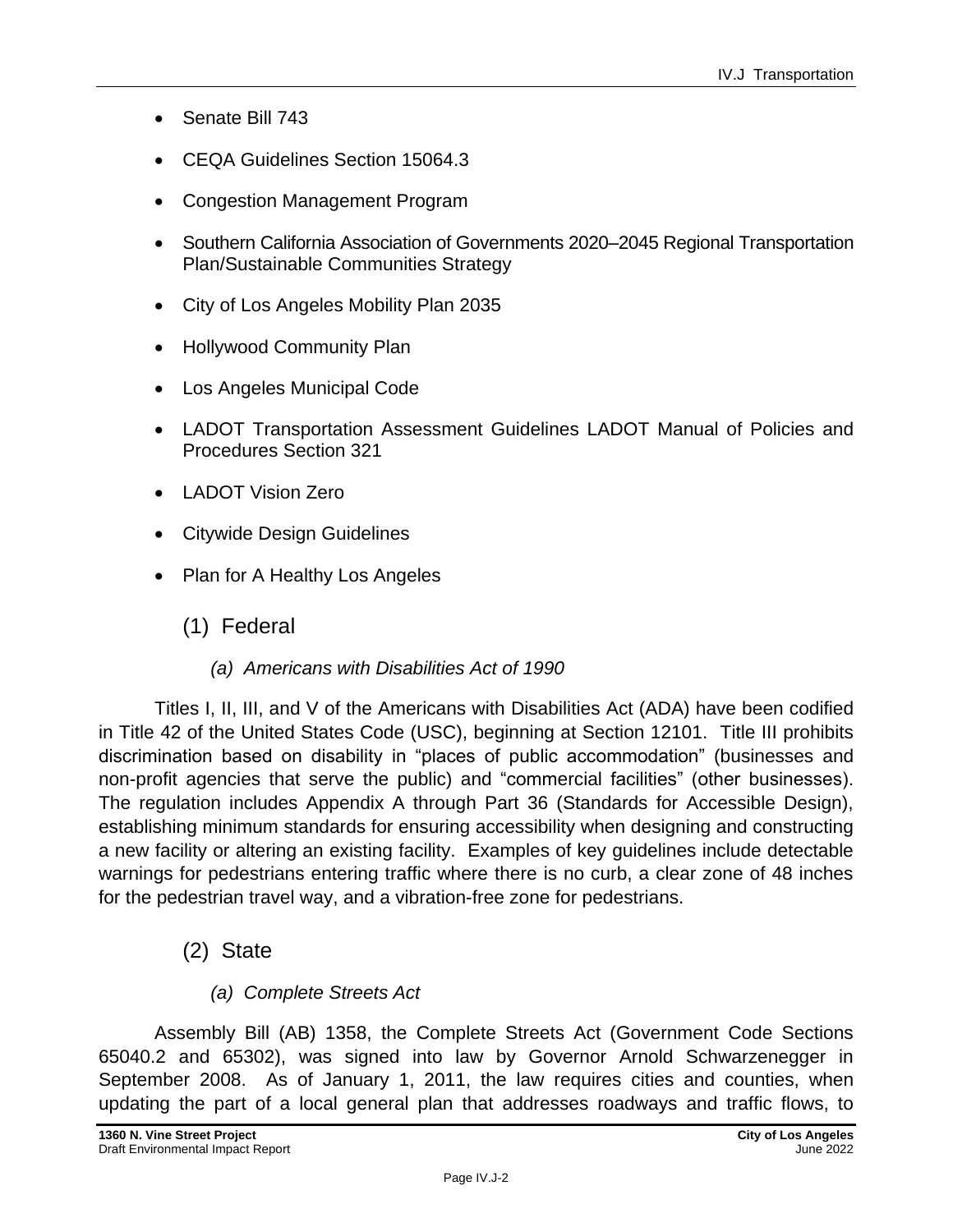- Senate Bill 743
- CEQA Guidelines Section 15064.3
- Congestion Management Program
- Southern California Association of Governments 2020–2045 Regional Transportation Plan/Sustainable Communities Strategy
- City of Los Angeles Mobility Plan 2035
- Hollywood Community Plan
- Los Angeles Municipal Code
- LADOT Transportation Assessment Guidelines LADOT Manual of Policies and Procedures Section 321
- LADOT Vision Zero
- Citywide Design Guidelines
- Plan for A Healthy Los Angeles

### (1) Federal

#### *(a) Americans with Disabilities Act of 1990*

Titles I, II, III, and V of the Americans with Disabilities Act (ADA) have been codified in Title 42 of the United States Code (USC), beginning at Section 12101. Title III prohibits discrimination based on disability in "places of public accommodation" (businesses and non-profit agencies that serve the public) and "commercial facilities" (other businesses). The regulation includes Appendix A through Part 36 (Standards for Accessible Design), establishing minimum standards for ensuring accessibility when designing and constructing a new facility or altering an existing facility. Examples of key guidelines include detectable warnings for pedestrians entering traffic where there is no curb, a clear zone of 48 inches for the pedestrian travel way, and a vibration-free zone for pedestrians.

### (2) State

#### *(a) Complete Streets Act*

Assembly Bill (AB) 1358, the Complete Streets Act (Government Code Sections 65040.2 and 65302), was signed into law by Governor Arnold Schwarzenegger in September 2008. As of January 1, 2011, the law requires cities and counties, when updating the part of a local general plan that addresses roadways and traffic flows, to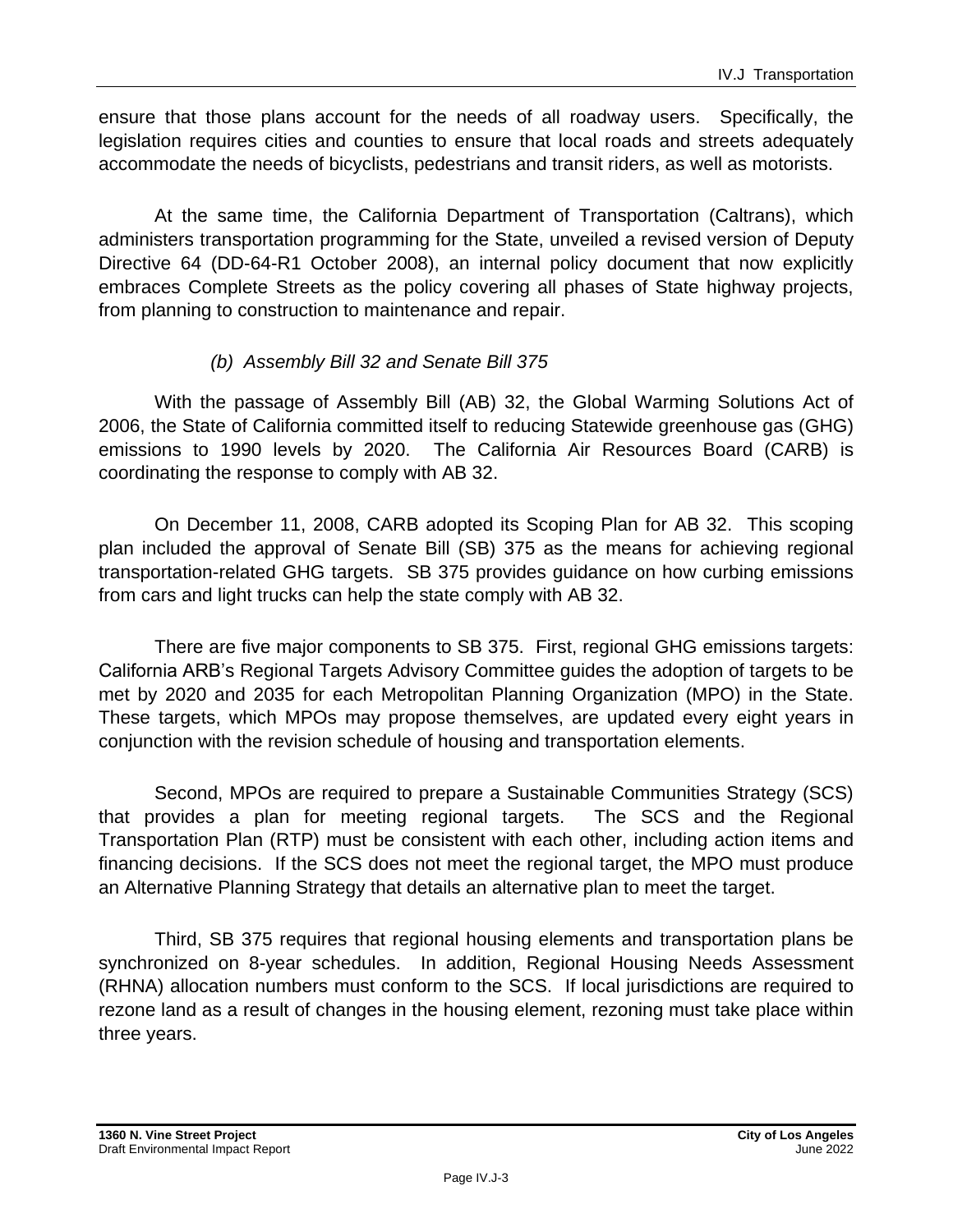ensure that those plans account for the needs of all roadway users. Specifically, the legislation requires cities and counties to ensure that local roads and streets adequately accommodate the needs of bicyclists, pedestrians and transit riders, as well as motorists.

At the same time, the California Department of Transportation (Caltrans), which administers transportation programming for the State, unveiled a revised version of Deputy Directive 64 (DD-64-R1 October 2008), an internal policy document that now explicitly embraces Complete Streets as the policy covering all phases of State highway projects, from planning to construction to maintenance and repair.

*(b) Assembly Bill 32 and Senate Bill 375*

With the passage of Assembly Bill (AB) 32, the Global Warming Solutions Act of 2006, the State of California committed itself to reducing Statewide greenhouse gas (GHG) emissions to 1990 levels by 2020. The California Air Resources Board (CARB) is coordinating the response to comply with AB 32.

On December 11, 2008, CARB adopted its Scoping Plan for AB 32. This scoping plan included the approval of Senate Bill (SB) 375 as the means for achieving regional transportation-related GHG targets. SB 375 provides guidance on how curbing emissions from cars and light trucks can help the state comply with AB 32.

There are five major components to SB 375. First, regional GHG emissions targets: California ARB's Regional Targets Advisory Committee guides the adoption of targets to be met by 2020 and 2035 for each Metropolitan Planning Organization (MPO) in the State. These targets, which MPOs may propose themselves, are updated every eight years in conjunction with the revision schedule of housing and transportation elements.

Second, MPOs are required to prepare a Sustainable Communities Strategy (SCS) that provides a plan for meeting regional targets. The SCS and the Regional Transportation Plan (RTP) must be consistent with each other, including action items and financing decisions. If the SCS does not meet the regional target, the MPO must produce an Alternative Planning Strategy that details an alternative plan to meet the target.

Third, SB 375 requires that regional housing elements and transportation plans be synchronized on 8-year schedules. In addition, Regional Housing Needs Assessment (RHNA) allocation numbers must conform to the SCS. If local jurisdictions are required to rezone land as a result of changes in the housing element, rezoning must take place within three years.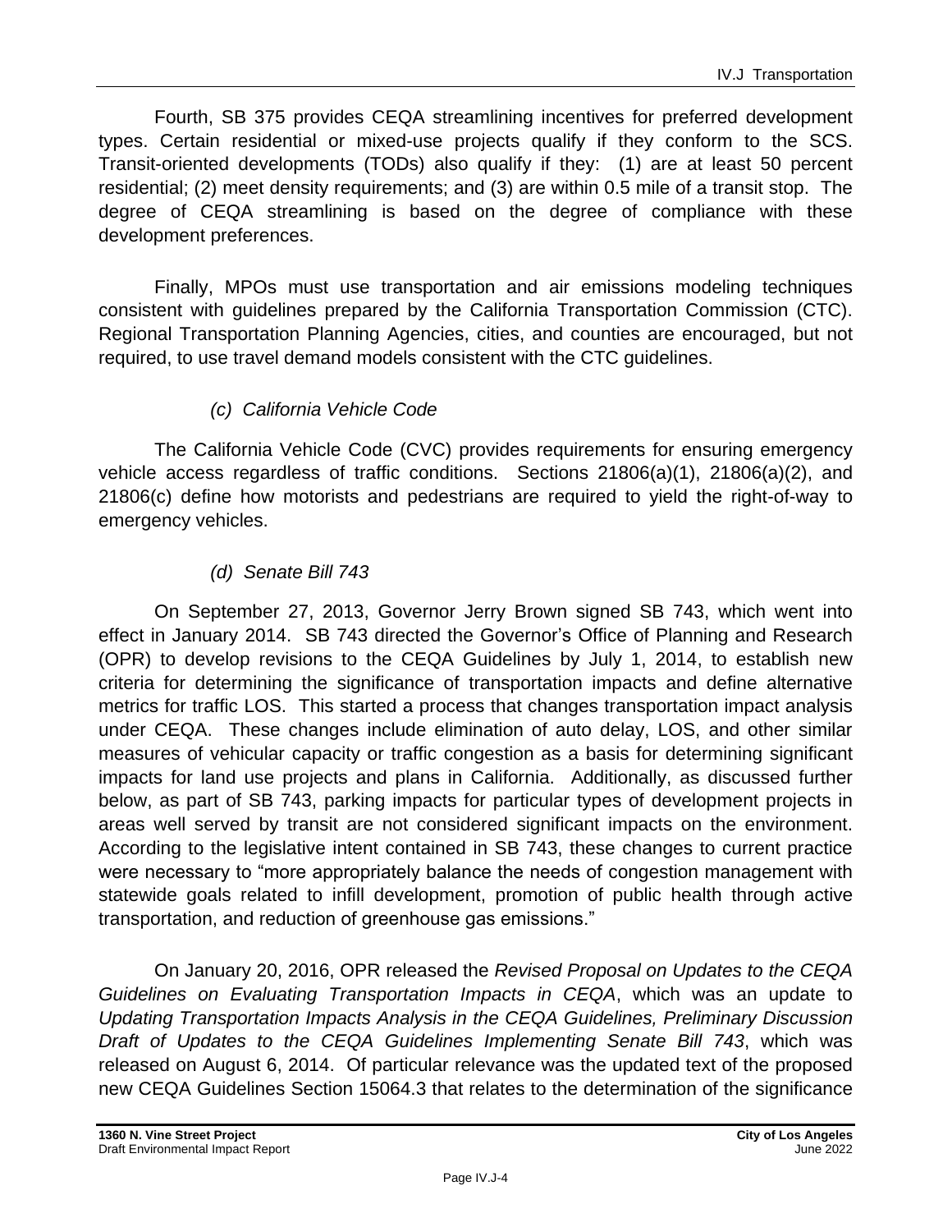Fourth, SB 375 provides CEQA streamlining incentives for preferred development types. Certain residential or mixed-use projects qualify if they conform to the SCS. Transit-oriented developments (TODs) also qualify if they: (1) are at least 50 percent residential; (2) meet density requirements; and (3) are within 0.5 mile of a transit stop. The degree of CEQA streamlining is based on the degree of compliance with these development preferences.

Finally, MPOs must use transportation and air emissions modeling techniques consistent with guidelines prepared by the California Transportation Commission (CTC). Regional Transportation Planning Agencies, cities, and counties are encouraged, but not required, to use travel demand models consistent with the CTC guidelines.

#### *(c) California Vehicle Code*

The California Vehicle Code (CVC) provides requirements for ensuring emergency vehicle access regardless of traffic conditions. Sections 21806(a)(1), 21806(a)(2), and 21806(c) define how motorists and pedestrians are required to yield the right-of-way to emergency vehicles.

#### *(d) Senate Bill 743*

On September 27, 2013, Governor Jerry Brown signed SB 743, which went into effect in January 2014. SB 743 directed the Governor's Office of Planning and Research (OPR) to develop revisions to the CEQA Guidelines by July 1, 2014, to establish new criteria for determining the significance of transportation impacts and define alternative metrics for traffic LOS. This started a process that changes transportation impact analysis under CEQA. These changes include elimination of auto delay, LOS, and other similar measures of vehicular capacity or traffic congestion as a basis for determining significant impacts for land use projects and plans in California. Additionally, as discussed further below, as part of SB 743, parking impacts for particular types of development projects in areas well served by transit are not considered significant impacts on the environment. According to the legislative intent contained in SB 743, these changes to current practice were necessary to "more appropriately balance the needs of congestion management with statewide goals related to infill development, promotion of public health through active transportation, and reduction of greenhouse gas emissions."

On January 20, 2016, OPR released the *Revised Proposal on Updates to the CEQA Guidelines on Evaluating Transportation Impacts in CEQA*, which was an update to *Updating Transportation Impacts Analysis in the CEQA Guidelines, Preliminary Discussion Draft of Updates to the CEQA Guidelines Implementing Senate Bill 743*, which was released on August 6, 2014. Of particular relevance was the updated text of the proposed new CEQA Guidelines Section 15064.3 that relates to the determination of the significance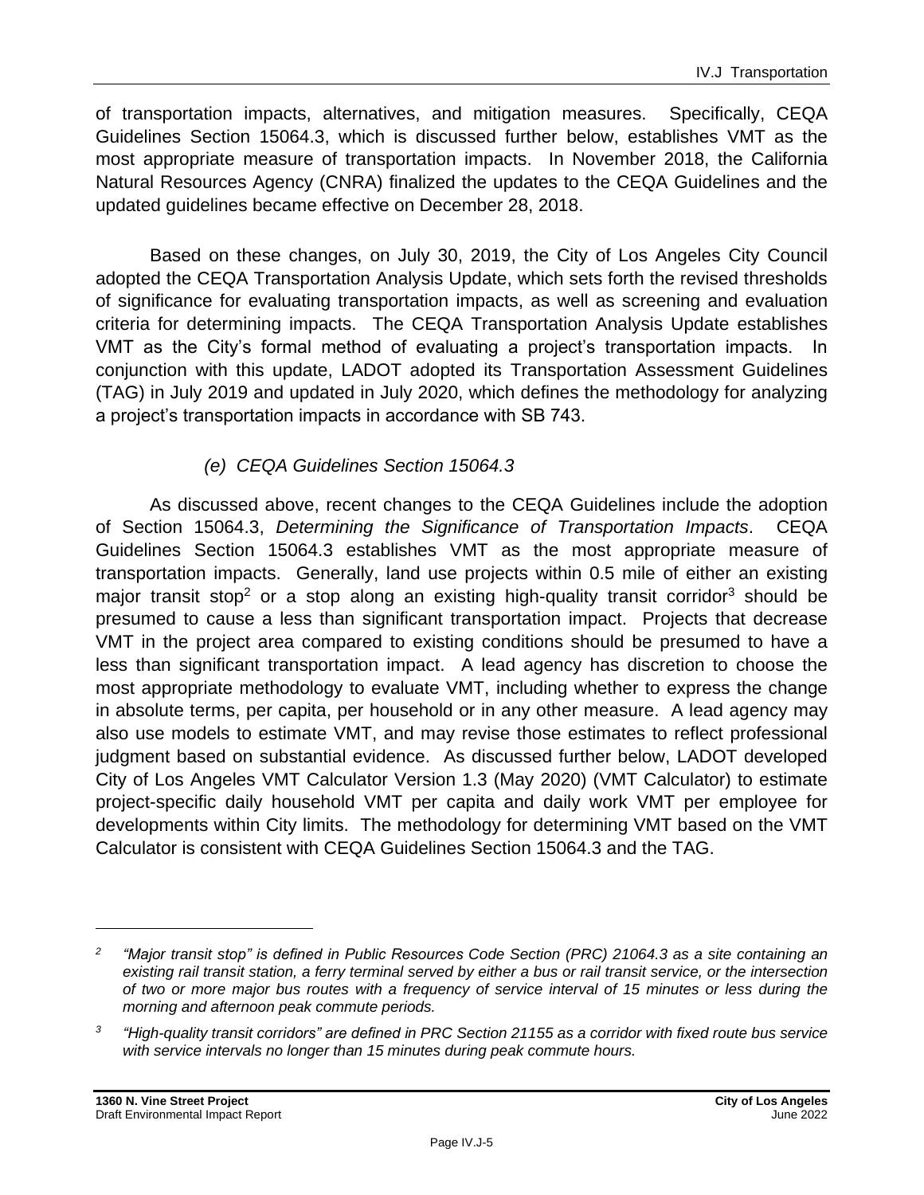of transportation impacts, alternatives, and mitigation measures. Specifically, CEQA Guidelines Section 15064.3, which is discussed further below, establishes VMT as the most appropriate measure of transportation impacts. In November 2018, the California Natural Resources Agency (CNRA) finalized the updates to the CEQA Guidelines and the updated guidelines became effective on December 28, 2018.

Based on these changes, on July 30, 2019, the City of Los Angeles City Council adopted the CEQA Transportation Analysis Update, which sets forth the revised thresholds of significance for evaluating transportation impacts, as well as screening and evaluation criteria for determining impacts. The CEQA Transportation Analysis Update establishes VMT as the City's formal method of evaluating a project's transportation impacts. In conjunction with this update, LADOT adopted its Transportation Assessment Guidelines (TAG) in July 2019 and updated in July 2020, which defines the methodology for analyzing a project's transportation impacts in accordance with SB 743.

*(e) CEQA Guidelines Section 15064.3*

As discussed above, recent changes to the CEQA Guidelines include the adoption of Section 15064.3, *Determining the Significance of Transportation Impacts*. CEQA Guidelines Section 15064.3 establishes VMT as the most appropriate measure of transportation impacts. Generally, land use projects within 0.5 mile of either an existing major transit stop[2] or a stop along an existing high-quality transit corridor[3] should be presumed to cause a less than significant transportation impact. Projects that decrease VMT in the project area compared to existing conditions should be presumed to have a less than significant transportation impact. A lead agency has discretion to choose the most appropriate methodology to evaluate VMT, including whether to express the change in absolute terms, per capita, per household or in any other measure. A lead agency may also use models to estimate VMT, and may revise those estimates to reflect professional judgment based on substantial evidence. As discussed further below, LADOT developed City of Los Angeles VMT Calculator Version 1.3 (May 2020) (VMT Calculator) to estimate project-specific daily household VMT per capita and daily work VMT per employee for developments within City limits. The methodology for determining VMT based on the VMT Calculator is consistent with CEQA Guidelines Section 15064.3 and the TAG.

---

[2] *"Major transit stop" is defined in Public Resources Code Section (PRC) 21064.3 as a site containing an existing rail transit station, a ferry terminal served by either a bus or rail transit service, or the intersection of two or more major bus routes with a frequency of service interval of 15 minutes or less during the morning and afternoon peak commute periods.*

[3] *"High-quality transit corridors" are defined in PRC Section 21155 as a corridor with fixed route bus service with service intervals no longer than 15 minutes during peak commute hours.*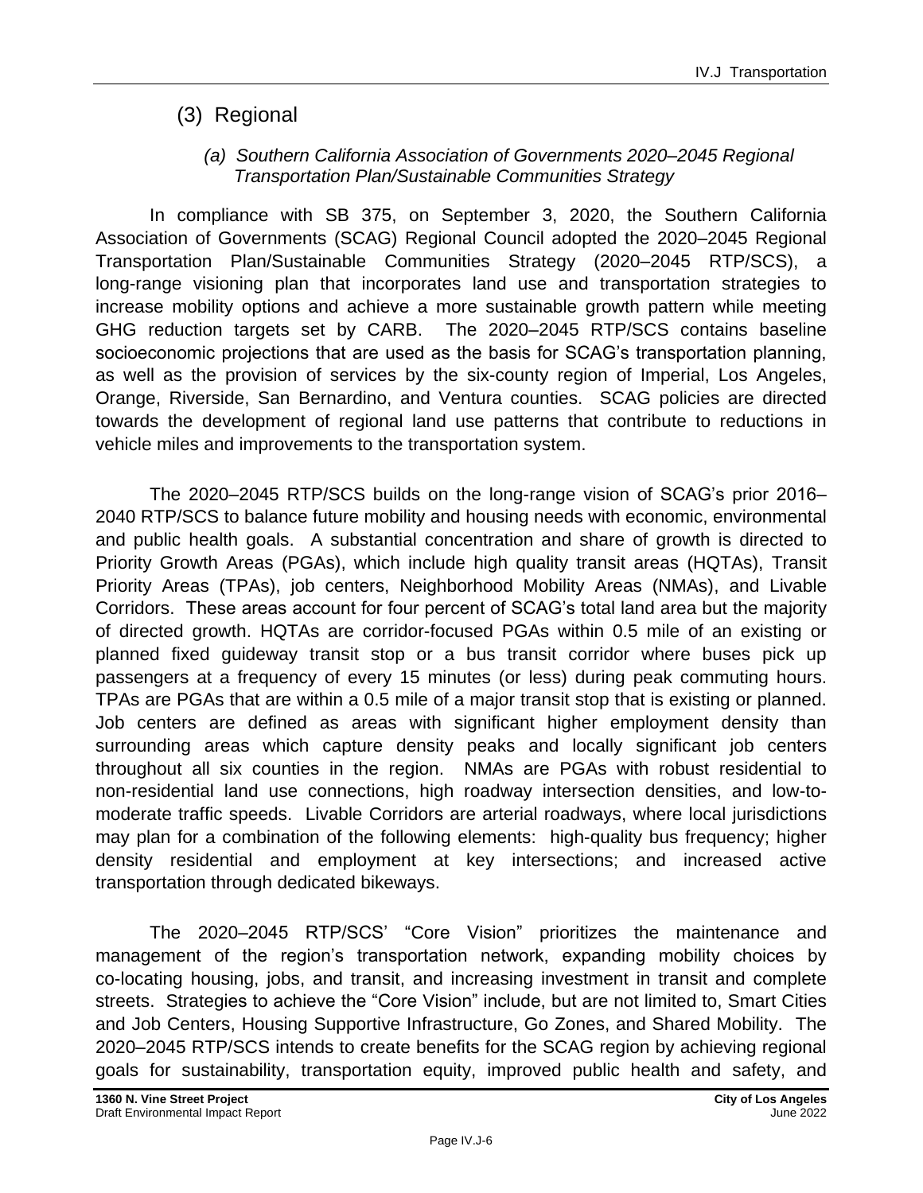### (3) Regional

#### *(a) Southern California Association of Governments 2020–2045 Regional Transportation Plan/Sustainable Communities Strategy*

In compliance with SB 375, on September 3, 2020, the Southern California Association of Governments (SCAG) Regional Council adopted the 2020–2045 Regional Transportation Plan/Sustainable Communities Strategy (2020–2045 RTP/SCS), a long-range visioning plan that incorporates land use and transportation strategies to increase mobility options and achieve a more sustainable growth pattern while meeting GHG reduction targets set by CARB. The 2020–2045 RTP/SCS contains baseline socioeconomic projections that are used as the basis for SCAG's transportation planning, as well as the provision of services by the six-county region of Imperial, Los Angeles, Orange, Riverside, San Bernardino, and Ventura counties. SCAG policies are directed towards the development of regional land use patterns that contribute to reductions in vehicle miles and improvements to the transportation system.

The 2020–2045 RTP/SCS builds on the long-range vision of SCAG's prior 2016–2040 RTP/SCS to balance future mobility and housing needs with economic, environmental and public health goals. A substantial concentration and share of growth is directed to Priority Growth Areas (PGAs), which include high quality transit areas (HQTAs), Transit Priority Areas (TPAs), job centers, Neighborhood Mobility Areas (NMAs), and Livable Corridors. These areas account for four percent of SCAG's total land area but the majority of directed growth. HQTAs are corridor-focused PGAs within 0.5 mile of an existing or planned fixed guideway transit stop or a bus transit corridor where buses pick up passengers at a frequency of every 15 minutes (or less) during peak commuting hours. TPAs are PGAs that are within a 0.5 mile of a major transit stop that is existing or planned. Job centers are defined as areas with significant higher employment density than surrounding areas which capture density peaks and locally significant job centers throughout all six counties in the region. NMAs are PGAs with robust residential to non-residential land use connections, high roadway intersection densities, and low-to-moderate traffic speeds. Livable Corridors are arterial roadways, where local jurisdictions may plan for a combination of the following elements: high-quality bus frequency; higher density residential and employment at key intersections; and increased active transportation through dedicated bikeways.

The 2020–2045 RTP/SCS' "Core Vision" prioritizes the maintenance and management of the region's transportation network, expanding mobility choices by co-locating housing, jobs, and transit, and increasing investment in transit and complete streets. Strategies to achieve the "Core Vision" include, but are not limited to, Smart Cities and Job Centers, Housing Supportive Infrastructure, Go Zones, and Shared Mobility. The 2020–2045 RTP/SCS intends to create benefits for the SCAG region by achieving regional goals for sustainability, transportation equity, improved public health and safety, and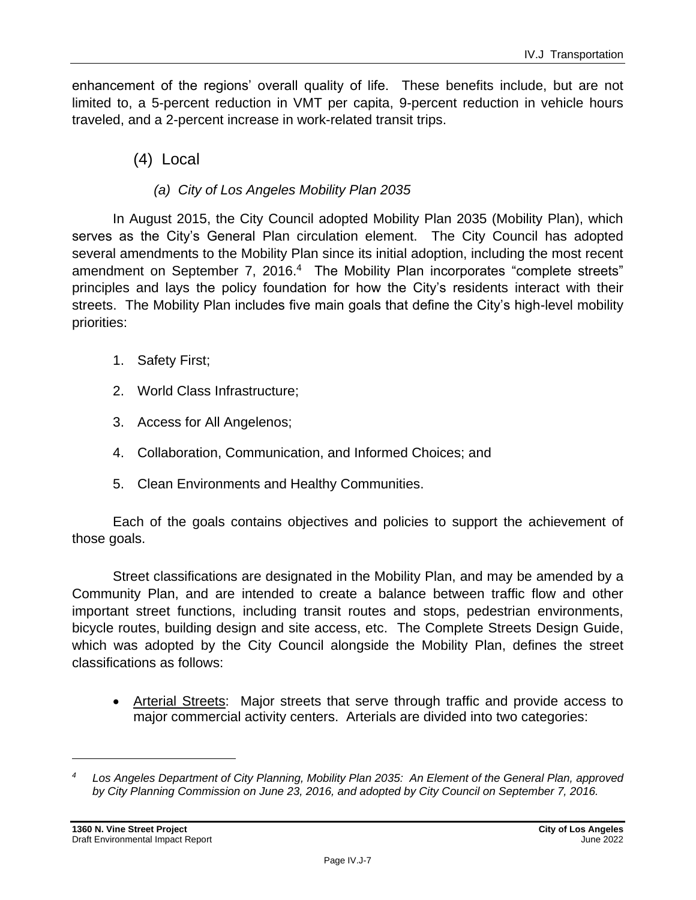enhancement of the regions' overall quality of life. These benefits include, but are not limited to, a 5-percent reduction in VMT per capita, 9-percent reduction in vehicle hours traveled, and a 2-percent increase in work-related transit trips.

### (4) Local

#### *(a) City of Los Angeles Mobility Plan 2035*

In August 2015, the City Council adopted Mobility Plan 2035 (Mobility Plan), which serves as the City's General Plan circulation element. The City Council has adopted several amendments to the Mobility Plan since its initial adoption, including the most recent amendment on September 7, 2016.[4] The Mobility Plan incorporates "complete streets" principles and lays the policy foundation for how the City's residents interact with their streets. The Mobility Plan includes five main goals that define the City's high-level mobility priorities:

1. Safety First;
2. World Class Infrastructure;
3. Access for All Angelenos;
4. Collaboration, Communication, and Informed Choices; and
5. Clean Environments and Healthy Communities.

Each of the goals contains objectives and policies to support the achievement of those goals.

Street classifications are designated in the Mobility Plan, and may be amended by a Community Plan, and are intended to create a balance between traffic flow and other important street functions, including transit routes and stops, pedestrian environments, bicycle routes, building design and site access, etc. The Complete Streets Design Guide, which was adopted by the City Council alongside the Mobility Plan, defines the street classifications as follows:

- Arterial Streets: Major streets that serve through traffic and provide access to major commercial activity centers. Arterials are divided into two categories:

---

[4] *Los Angeles Department of City Planning, Mobility Plan 2035: An Element of the General Plan, approved by City Planning Commission on June 23, 2016, and adopted by City Council on September 7, 2016.*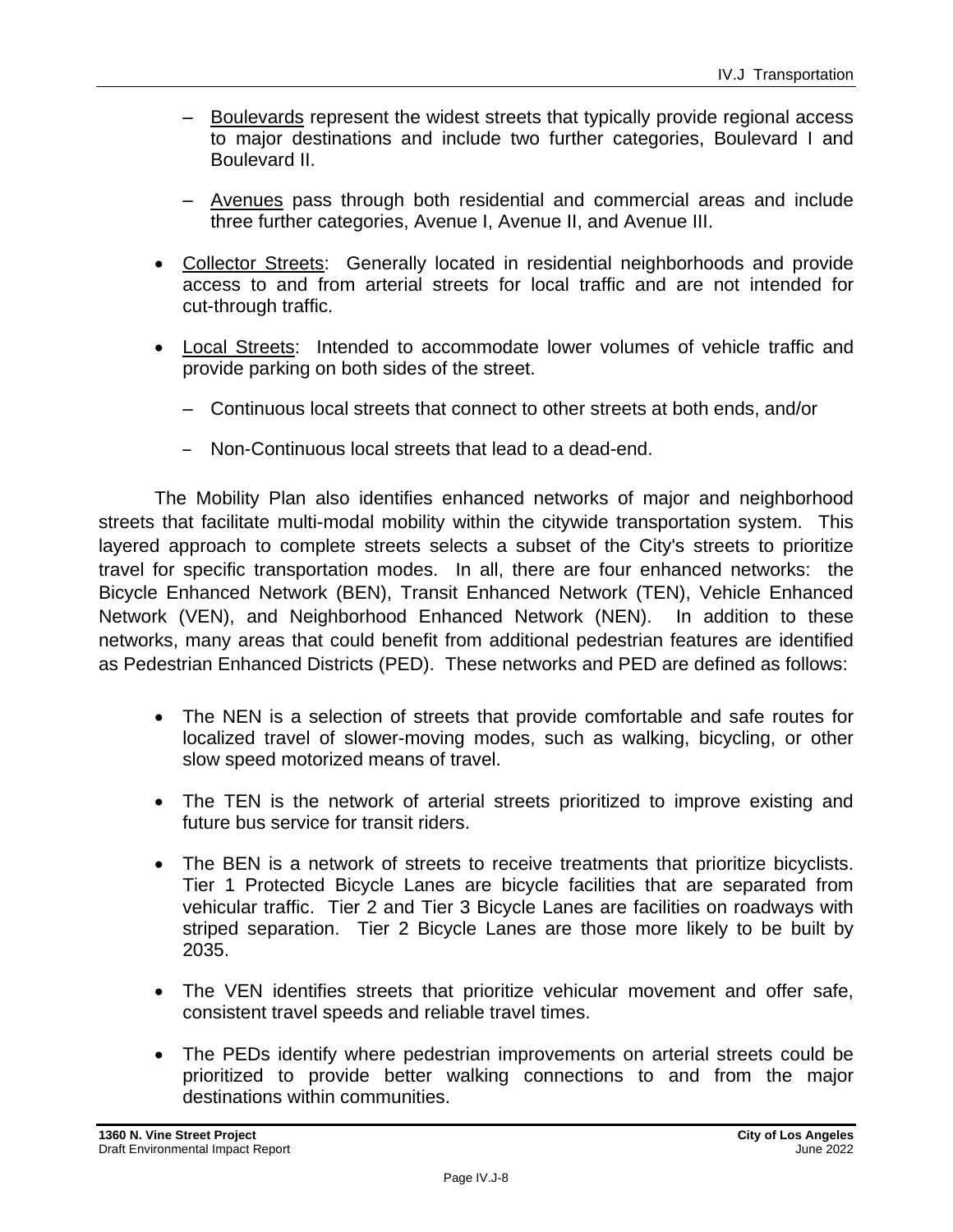- <u>Boulevards</u> represent the widest streets that typically provide regional access to major destinations and include two further categories, Boulevard I and Boulevard II.

  - <u>Avenues</u> pass through both residential and commercial areas and include three further categories, Avenue I, Avenue II, and Avenue III.

- <u>Collector Streets</u>: Generally located in residential neighborhoods and provide access to and from arterial streets for local traffic and are not intended for cut-through traffic.

- <u>Local Streets</u>: Intended to accommodate lower volumes of vehicle traffic and provide parking on both sides of the street.

  - Continuous local streets that connect to other streets at both ends, and/or

  - Non-Continuous local streets that lead to a dead-end.

The Mobility Plan also identifies enhanced networks of major and neighborhood streets that facilitate multi-modal mobility within the citywide transportation system. This layered approach to complete streets selects a subset of the City's streets to prioritize travel for specific transportation modes. In all, there are four enhanced networks: the Bicycle Enhanced Network (BEN), Transit Enhanced Network (TEN), Vehicle Enhanced Network (VEN), and Neighborhood Enhanced Network (NEN). In addition to these networks, many areas that could benefit from additional pedestrian features are identified as Pedestrian Enhanced Districts (PED). These networks and PED are defined as follows:

- The NEN is a selection of streets that provide comfortable and safe routes for localized travel of slower-moving modes, such as walking, bicycling, or other slow speed motorized means of travel.

- The TEN is the network of arterial streets prioritized to improve existing and future bus service for transit riders.

- The BEN is a network of streets to receive treatments that prioritize bicyclists. Tier 1 Protected Bicycle Lanes are bicycle facilities that are separated from vehicular traffic. Tier 2 and Tier 3 Bicycle Lanes are facilities on roadways with striped separation. Tier 2 Bicycle Lanes are those more likely to be built by 2035.

- The VEN identifies streets that prioritize vehicular movement and offer safe, consistent travel speeds and reliable travel times.

- The PEDs identify where pedestrian improvements on arterial streets could be prioritized to provide better walking connections to and from the major destinations within communities.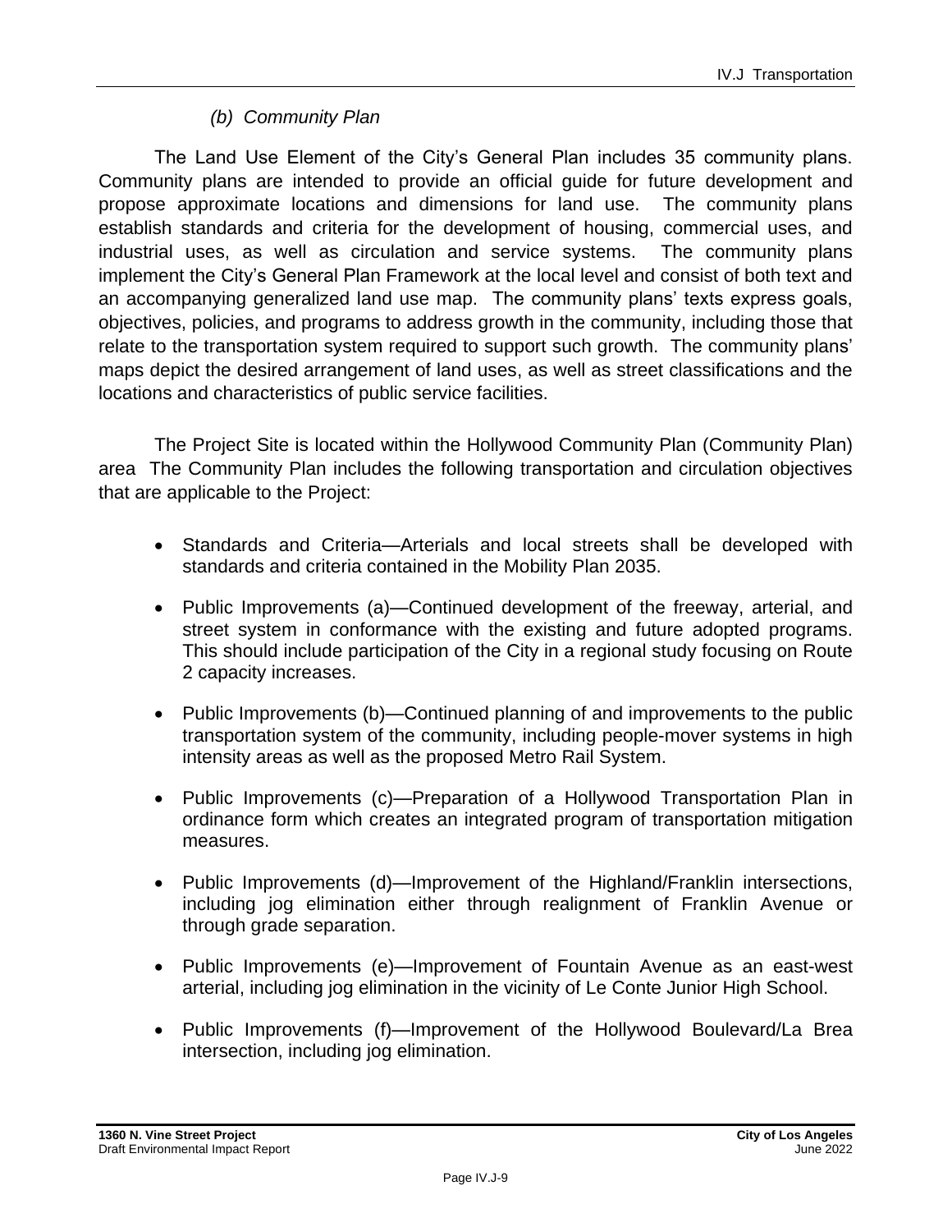#### *(b) Community Plan*

The Land Use Element of the City's General Plan includes 35 community plans. Community plans are intended to provide an official guide for future development and propose approximate locations and dimensions for land use. The community plans establish standards and criteria for the development of housing, commercial uses, and industrial uses, as well as circulation and service systems. The community plans implement the City's General Plan Framework at the local level and consist of both text and an accompanying generalized land use map. The community plans' texts express goals, objectives, policies, and programs to address growth in the community, including those that relate to the transportation system required to support such growth. The community plans' maps depict the desired arrangement of land uses, as well as street classifications and the locations and characteristics of public service facilities.

The Project Site is located within the Hollywood Community Plan (Community Plan) area The Community Plan includes the following transportation and circulation objectives that are applicable to the Project:

- Standards and Criteria—Arterials and local streets shall be developed with standards and criteria contained in the Mobility Plan 2035.
- Public Improvements (a)—Continued development of the freeway, arterial, and street system in conformance with the existing and future adopted programs. This should include participation of the City in a regional study focusing on Route 2 capacity increases.
- Public Improvements (b)—Continued planning of and improvements to the public transportation system of the community, including people-mover systems in high intensity areas as well as the proposed Metro Rail System.
- Public Improvements (c)—Preparation of a Hollywood Transportation Plan in ordinance form which creates an integrated program of transportation mitigation measures.
- Public Improvements (d)—Improvement of the Highland/Franklin intersections, including jog elimination either through realignment of Franklin Avenue or through grade separation.
- Public Improvements (e)—Improvement of Fountain Avenue as an east-west arterial, including jog elimination in the vicinity of Le Conte Junior High School.
- Public Improvements (f)—Improvement of the Hollywood Boulevard/La Brea intersection, including jog elimination.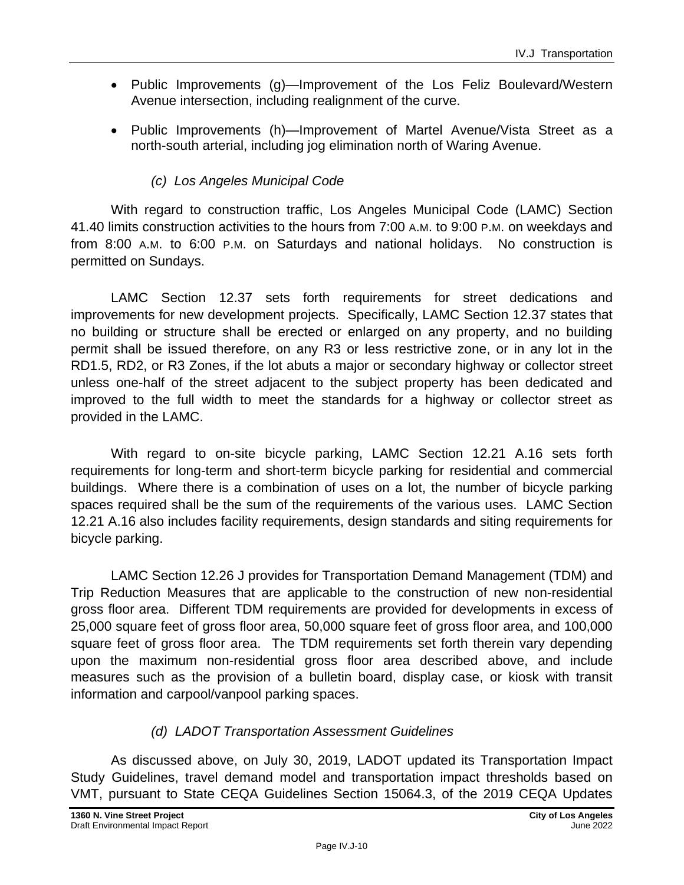- Public Improvements (g)—Improvement of the Los Feliz Boulevard/Western Avenue intersection, including realignment of the curve.
- Public Improvements (h)—Improvement of Martel Avenue/Vista Street as a north-south arterial, including jog elimination north of Waring Avenue.

#### *(c) Los Angeles Municipal Code*

With regard to construction traffic, Los Angeles Municipal Code (LAMC) Section 41.40 limits construction activities to the hours from 7:00 A.M. to 9:00 P.M. on weekdays and from 8:00 A.M. to 6:00 P.M. on Saturdays and national holidays. No construction is permitted on Sundays.

LAMC Section 12.37 sets forth requirements for street dedications and improvements for new development projects. Specifically, LAMC Section 12.37 states that no building or structure shall be erected or enlarged on any property, and no building permit shall be issued therefore, on any R3 or less restrictive zone, or in any lot in the RD1.5, RD2, or R3 Zones, if the lot abuts a major or secondary highway or collector street unless one-half of the street adjacent to the subject property has been dedicated and improved to the full width to meet the standards for a highway or collector street as provided in the LAMC.

With regard to on-site bicycle parking, LAMC Section 12.21 A.16 sets forth requirements for long-term and short-term bicycle parking for residential and commercial buildings. Where there is a combination of uses on a lot, the number of bicycle parking spaces required shall be the sum of the requirements of the various uses. LAMC Section 12.21 A.16 also includes facility requirements, design standards and siting requirements for bicycle parking.

LAMC Section 12.26 J provides for Transportation Demand Management (TDM) and Trip Reduction Measures that are applicable to the construction of new non-residential gross floor area. Different TDM requirements are provided for developments in excess of 25,000 square feet of gross floor area, 50,000 square feet of gross floor area, and 100,000 square feet of gross floor area. The TDM requirements set forth therein vary depending upon the maximum non-residential gross floor area described above, and include measures such as the provision of a bulletin board, display case, or kiosk with transit information and carpool/vanpool parking spaces.

#### *(d) LADOT Transportation Assessment Guidelines*

As discussed above, on July 30, 2019, LADOT updated its Transportation Impact Study Guidelines, travel demand model and transportation impact thresholds based on VMT, pursuant to State CEQA Guidelines Section 15064.3, of the 2019 CEQA Updates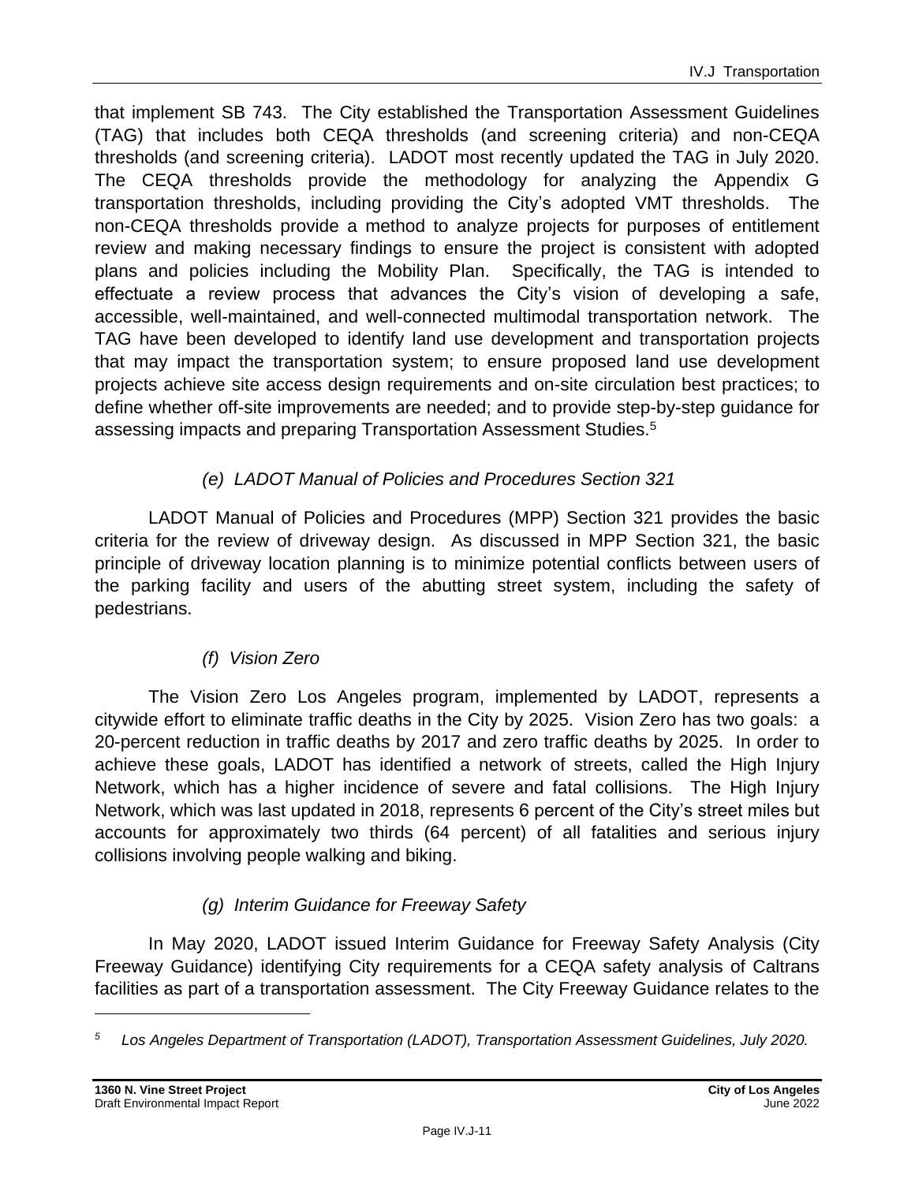that implement SB 743. The City established the Transportation Assessment Guidelines (TAG) that includes both CEQA thresholds (and screening criteria) and non-CEQA thresholds (and screening criteria). LADOT most recently updated the TAG in July 2020. The CEQA thresholds provide the methodology for analyzing the Appendix G transportation thresholds, including providing the City's adopted VMT thresholds. The non-CEQA thresholds provide a method to analyze projects for purposes of entitlement review and making necessary findings to ensure the project is consistent with adopted plans and policies including the Mobility Plan. Specifically, the TAG is intended to effectuate a review process that advances the City's vision of developing a safe, accessible, well-maintained, and well-connected multimodal transportation network. The TAG have been developed to identify land use development and transportation projects that may impact the transportation system; to ensure proposed land use development projects achieve site access design requirements and on-site circulation best practices; to define whether off-site improvements are needed; and to provide step-by-step guidance for assessing impacts and preparing Transportation Assessment Studies.[5]

##### *(e) LADOT Manual of Policies and Procedures Section 321*

LADOT Manual of Policies and Procedures (MPP) Section 321 provides the basic criteria for the review of driveway design. As discussed in MPP Section 321, the basic principle of driveway location planning is to minimize potential conflicts between users of the parking facility and users of the abutting street system, including the safety of pedestrians.

##### *(f) Vision Zero*

The Vision Zero Los Angeles program, implemented by LADOT, represents a citywide effort to eliminate traffic deaths in the City by 2025. Vision Zero has two goals: a 20-percent reduction in traffic deaths by 2017 and zero traffic deaths by 2025. In order to achieve these goals, LADOT has identified a network of streets, called the High Injury Network, which has a higher incidence of severe and fatal collisions. The High Injury Network, which was last updated in 2018, represents 6 percent of the City's street miles but accounts for approximately two thirds (64 percent) of all fatalities and serious injury collisions involving people walking and biking.

##### *(g) Interim Guidance for Freeway Safety*

In May 2020, LADOT issued Interim Guidance for Freeway Safety Analysis (City Freeway Guidance) identifying City requirements for a CEQA safety analysis of Caltrans facilities as part of a transportation assessment. The City Freeway Guidance relates to the

---

*[5] Los Angeles Department of Transportation (LADOT), Transportation Assessment Guidelines, July 2020.*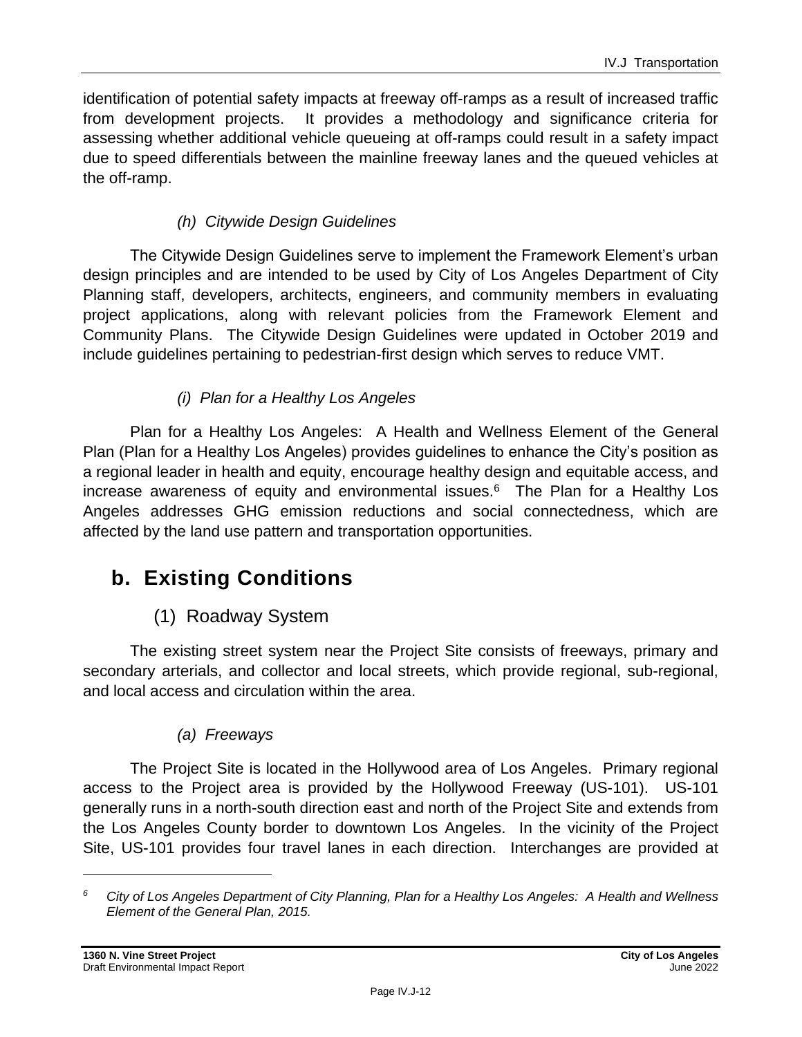identification of potential safety impacts at freeway off-ramps as a result of increased traffic from development projects. It provides a methodology and significance criteria for assessing whether additional vehicle queueing at off-ramps could result in a safety impact due to speed differentials between the mainline freeway lanes and the queued vehicles at the off-ramp.

*(h) Citywide Design Guidelines*

The Citywide Design Guidelines serve to implement the Framework Element's urban design principles and are intended to be used by City of Los Angeles Department of City Planning staff, developers, architects, engineers, and community members in evaluating project applications, along with relevant policies from the Framework Element and Community Plans. The Citywide Design Guidelines were updated in October 2019 and include guidelines pertaining to pedestrian-first design which serves to reduce VMT.

*(i) Plan for a Healthy Los Angeles*

Plan for a Healthy Los Angeles: A Health and Wellness Element of the General Plan (Plan for a Healthy Los Angeles) provides guidelines to enhance the City's position as a regional leader in health and equity, encourage healthy design and equitable access, and increase awareness of equity and environmental issues.[6] The Plan for a Healthy Los Angeles addresses GHG emission reductions and social connectedness, which are affected by the land use pattern and transportation opportunities.

## b. Existing Conditions

### (1) Roadway System

The existing street system near the Project Site consists of freeways, primary and secondary arterials, and collector and local streets, which provide regional, sub-regional, and local access and circulation within the area.

*(a) Freeways*

The Project Site is located in the Hollywood area of Los Angeles. Primary regional access to the Project area is provided by the Hollywood Freeway (US-101). US-101 generally runs in a north-south direction east and north of the Project Site and extends from the Los Angeles County border to downtown Los Angeles. In the vicinity of the Project Site, US-101 provides four travel lanes in each direction. Interchanges are provided at

---

[6] *City of Los Angeles Department of City Planning, Plan for a Healthy Los Angeles: A Health and Wellness Element of the General Plan, 2015.*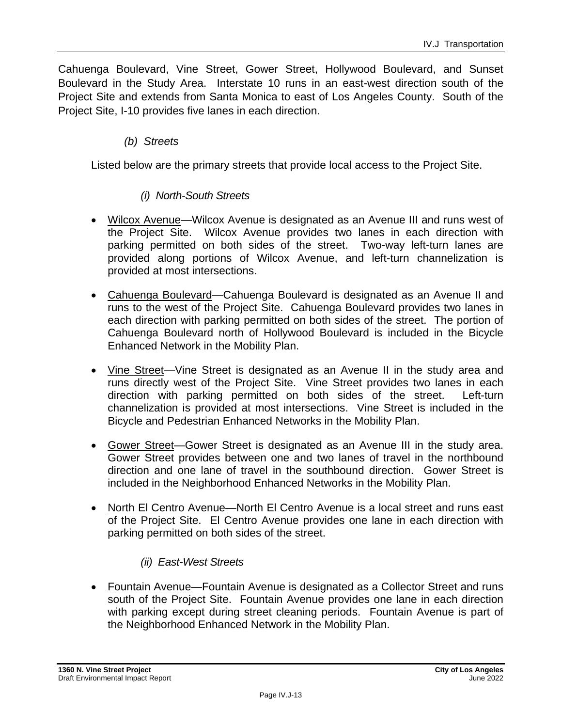Cahuenga Boulevard, Vine Street, Gower Street, Hollywood Boulevard, and Sunset Boulevard in the Study Area. Interstate 10 runs in an east-west direction south of the Project Site and extends from Santa Monica to east of Los Angeles County. South of the Project Site, I-10 provides five lanes in each direction.

*(b) Streets*

Listed below are the primary streets that provide local access to the Project Site.

*(i) North-South Streets*

- Wilcox Avenue—Wilcox Avenue is designated as an Avenue III and runs west of the Project Site. Wilcox Avenue provides two lanes in each direction with parking permitted on both sides of the street. Two-way left-turn lanes are provided along portions of Wilcox Avenue, and left-turn channelization is provided at most intersections.
- Cahuenga Boulevard—Cahuenga Boulevard is designated as an Avenue II and runs to the west of the Project Site. Cahuenga Boulevard provides two lanes in each direction with parking permitted on both sides of the street. The portion of Cahuenga Boulevard north of Hollywood Boulevard is included in the Bicycle Enhanced Network in the Mobility Plan.
- Vine Street—Vine Street is designated as an Avenue II in the study area and runs directly west of the Project Site. Vine Street provides two lanes in each direction with parking permitted on both sides of the street. Left-turn channelization is provided at most intersections. Vine Street is included in the Bicycle and Pedestrian Enhanced Networks in the Mobility Plan.
- Gower Street—Gower Street is designated as an Avenue III in the study area. Gower Street provides between one and two lanes of travel in the northbound direction and one lane of travel in the southbound direction. Gower Street is included in the Neighborhood Enhanced Networks in the Mobility Plan.
- North El Centro Avenue—North El Centro Avenue is a local street and runs east of the Project Site. El Centro Avenue provides one lane in each direction with parking permitted on both sides of the street.

*(ii) East-West Streets*

- Fountain Avenue—Fountain Avenue is designated as a Collector Street and runs south of the Project Site. Fountain Avenue provides one lane in each direction with parking except during street cleaning periods. Fountain Avenue is part of the Neighborhood Enhanced Network in the Mobility Plan.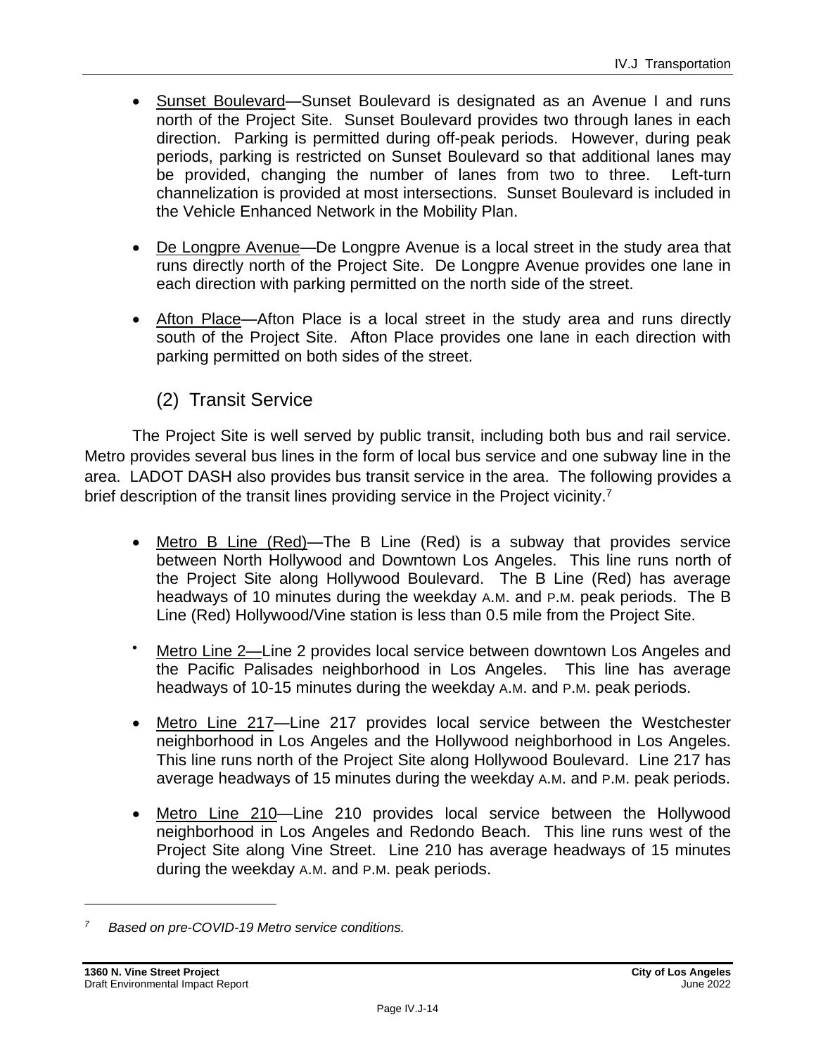- Sunset Boulevard—Sunset Boulevard is designated as an Avenue I and runs north of the Project Site. Sunset Boulevard provides two through lanes in each direction. Parking is permitted during off-peak periods. However, during peak periods, parking is restricted on Sunset Boulevard so that additional lanes may be provided, changing the number of lanes from two to three. Left-turn channelization is provided at most intersections. Sunset Boulevard is included in the Vehicle Enhanced Network in the Mobility Plan.

- De Longpre Avenue—De Longpre Avenue is a local street in the study area that runs directly north of the Project Site. De Longpre Avenue provides one lane in each direction with parking permitted on the north side of the street.

- Afton Place—Afton Place is a local street in the study area and runs directly south of the Project Site. Afton Place provides one lane in each direction with parking permitted on both sides of the street.

### (2) Transit Service

The Project Site is well served by public transit, including both bus and rail service. Metro provides several bus lines in the form of local bus service and one subway line in the area. LADOT DASH also provides bus transit service in the area. The following provides a brief description of the transit lines providing service in the Project vicinity.[7]

- Metro B Line (Red)—The B Line (Red) is a subway that provides service between North Hollywood and Downtown Los Angeles. This line runs north of the Project Site along Hollywood Boulevard. The B Line (Red) has average headways of 10 minutes during the weekday A.M. and P.M. peak periods. The B Line (Red) Hollywood/Vine station is less than 0.5 mile from the Project Site.

- Metro Line 2—Line 2 provides local service between downtown Los Angeles and the Pacific Palisades neighborhood in Los Angeles. This line has average headways of 10-15 minutes during the weekday A.M. and P.M. peak periods.

- Metro Line 217—Line 217 provides local service between the Westchester neighborhood in Los Angeles and the Hollywood neighborhood in Los Angeles. This line runs north of the Project Site along Hollywood Boulevard. Line 217 has average headways of 15 minutes during the weekday A.M. and P.M. peak periods.

- Metro Line 210—Line 210 provides local service between the Hollywood neighborhood in Los Angeles and Redondo Beach. This line runs west of the Project Site along Vine Street. Line 210 has average headways of 15 minutes during the weekday A.M. and P.M. peak periods.

---

[7] *Based on pre-COVID-19 Metro service conditions.*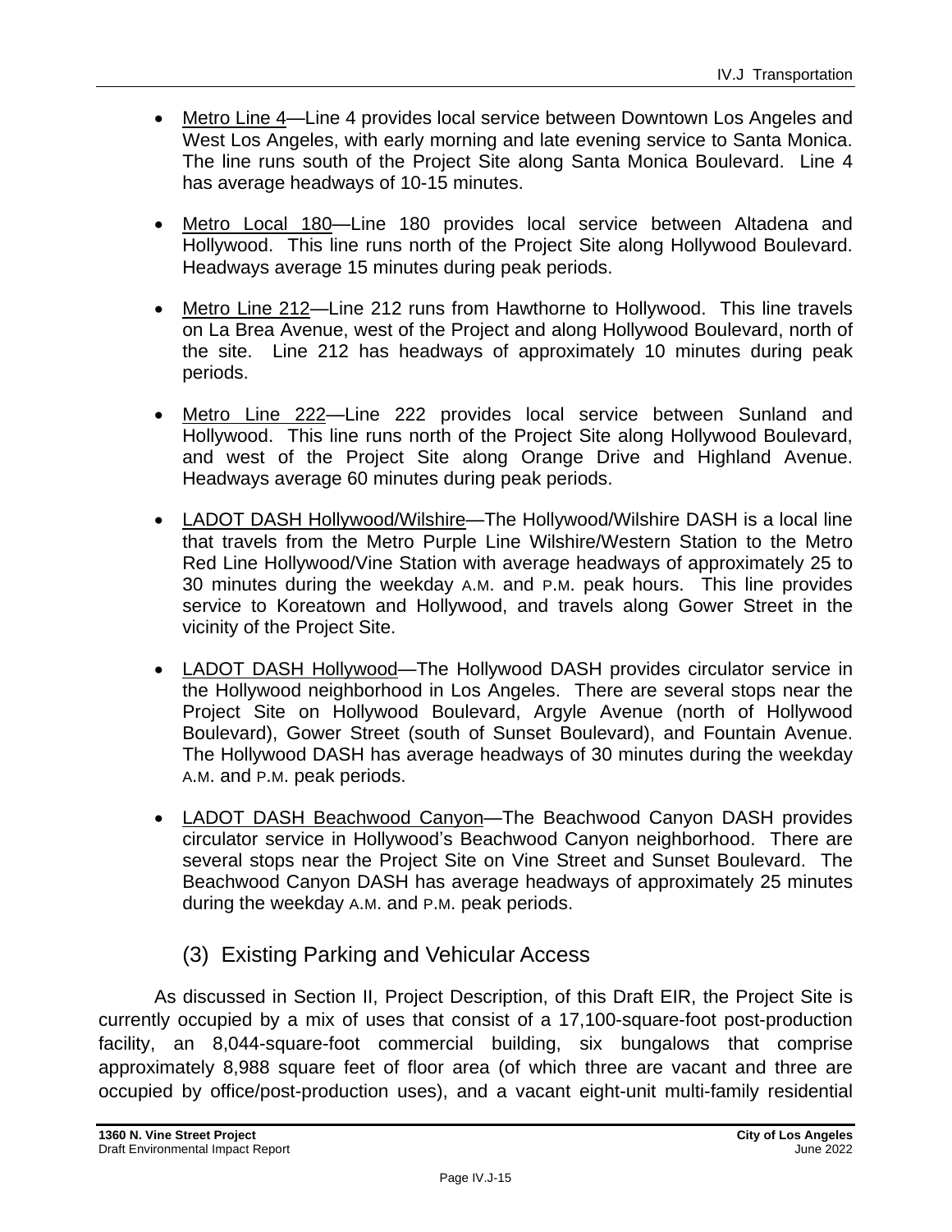- Metro Line 4—Line 4 provides local service between Downtown Los Angeles and West Los Angeles, with early morning and late evening service to Santa Monica. The line runs south of the Project Site along Santa Monica Boulevard. Line 4 has average headways of 10-15 minutes.

- Metro Local 180—Line 180 provides local service between Altadena and Hollywood. This line runs north of the Project Site along Hollywood Boulevard. Headways average 15 minutes during peak periods.

- Metro Line 212—Line 212 runs from Hawthorne to Hollywood. This line travels on La Brea Avenue, west of the Project and along Hollywood Boulevard, north of the site. Line 212 has headways of approximately 10 minutes during peak periods.

- Metro Line 222—Line 222 provides local service between Sunland and Hollywood. This line runs north of the Project Site along Hollywood Boulevard, and west of the Project Site along Orange Drive and Highland Avenue. Headways average 60 minutes during peak periods.

- LADOT DASH Hollywood/Wilshire—The Hollywood/Wilshire DASH is a local line that travels from the Metro Purple Line Wilshire/Western Station to the Metro Red Line Hollywood/Vine Station with average headways of approximately 25 to 30 minutes during the weekday A.M. and P.M. peak hours. This line provides service to Koreatown and Hollywood, and travels along Gower Street in the vicinity of the Project Site.

- LADOT DASH Hollywood—The Hollywood DASH provides circulator service in the Hollywood neighborhood in Los Angeles. There are several stops near the Project Site on Hollywood Boulevard, Argyle Avenue (north of Hollywood Boulevard), Gower Street (south of Sunset Boulevard), and Fountain Avenue. The Hollywood DASH has average headways of 30 minutes during the weekday A.M. and P.M. peak periods.

- LADOT DASH Beachwood Canyon—The Beachwood Canyon DASH provides circulator service in Hollywood's Beachwood Canyon neighborhood. There are several stops near the Project Site on Vine Street and Sunset Boulevard. The Beachwood Canyon DASH has average headways of approximately 25 minutes during the weekday A.M. and P.M. peak periods.

### (3) Existing Parking and Vehicular Access

As discussed in Section II, Project Description, of this Draft EIR, the Project Site is currently occupied by a mix of uses that consist of a 17,100-square-foot post-production facility, an 8,044-square-foot commercial building, six bungalows that comprise approximately 8,988 square feet of floor area (of which three are vacant and three are occupied by office/post-production uses), and a vacant eight-unit multi-family residential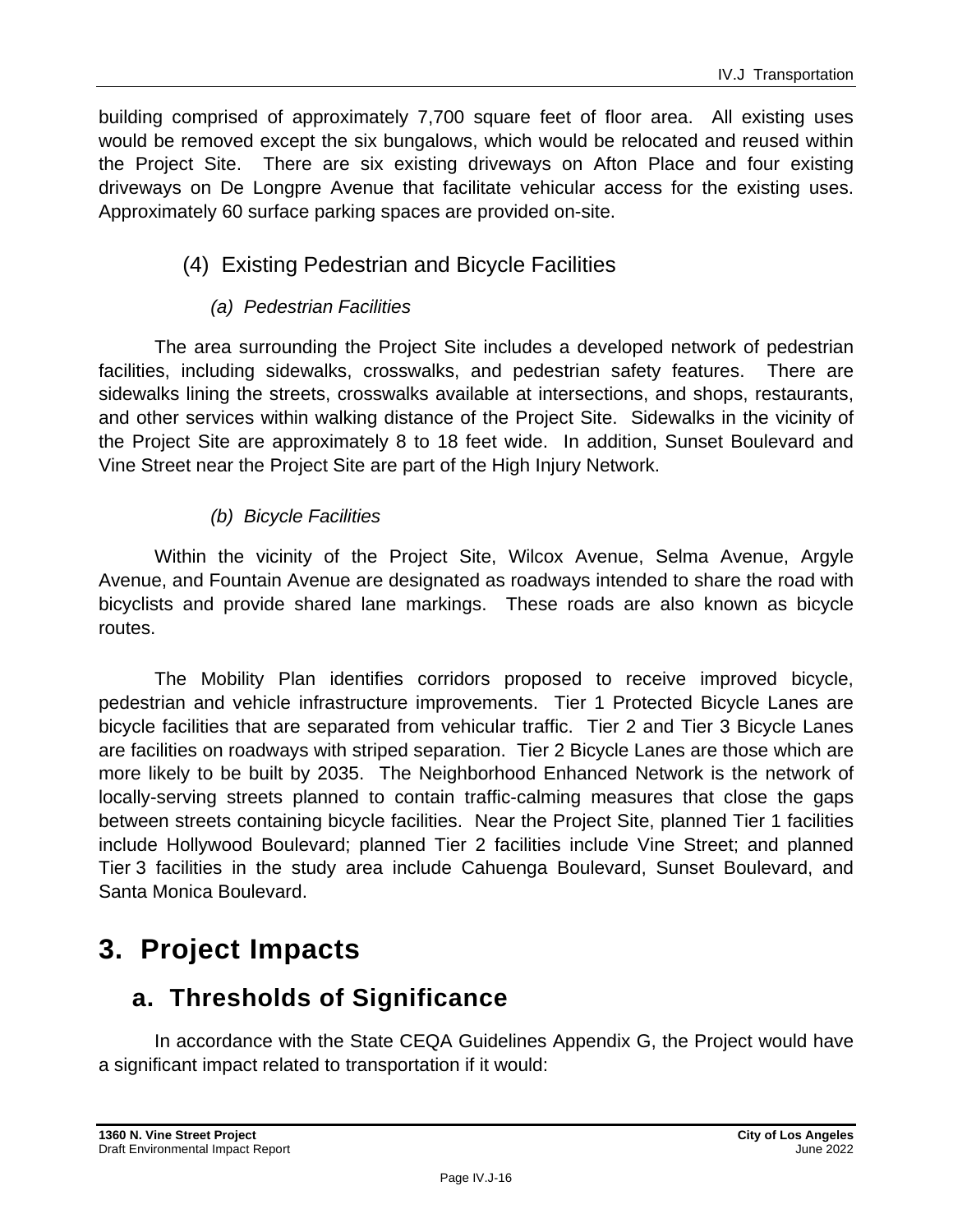building comprised of approximately 7,700 square feet of floor area. All existing uses would be removed except the six bungalows, which would be relocated and reused within the Project Site. There are six existing driveways on Afton Place and four existing driveways on De Longpre Avenue that facilitate vehicular access for the existing uses. Approximately 60 surface parking spaces are provided on-site.

#### (4) Existing Pedestrian and Bicycle Facilities

##### *(a) Pedestrian Facilities*

The area surrounding the Project Site includes a developed network of pedestrian facilities, including sidewalks, crosswalks, and pedestrian safety features. There are sidewalks lining the streets, crosswalks available at intersections, and shops, restaurants, and other services within walking distance of the Project Site. Sidewalks in the vicinity of the Project Site are approximately 8 to 18 feet wide. In addition, Sunset Boulevard and Vine Street near the Project Site are part of the High Injury Network.

##### *(b) Bicycle Facilities*

Within the vicinity of the Project Site, Wilcox Avenue, Selma Avenue, Argyle Avenue, and Fountain Avenue are designated as roadways intended to share the road with bicyclists and provide shared lane markings. These roads are also known as bicycle routes.

The Mobility Plan identifies corridors proposed to receive improved bicycle, pedestrian and vehicle infrastructure improvements. Tier 1 Protected Bicycle Lanes are bicycle facilities that are separated from vehicular traffic. Tier 2 and Tier 3 Bicycle Lanes are facilities on roadways with striped separation. Tier 2 Bicycle Lanes are those which are more likely to be built by 2035. The Neighborhood Enhanced Network is the network of locally-serving streets planned to contain traffic-calming measures that close the gaps between streets containing bicycle facilities. Near the Project Site, planned Tier 1 facilities include Hollywood Boulevard; planned Tier 2 facilities include Vine Street; and planned Tier 3 facilities in the study area include Cahuenga Boulevard, Sunset Boulevard, and Santa Monica Boulevard.

# 3. Project Impacts

## a. Thresholds of Significance

In accordance with the State CEQA Guidelines Appendix G, the Project would have a significant impact related to transportation if it would: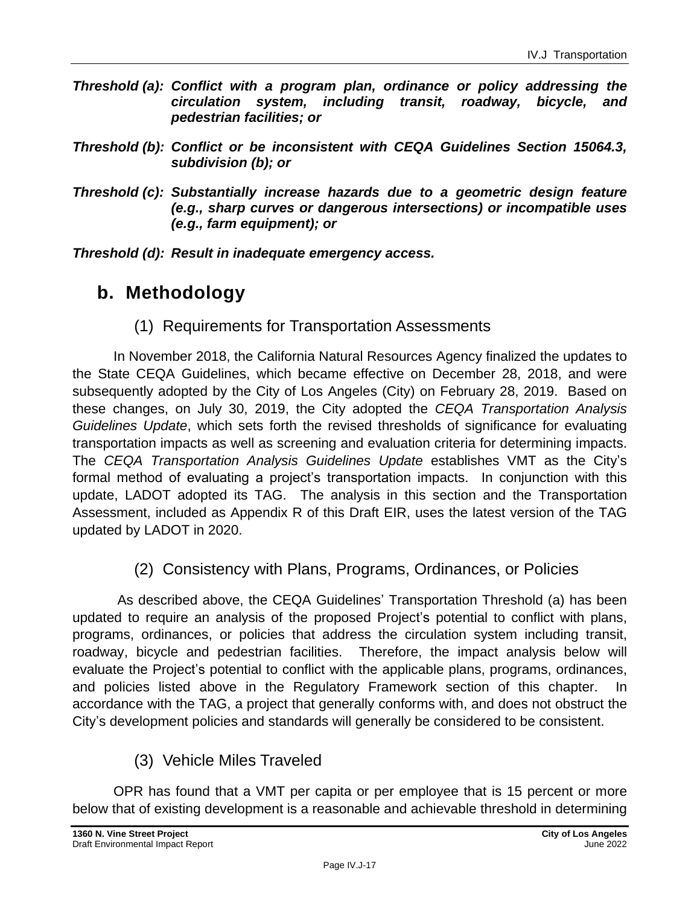***Threshold (a): Conflict with a program plan, ordinance or policy addressing the circulation system, including transit, roadway, bicycle, and pedestrian facilities; or***

***Threshold (b): Conflict or be inconsistent with CEQA Guidelines Section 15064.3, subdivision (b); or***

***Threshold (c): Substantially increase hazards due to a geometric design feature (e.g., sharp curves or dangerous intersections) or incompatible uses (e.g., farm equipment); or***

***Threshold (d): Result in inadequate emergency access.***

## b. Methodology

### (1) Requirements for Transportation Assessments

In November 2018, the California Natural Resources Agency finalized the updates to the State CEQA Guidelines, which became effective on December 28, 2018, and were subsequently adopted by the City of Los Angeles (City) on February 28, 2019. Based on these changes, on July 30, 2019, the City adopted the *CEQA Transportation Analysis Guidelines Update*, which sets forth the revised thresholds of significance for evaluating transportation impacts as well as screening and evaluation criteria for determining impacts. The *CEQA Transportation Analysis Guidelines Update* establishes VMT as the City's formal method of evaluating a project's transportation impacts. In conjunction with this update, LADOT adopted its TAG. The analysis in this section and the Transportation Assessment, included as Appendix R of this Draft EIR, uses the latest version of the TAG updated by LADOT in 2020.

### (2) Consistency with Plans, Programs, Ordinances, or Policies

As described above, the CEQA Guidelines' Transportation Threshold (a) has been updated to require an analysis of the proposed Project's potential to conflict with plans, programs, ordinances, or policies that address the circulation system including transit, roadway, bicycle and pedestrian facilities. Therefore, the impact analysis below will evaluate the Project's potential to conflict with the applicable plans, programs, ordinances, and policies listed above in the Regulatory Framework section of this chapter. In accordance with the TAG, a project that generally conforms with, and does not obstruct the City's development policies and standards will generally be considered to be consistent.

### (3) Vehicle Miles Traveled

OPR has found that a VMT per capita or per employee that is 15 percent or more below that of existing development is a reasonable and achievable threshold in determining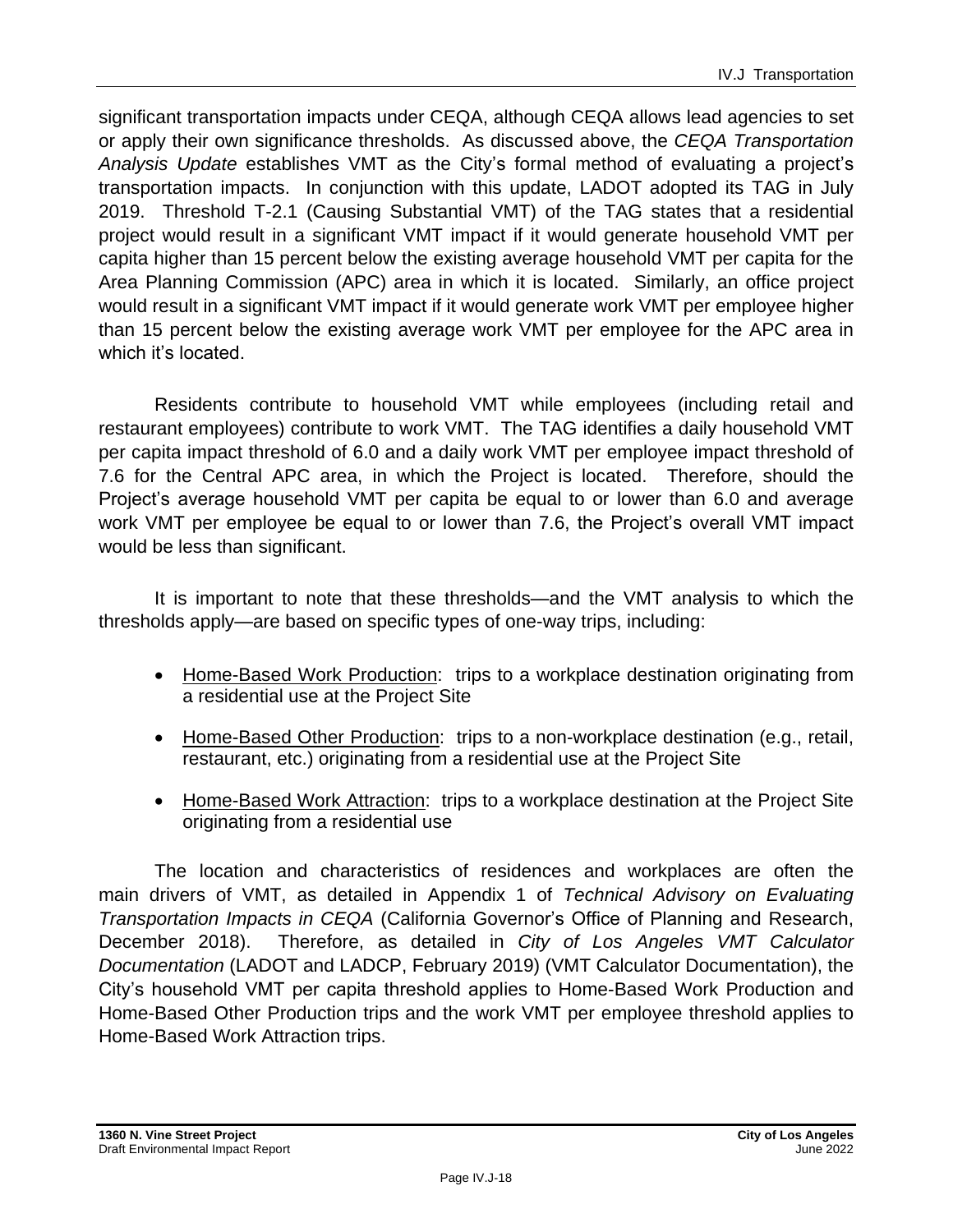significant transportation impacts under CEQA, although CEQA allows lead agencies to set or apply their own significance thresholds. As discussed above, the *CEQA Transportation Analysis Update* establishes VMT as the City's formal method of evaluating a project's transportation impacts. In conjunction with this update, LADOT adopted its TAG in July 2019. Threshold T-2.1 (Causing Substantial VMT) of the TAG states that a residential project would result in a significant VMT impact if it would generate household VMT per capita higher than 15 percent below the existing average household VMT per capita for the Area Planning Commission (APC) area in which it is located. Similarly, an office project would result in a significant VMT impact if it would generate work VMT per employee higher than 15 percent below the existing average work VMT per employee for the APC area in which it's located.

Residents contribute to household VMT while employees (including retail and restaurant employees) contribute to work VMT. The TAG identifies a daily household VMT per capita impact threshold of 6.0 and a daily work VMT per employee impact threshold of 7.6 for the Central APC area, in which the Project is located. Therefore, should the Project's average household VMT per capita be equal to or lower than 6.0 and average work VMT per employee be equal to or lower than 7.6, the Project's overall VMT impact would be less than significant.

It is important to note that these thresholds—and the VMT analysis to which the thresholds apply—are based on specific types of one-way trips, including:

- <u>Home-Based Work Production</u>: trips to a workplace destination originating from a residential use at the Project Site
- <u>Home-Based Other Production</u>: trips to a non-workplace destination (e.g., retail, restaurant, etc.) originating from a residential use at the Project Site
- <u>Home-Based Work Attraction</u>: trips to a workplace destination at the Project Site originating from a residential use

The location and characteristics of residences and workplaces are often the main drivers of VMT, as detailed in Appendix 1 of *Technical Advisory on Evaluating Transportation Impacts in CEQA* (California Governor's Office of Planning and Research, December 2018). Therefore, as detailed in *City of Los Angeles VMT Calculator Documentation* (LADOT and LADCP, February 2019) (VMT Calculator Documentation), the City's household VMT per capita threshold applies to Home-Based Work Production and Home-Based Other Production trips and the work VMT per employee threshold applies to Home-Based Work Attraction trips.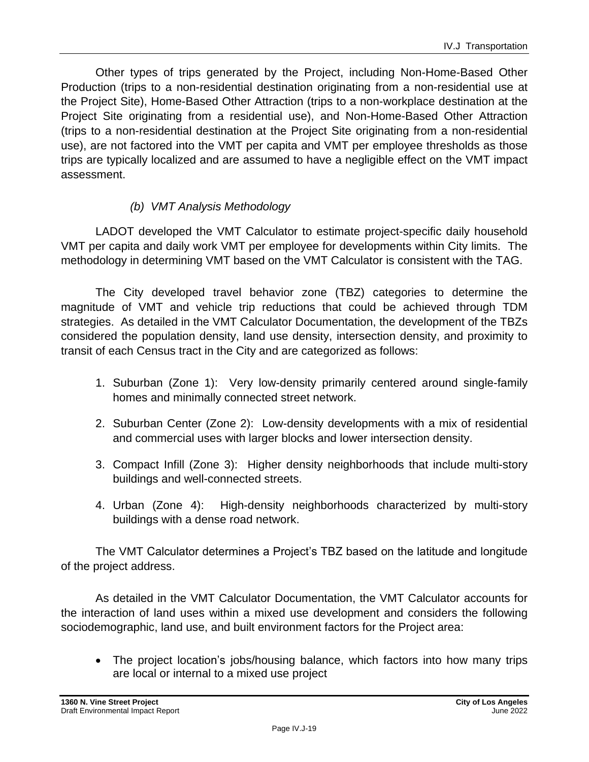Other types of trips generated by the Project, including Non-Home-Based Other Production (trips to a non-residential destination originating from a non-residential use at the Project Site), Home-Based Other Attraction (trips to a non-workplace destination at the Project Site originating from a residential use), and Non-Home-Based Other Attraction (trips to a non-residential destination at the Project Site originating from a non-residential use), are not factored into the VMT per capita and VMT per employee thresholds as those trips are typically localized and are assumed to have a negligible effect on the VMT impact assessment.

*(b) VMT Analysis Methodology*

LADOT developed the VMT Calculator to estimate project-specific daily household VMT per capita and daily work VMT per employee for developments within City limits. The methodology in determining VMT based on the VMT Calculator is consistent with the TAG.

The City developed travel behavior zone (TBZ) categories to determine the magnitude of VMT and vehicle trip reductions that could be achieved through TDM strategies. As detailed in the VMT Calculator Documentation, the development of the TBZs considered the population density, land use density, intersection density, and proximity to transit of each Census tract in the City and are categorized as follows:

1. Suburban (Zone 1): Very low-density primarily centered around single-family homes and minimally connected street network.
2. Suburban Center (Zone 2): Low-density developments with a mix of residential and commercial uses with larger blocks and lower intersection density.
3. Compact Infill (Zone 3): Higher density neighborhoods that include multi-story buildings and well-connected streets.
4. Urban (Zone 4): High-density neighborhoods characterized by multi-story buildings with a dense road network.

The VMT Calculator determines a Project's TBZ based on the latitude and longitude of the project address.

As detailed in the VMT Calculator Documentation, the VMT Calculator accounts for the interaction of land uses within a mixed use development and considers the following sociodemographic, land use, and built environment factors for the Project area:

- The project location's jobs/housing balance, which factors into how many trips are local or internal to a mixed use project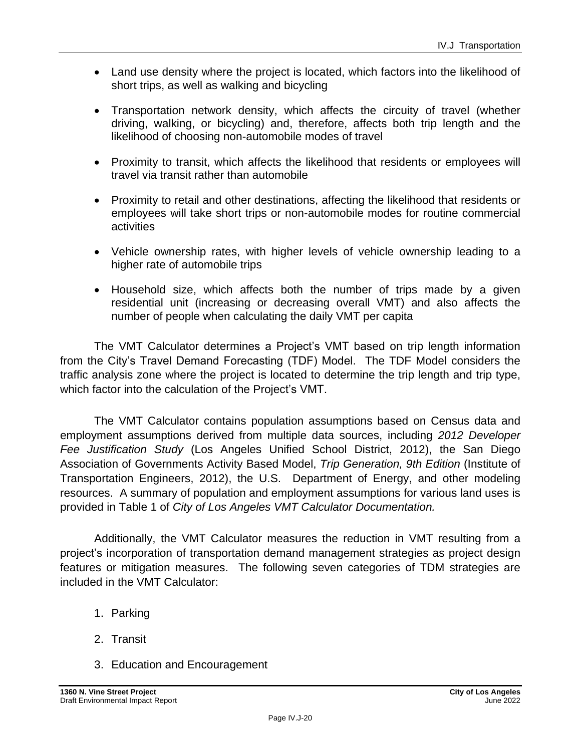- Land use density where the project is located, which factors into the likelihood of short trips, as well as walking and bicycling
- Transportation network density, which affects the circuity of travel (whether driving, walking, or bicycling) and, therefore, affects both trip length and the likelihood of choosing non-automobile modes of travel
- Proximity to transit, which affects the likelihood that residents or employees will travel via transit rather than automobile
- Proximity to retail and other destinations, affecting the likelihood that residents or employees will take short trips or non-automobile modes for routine commercial activities
- Vehicle ownership rates, with higher levels of vehicle ownership leading to a higher rate of automobile trips
- Household size, which affects both the number of trips made by a given residential unit (increasing or decreasing overall VMT) and also affects the number of people when calculating the daily VMT per capita

The VMT Calculator determines a Project's VMT based on trip length information from the City's Travel Demand Forecasting (TDF) Model. The TDF Model considers the traffic analysis zone where the project is located to determine the trip length and trip type, which factor into the calculation of the Project's VMT.

The VMT Calculator contains population assumptions based on Census data and employment assumptions derived from multiple data sources, including *2012 Developer Fee Justification Study* (Los Angeles Unified School District, 2012), the San Diego Association of Governments Activity Based Model, *Trip Generation, 9th Edition* (Institute of Transportation Engineers, 2012), the U.S. Department of Energy, and other modeling resources. A summary of population and employment assumptions for various land uses is provided in Table 1 of *City of Los Angeles VMT Calculator Documentation.*

Additionally, the VMT Calculator measures the reduction in VMT resulting from a project's incorporation of transportation demand management strategies as project design features or mitigation measures. The following seven categories of TDM strategies are included in the VMT Calculator:

1. Parking
2. Transit
3. Education and Encouragement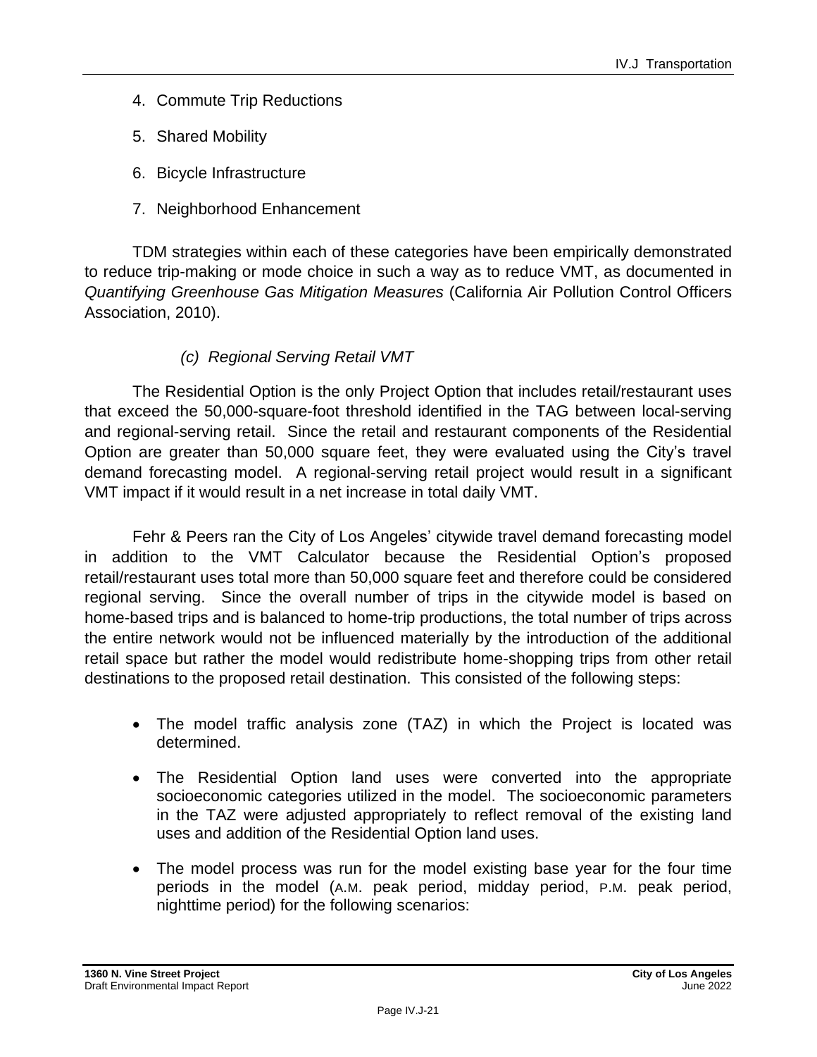4. Commute Trip Reductions
5. Shared Mobility
6. Bicycle Infrastructure
7. Neighborhood Enhancement

TDM strategies within each of these categories have been empirically demonstrated to reduce trip-making or mode choice in such a way as to reduce VMT, as documented in *Quantifying Greenhouse Gas Mitigation Measures* (California Air Pollution Control Officers Association, 2010).

*(c) Regional Serving Retail VMT*

The Residential Option is the only Project Option that includes retail/restaurant uses that exceed the 50,000-square-foot threshold identified in the TAG between local-serving and regional-serving retail. Since the retail and restaurant components of the Residential Option are greater than 50,000 square feet, they were evaluated using the City's travel demand forecasting model. A regional-serving retail project would result in a significant VMT impact if it would result in a net increase in total daily VMT.

Fehr & Peers ran the City of Los Angeles' citywide travel demand forecasting model in addition to the VMT Calculator because the Residential Option's proposed retail/restaurant uses total more than 50,000 square feet and therefore could be considered regional serving. Since the overall number of trips in the citywide model is based on home-based trips and is balanced to home-trip productions, the total number of trips across the entire network would not be influenced materially by the introduction of the additional retail space but rather the model would redistribute home-shopping trips from other retail destinations to the proposed retail destination. This consisted of the following steps:

- The model traffic analysis zone (TAZ) in which the Project is located was determined.
- The Residential Option land uses were converted into the appropriate socioeconomic categories utilized in the model. The socioeconomic parameters in the TAZ were adjusted appropriately to reflect removal of the existing land uses and addition of the Residential Option land uses.
- The model process was run for the model existing base year for the four time periods in the model (A.M. peak period, midday period, P.M. peak period, nighttime period) for the following scenarios: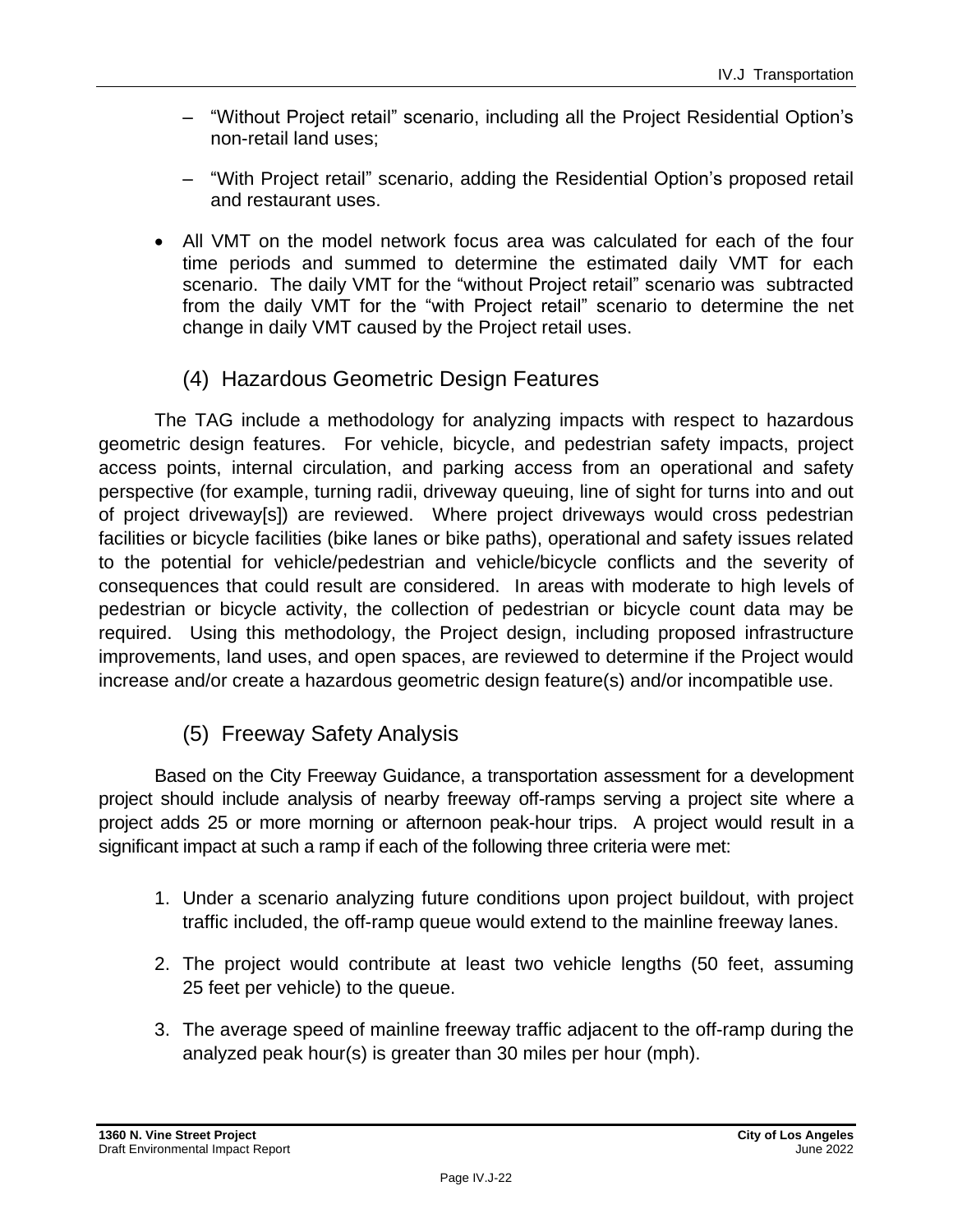- "Without Project retail" scenario, including all the Project Residential Option's non-retail land uses;
- "With Project retail" scenario, adding the Residential Option's proposed retail and restaurant uses.

- All VMT on the model network focus area was calculated for each of the four time periods and summed to determine the estimated daily VMT for each scenario. The daily VMT for the "without Project retail" scenario was subtracted from the daily VMT for the "with Project retail" scenario to determine the net change in daily VMT caused by the Project retail uses.

### (4) Hazardous Geometric Design Features

The TAG include a methodology for analyzing impacts with respect to hazardous geometric design features. For vehicle, bicycle, and pedestrian safety impacts, project access points, internal circulation, and parking access from an operational and safety perspective (for example, turning radii, driveway queuing, line of sight for turns into and out of project driveway[s]) are reviewed. Where project driveways would cross pedestrian facilities or bicycle facilities (bike lanes or bike paths), operational and safety issues related to the potential for vehicle/pedestrian and vehicle/bicycle conflicts and the severity of consequences that could result are considered. In areas with moderate to high levels of pedestrian or bicycle activity, the collection of pedestrian or bicycle count data may be required. Using this methodology, the Project design, including proposed infrastructure improvements, land uses, and open spaces, are reviewed to determine if the Project would increase and/or create a hazardous geometric design feature(s) and/or incompatible use.

### (5) Freeway Safety Analysis

Based on the City Freeway Guidance, a transportation assessment for a development project should include analysis of nearby freeway off-ramps serving a project site where a project adds 25 or more morning or afternoon peak-hour trips. A project would result in a significant impact at such a ramp if each of the following three criteria were met:

1. Under a scenario analyzing future conditions upon project buildout, with project traffic included, the off-ramp queue would extend to the mainline freeway lanes.
2. The project would contribute at least two vehicle lengths (50 feet, assuming 25 feet per vehicle) to the queue.
3. The average speed of mainline freeway traffic adjacent to the off-ramp during the analyzed peak hour(s) is greater than 30 miles per hour (mph).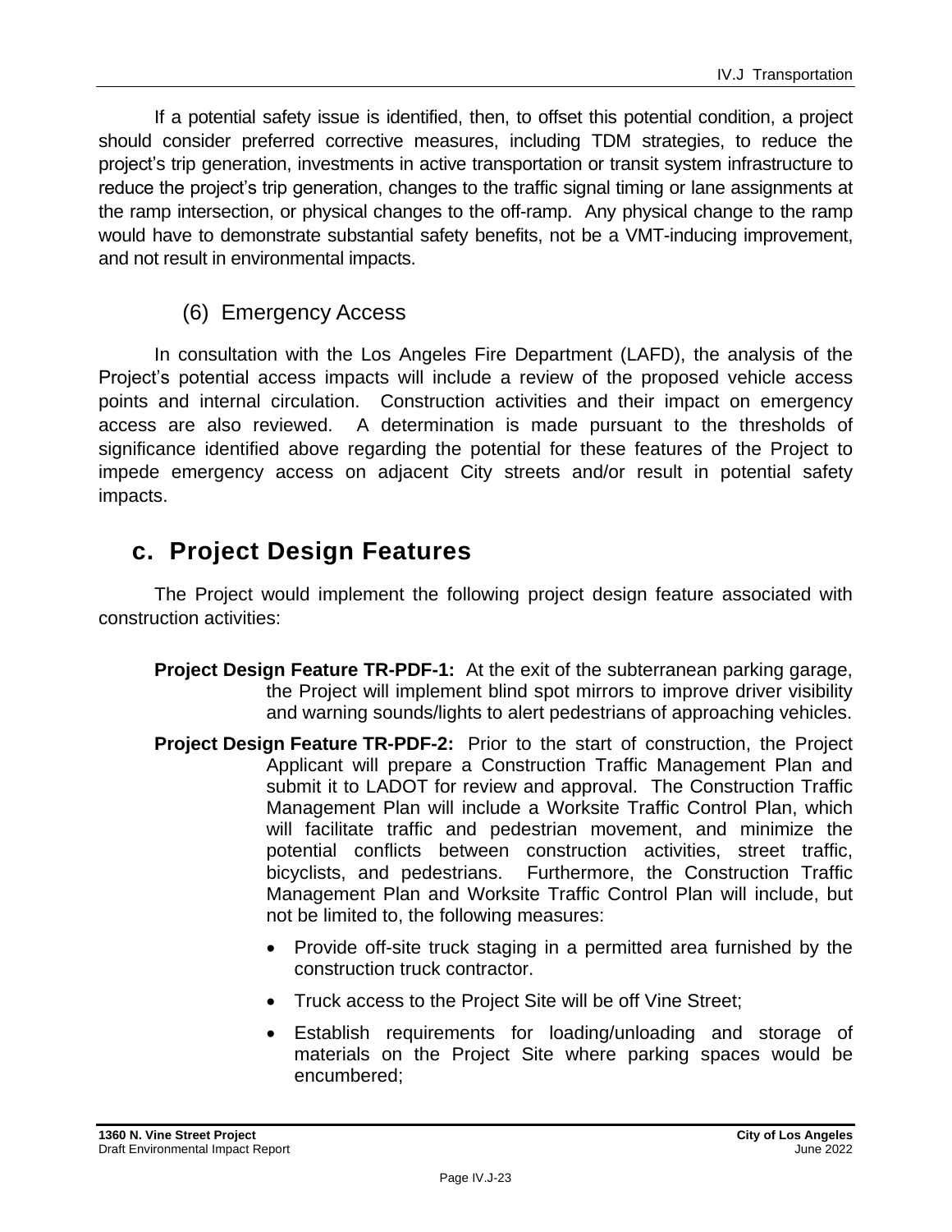If a potential safety issue is identified, then, to offset this potential condition, a project should consider preferred corrective measures, including TDM strategies, to reduce the project's trip generation, investments in active transportation or transit system infrastructure to reduce the project's trip generation, changes to the traffic signal timing or lane assignments at the ramp intersection, or physical changes to the off-ramp. Any physical change to the ramp would have to demonstrate substantial safety benefits, not be a VMT-inducing improvement, and not result in environmental impacts.

### (6) Emergency Access

In consultation with the Los Angeles Fire Department (LAFD), the analysis of the Project's potential access impacts will include a review of the proposed vehicle access points and internal circulation. Construction activities and their impact on emergency access are also reviewed. A determination is made pursuant to the thresholds of significance identified above regarding the potential for these features of the Project to impede emergency access on adjacent City streets and/or result in potential safety impacts.

## c. Project Design Features

The Project would implement the following project design feature associated with construction activities:

**Project Design Feature TR-PDF-1:** At the exit of the subterranean parking garage, the Project will implement blind spot mirrors to improve driver visibility and warning sounds/lights to alert pedestrians of approaching vehicles.

**Project Design Feature TR-PDF-2:** Prior to the start of construction, the Project Applicant will prepare a Construction Traffic Management Plan and submit it to LADOT for review and approval. The Construction Traffic Management Plan will include a Worksite Traffic Control Plan, which will facilitate traffic and pedestrian movement, and minimize the potential conflicts between construction activities, street traffic, bicyclists, and pedestrians. Furthermore, the Construction Traffic Management Plan and Worksite Traffic Control Plan will include, but not be limited to, the following measures:

- Provide off-site truck staging in a permitted area furnished by the construction truck contractor.
- Truck access to the Project Site will be off Vine Street;
- Establish requirements for loading/unloading and storage of materials on the Project Site where parking spaces would be encumbered;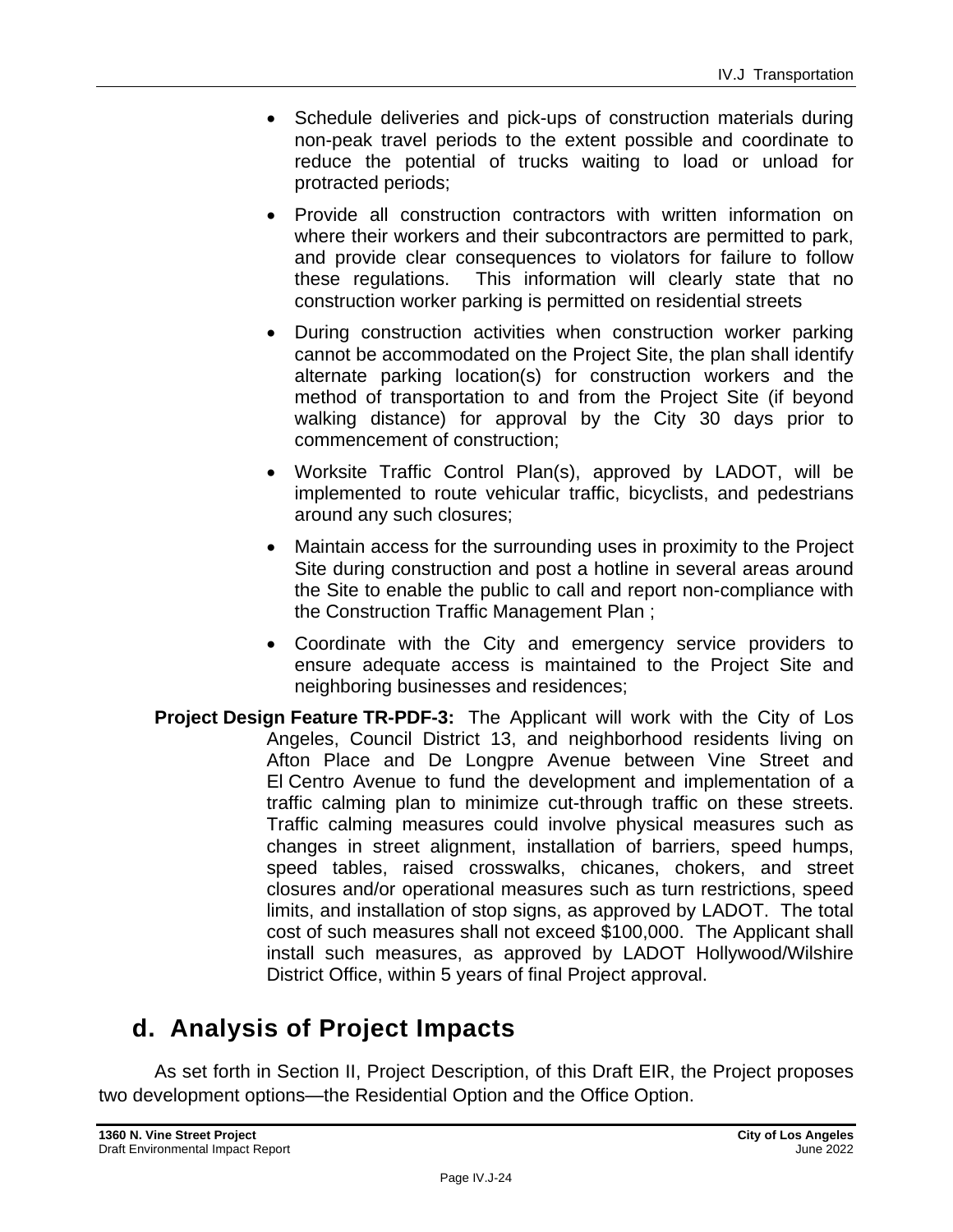- Schedule deliveries and pick-ups of construction materials during non-peak travel periods to the extent possible and coordinate to reduce the potential of trucks waiting to load or unload for protracted periods;
- Provide all construction contractors with written information on where their workers and their subcontractors are permitted to park, and provide clear consequences to violators for failure to follow these regulations. This information will clearly state that no construction worker parking is permitted on residential streets
- During construction activities when construction worker parking cannot be accommodated on the Project Site, the plan shall identify alternate parking location(s) for construction workers and the method of transportation to and from the Project Site (if beyond walking distance) for approval by the City 30 days prior to commencement of construction;
- Worksite Traffic Control Plan(s), approved by LADOT, will be implemented to route vehicular traffic, bicyclists, and pedestrians around any such closures;
- Maintain access for the surrounding uses in proximity to the Project Site during construction and post a hotline in several areas around the Site to enable the public to call and report non-compliance with the Construction Traffic Management Plan ;
- Coordinate with the City and emergency service providers to ensure adequate access is maintained to the Project Site and neighboring businesses and residences;

**Project Design Feature TR-PDF-3:** The Applicant will work with the City of Los Angeles, Council District 13, and neighborhood residents living on Afton Place and De Longpre Avenue between Vine Street and El Centro Avenue to fund the development and implementation of a traffic calming plan to minimize cut-through traffic on these streets. Traffic calming measures could involve physical measures such as changes in street alignment, installation of barriers, speed humps, speed tables, raised crosswalks, chicanes, chokers, and street closures and/or operational measures such as turn restrictions, speed limits, and installation of stop signs, as approved by LADOT. The total cost of such measures shall not exceed $100,000. The Applicant shall install such measures, as approved by LADOT Hollywood/Wilshire District Office, within 5 years of final Project approval.

## d. Analysis of Project Impacts

As set forth in Section II, Project Description, of this Draft EIR, the Project proposes two development options—the Residential Option and the Office Option.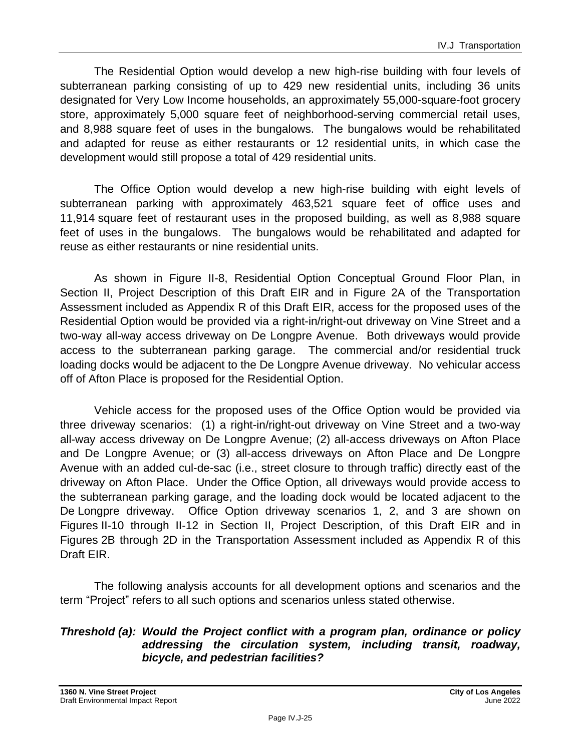The Residential Option would develop a new high-rise building with four levels of subterranean parking consisting of up to 429 new residential units, including 36 units designated for Very Low Income households, an approximately 55,000-square-foot grocery store, approximately 5,000 square feet of neighborhood-serving commercial retail uses, and 8,988 square feet of uses in the bungalows. The bungalows would be rehabilitated and adapted for reuse as either restaurants or 12 residential units, in which case the development would still propose a total of 429 residential units.

The Office Option would develop a new high-rise building with eight levels of subterranean parking with approximately 463,521 square feet of office uses and 11,914 square feet of restaurant uses in the proposed building, as well as 8,988 square feet of uses in the bungalows. The bungalows would be rehabilitated and adapted for reuse as either restaurants or nine residential units.

As shown in Figure II-8, Residential Option Conceptual Ground Floor Plan, in Section II, Project Description of this Draft EIR and in Figure 2A of the Transportation Assessment included as Appendix R of this Draft EIR, access for the proposed uses of the Residential Option would be provided via a right-in/right-out driveway on Vine Street and a two-way all-way access driveway on De Longpre Avenue. Both driveways would provide access to the subterranean parking garage. The commercial and/or residential truck loading docks would be adjacent to the De Longpre Avenue driveway. No vehicular access off of Afton Place is proposed for the Residential Option.

Vehicle access for the proposed uses of the Office Option would be provided via three driveway scenarios: (1) a right-in/right-out driveway on Vine Street and a two-way all-way access driveway on De Longpre Avenue; (2) all-access driveways on Afton Place and De Longpre Avenue; or (3) all-access driveways on Afton Place and De Longpre Avenue with an added cul-de-sac (i.e., street closure to through traffic) directly east of the driveway on Afton Place. Under the Office Option, all driveways would provide access to the subterranean parking garage, and the loading dock would be located adjacent to the De Longpre driveway. Office Option driveway scenarios 1, 2, and 3 are shown on Figures II-10 through II-12 in Section II, Project Description, of this Draft EIR and in Figures 2B through 2D in the Transportation Assessment included as Appendix R of this Draft EIR.

The following analysis accounts for all development options and scenarios and the term "Project" refers to all such options and scenarios unless stated otherwise.

***Threshold (a): Would the Project conflict with a program plan, ordinance or policy addressing the circulation system, including transit, roadway, bicycle, and pedestrian facilities?***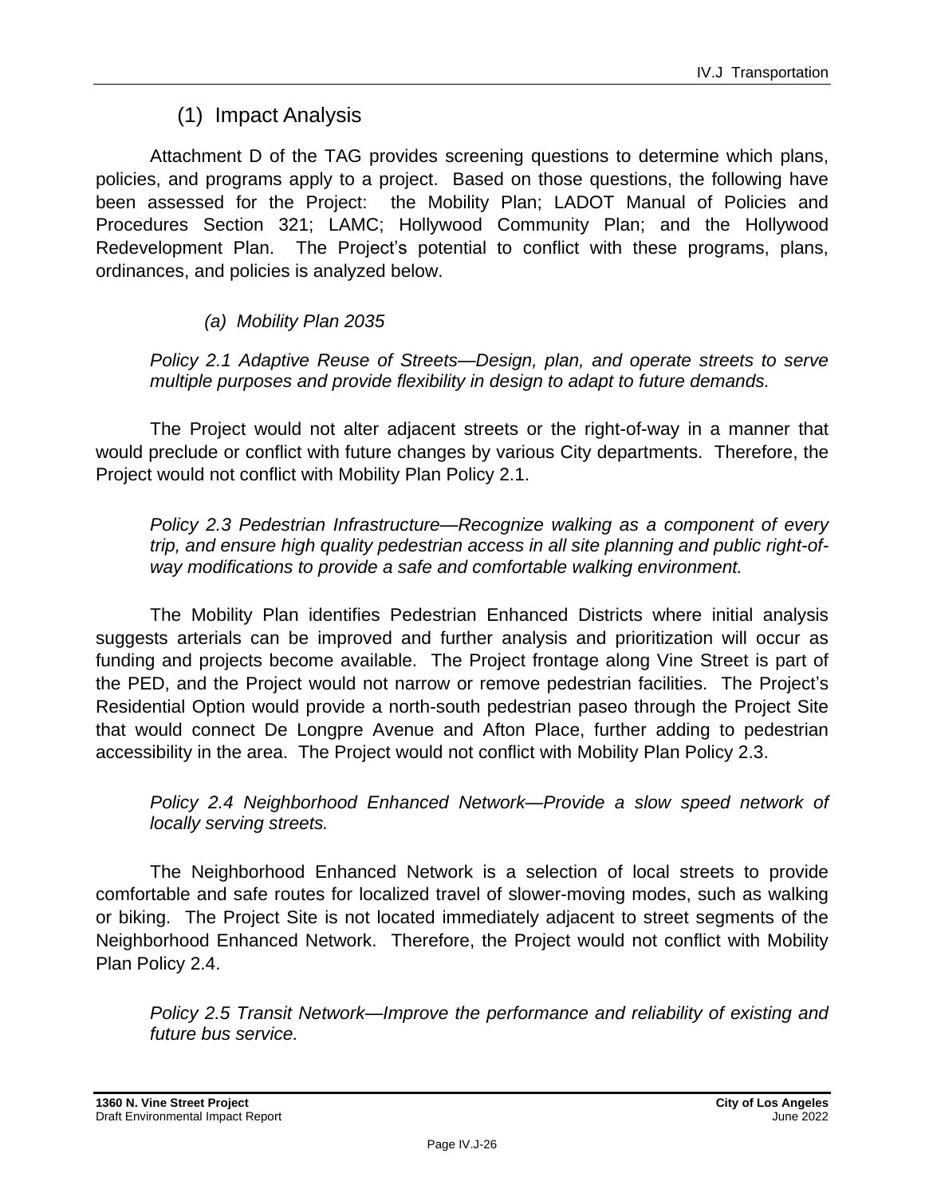### (1) Impact Analysis

Attachment D of the TAG provides screening questions to determine which plans, policies, and programs apply to a project. Based on those questions, the following have been assessed for the Project: the Mobility Plan; LADOT Manual of Policies and Procedures Section 321; LAMC; Hollywood Community Plan; and the Hollywood Redevelopment Plan. The Project's potential to conflict with these programs, plans, ordinances, and policies is analyzed below.

#### *(a) Mobility Plan 2035*

*Policy 2.1 Adaptive Reuse of Streets—Design, plan, and operate streets to serve multiple purposes and provide flexibility in design to adapt to future demands.*

The Project would not alter adjacent streets or the right-of-way in a manner that would preclude or conflict with future changes by various City departments. Therefore, the Project would not conflict with Mobility Plan Policy 2.1.

*Policy 2.3 Pedestrian Infrastructure—Recognize walking as a component of every trip, and ensure high quality pedestrian access in all site planning and public right-of-way modifications to provide a safe and comfortable walking environment.*

The Mobility Plan identifies Pedestrian Enhanced Districts where initial analysis suggests arterials can be improved and further analysis and prioritization will occur as funding and projects become available. The Project frontage along Vine Street is part of the PED, and the Project would not narrow or remove pedestrian facilities. The Project's Residential Option would provide a north-south pedestrian paseo through the Project Site that would connect De Longpre Avenue and Afton Place, further adding to pedestrian accessibility in the area. The Project would not conflict with Mobility Plan Policy 2.3.

*Policy 2.4 Neighborhood Enhanced Network—Provide a slow speed network of locally serving streets.*

The Neighborhood Enhanced Network is a selection of local streets to provide comfortable and safe routes for localized travel of slower-moving modes, such as walking or biking. The Project Site is not located immediately adjacent to street segments of the Neighborhood Enhanced Network. Therefore, the Project would not conflict with Mobility Plan Policy 2.4.

*Policy 2.5 Transit Network—Improve the performance and reliability of existing and future bus service.*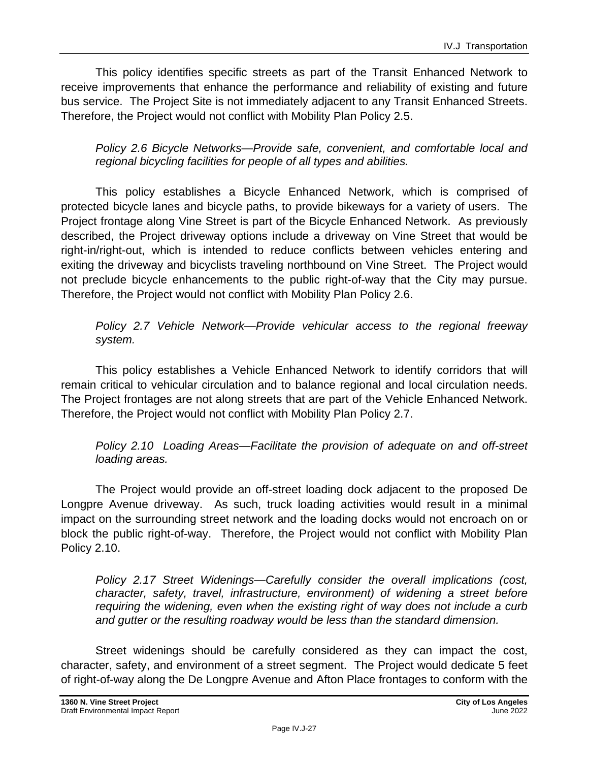This policy identifies specific streets as part of the Transit Enhanced Network to receive improvements that enhance the performance and reliability of existing and future bus service. The Project Site is not immediately adjacent to any Transit Enhanced Streets. Therefore, the Project would not conflict with Mobility Plan Policy 2.5.

*Policy 2.6 Bicycle Networks—Provide safe, convenient, and comfortable local and regional bicycling facilities for people of all types and abilities.*

This policy establishes a Bicycle Enhanced Network, which is comprised of protected bicycle lanes and bicycle paths, to provide bikeways for a variety of users. The Project frontage along Vine Street is part of the Bicycle Enhanced Network. As previously described, the Project driveway options include a driveway on Vine Street that would be right-in/right-out, which is intended to reduce conflicts between vehicles entering and exiting the driveway and bicyclists traveling northbound on Vine Street. The Project would not preclude bicycle enhancements to the public right-of-way that the City may pursue. Therefore, the Project would not conflict with Mobility Plan Policy 2.6.

*Policy 2.7 Vehicle Network—Provide vehicular access to the regional freeway system.*

This policy establishes a Vehicle Enhanced Network to identify corridors that will remain critical to vehicular circulation and to balance regional and local circulation needs. The Project frontages are not along streets that are part of the Vehicle Enhanced Network. Therefore, the Project would not conflict with Mobility Plan Policy 2.7.

*Policy 2.10 Loading Areas—Facilitate the provision of adequate on and off-street loading areas.*

The Project would provide an off-street loading dock adjacent to the proposed De Longpre Avenue driveway. As such, truck loading activities would result in a minimal impact on the surrounding street network and the loading docks would not encroach on or block the public right-of-way. Therefore, the Project would not conflict with Mobility Plan Policy 2.10.

*Policy 2.17 Street Widenings—Carefully consider the overall implications (cost, character, safety, travel, infrastructure, environment) of widening a street before requiring the widening, even when the existing right of way does not include a curb and gutter or the resulting roadway would be less than the standard dimension.*

Street widenings should be carefully considered as they can impact the cost, character, safety, and environment of a street segment. The Project would dedicate 5 feet of right-of-way along the De Longpre Avenue and Afton Place frontages to conform with the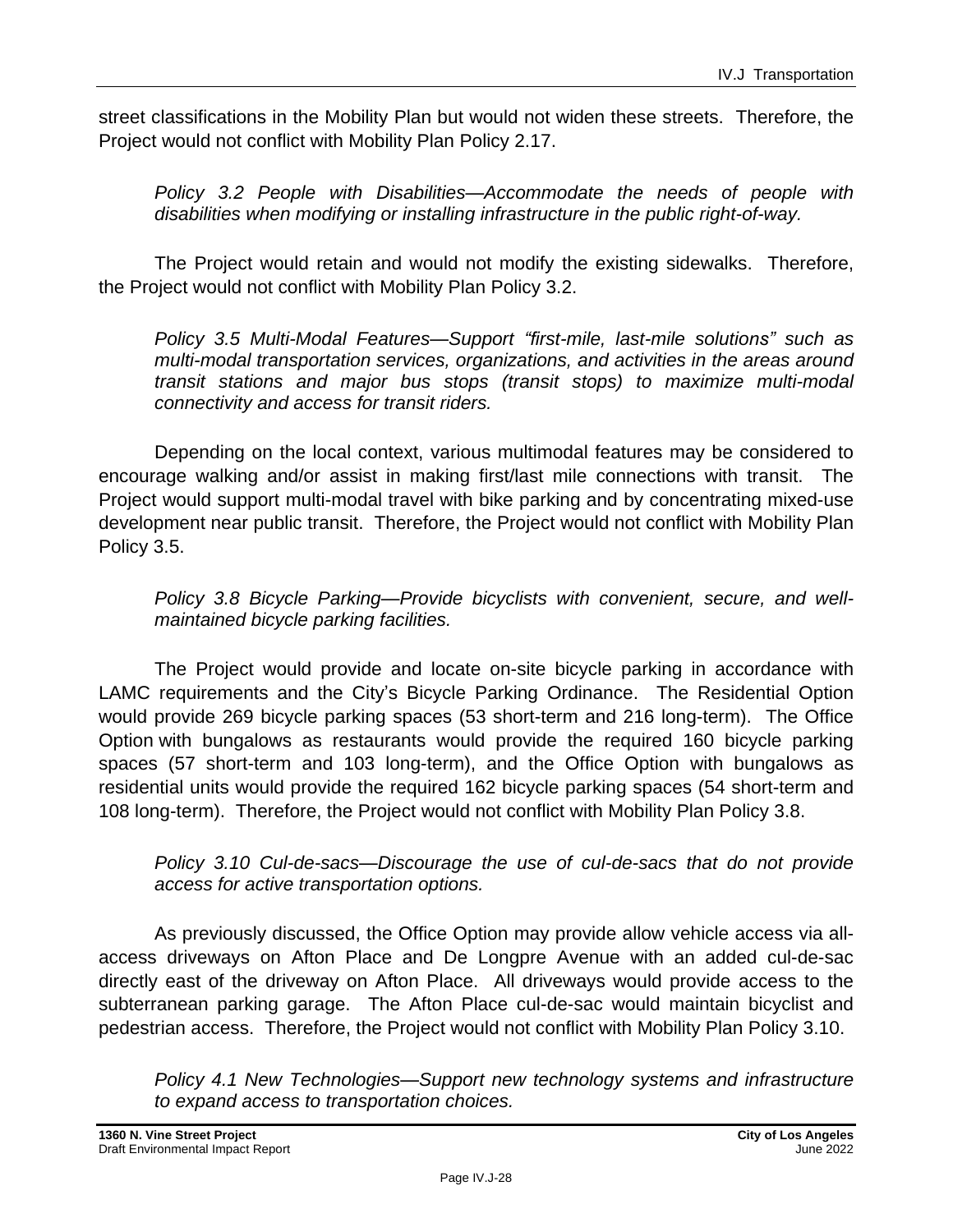street classifications in the Mobility Plan but would not widen these streets. Therefore, the Project would not conflict with Mobility Plan Policy 2.17.

*Policy 3.2 People with Disabilities—Accommodate the needs of people with disabilities when modifying or installing infrastructure in the public right-of-way.*

The Project would retain and would not modify the existing sidewalks. Therefore, the Project would not conflict with Mobility Plan Policy 3.2.

*Policy 3.5 Multi-Modal Features—Support "first-mile, last-mile solutions" such as multi-modal transportation services, organizations, and activities in the areas around transit stations and major bus stops (transit stops) to maximize multi-modal connectivity and access for transit riders.*

Depending on the local context, various multimodal features may be considered to encourage walking and/or assist in making first/last mile connections with transit. The Project would support multi-modal travel with bike parking and by concentrating mixed-use development near public transit. Therefore, the Project would not conflict with Mobility Plan Policy 3.5.

*Policy 3.8 Bicycle Parking—Provide bicyclists with convenient, secure, and well-maintained bicycle parking facilities.*

The Project would provide and locate on-site bicycle parking in accordance with LAMC requirements and the City's Bicycle Parking Ordinance. The Residential Option would provide 269 bicycle parking spaces (53 short-term and 216 long-term). The Office Option with bungalows as restaurants would provide the required 160 bicycle parking spaces (57 short-term and 103 long-term), and the Office Option with bungalows as residential units would provide the required 162 bicycle parking spaces (54 short-term and 108 long-term). Therefore, the Project would not conflict with Mobility Plan Policy 3.8.

*Policy 3.10 Cul-de-sacs—Discourage the use of cul-de-sacs that do not provide access for active transportation options.*

As previously discussed, the Office Option may provide allow vehicle access via all-access driveways on Afton Place and De Longpre Avenue with an added cul-de-sac directly east of the driveway on Afton Place. All driveways would provide access to the subterranean parking garage. The Afton Place cul-de-sac would maintain bicyclist and pedestrian access. Therefore, the Project would not conflict with Mobility Plan Policy 3.10.

*Policy 4.1 New Technologies—Support new technology systems and infrastructure to expand access to transportation choices.*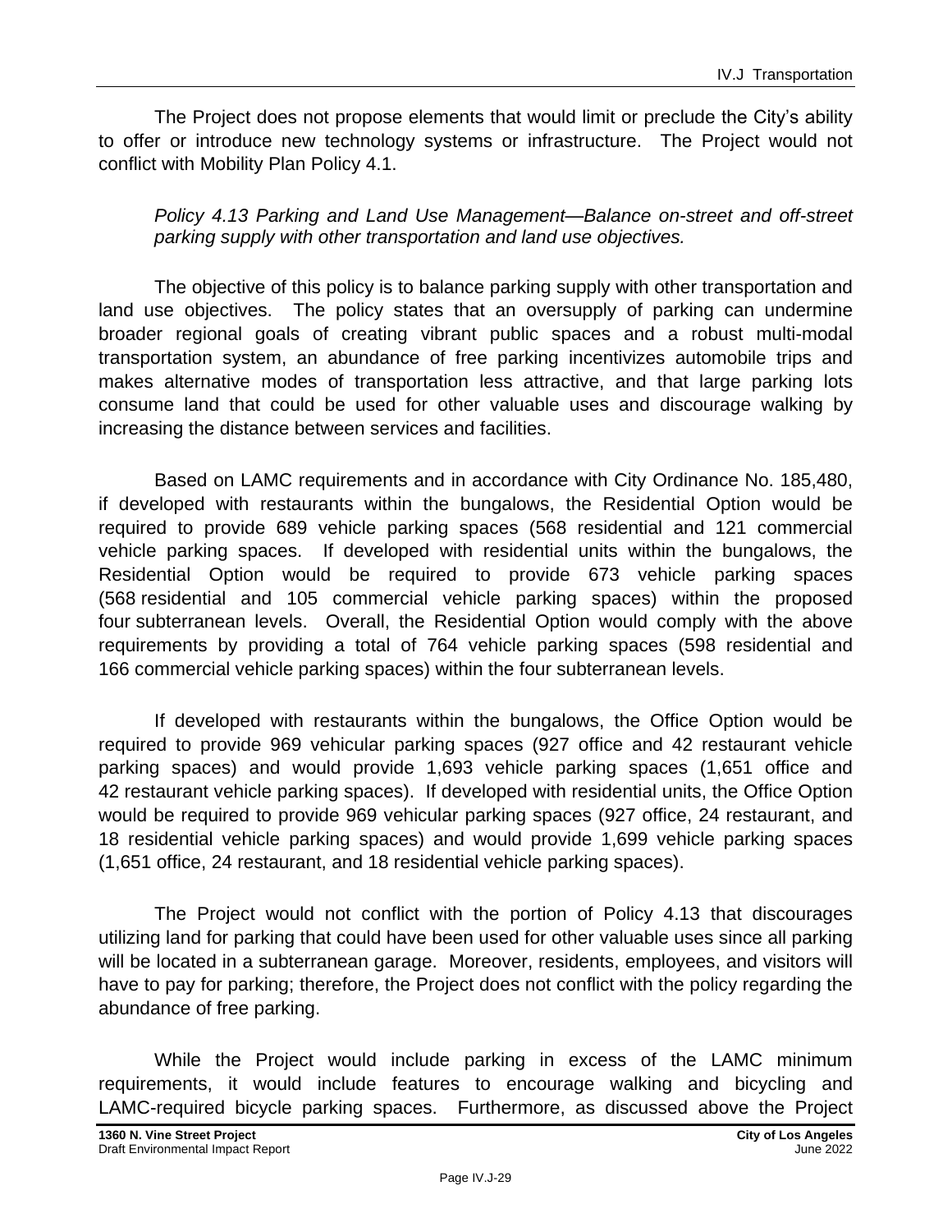The Project does not propose elements that would limit or preclude the City's ability to offer or introduce new technology systems or infrastructure. The Project would not conflict with Mobility Plan Policy 4.1.

*Policy 4.13 Parking and Land Use Management—Balance on-street and off-street parking supply with other transportation and land use objectives.*

The objective of this policy is to balance parking supply with other transportation and land use objectives. The policy states that an oversupply of parking can undermine broader regional goals of creating vibrant public spaces and a robust multi-modal transportation system, an abundance of free parking incentivizes automobile trips and makes alternative modes of transportation less attractive, and that large parking lots consume land that could be used for other valuable uses and discourage walking by increasing the distance between services and facilities.

Based on LAMC requirements and in accordance with City Ordinance No. 185,480, if developed with restaurants within the bungalows, the Residential Option would be required to provide 689 vehicle parking spaces (568 residential and 121 commercial vehicle parking spaces. If developed with residential units within the bungalows, the Residential Option would be required to provide 673 vehicle parking spaces (568 residential and 105 commercial vehicle parking spaces) within the proposed four subterranean levels. Overall, the Residential Option would comply with the above requirements by providing a total of 764 vehicle parking spaces (598 residential and 166 commercial vehicle parking spaces) within the four subterranean levels.

If developed with restaurants within the bungalows, the Office Option would be required to provide 969 vehicular parking spaces (927 office and 42 restaurant vehicle parking spaces) and would provide 1,693 vehicle parking spaces (1,651 office and 42 restaurant vehicle parking spaces). If developed with residential units, the Office Option would be required to provide 969 vehicular parking spaces (927 office, 24 restaurant, and 18 residential vehicle parking spaces) and would provide 1,699 vehicle parking spaces (1,651 office, 24 restaurant, and 18 residential vehicle parking spaces).

The Project would not conflict with the portion of Policy 4.13 that discourages utilizing land for parking that could have been used for other valuable uses since all parking will be located in a subterranean garage. Moreover, residents, employees, and visitors will have to pay for parking; therefore, the Project does not conflict with the policy regarding the abundance of free parking.

While the Project would include parking in excess of the LAMC minimum requirements, it would include features to encourage walking and bicycling and LAMC-required bicycle parking spaces. Furthermore, as discussed above the Project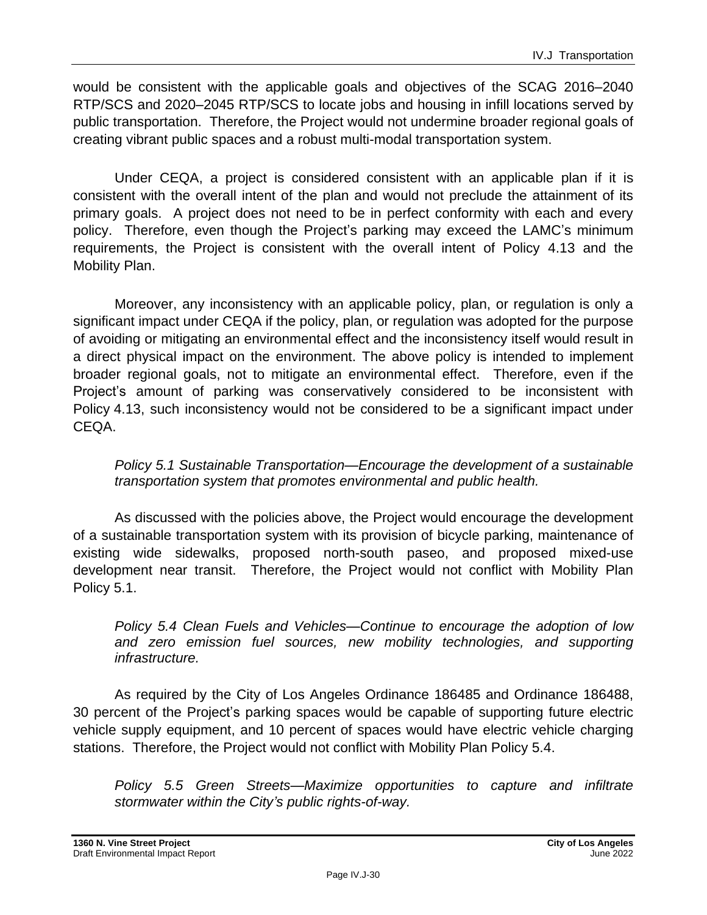would be consistent with the applicable goals and objectives of the SCAG 2016–2040 RTP/SCS and 2020–2045 RTP/SCS to locate jobs and housing in infill locations served by public transportation. Therefore, the Project would not undermine broader regional goals of creating vibrant public spaces and a robust multi-modal transportation system.

Under CEQA, a project is considered consistent with an applicable plan if it is consistent with the overall intent of the plan and would not preclude the attainment of its primary goals. A project does not need to be in perfect conformity with each and every policy. Therefore, even though the Project's parking may exceed the LAMC's minimum requirements, the Project is consistent with the overall intent of Policy 4.13 and the Mobility Plan.

Moreover, any inconsistency with an applicable policy, plan, or regulation is only a significant impact under CEQA if the policy, plan, or regulation was adopted for the purpose of avoiding or mitigating an environmental effect and the inconsistency itself would result in a direct physical impact on the environment. The above policy is intended to implement broader regional goals, not to mitigate an environmental effect. Therefore, even if the Project's amount of parking was conservatively considered to be inconsistent with Policy 4.13, such inconsistency would not be considered to be a significant impact under CEQA.

*Policy 5.1 Sustainable Transportation—Encourage the development of a sustainable transportation system that promotes environmental and public health.*

As discussed with the policies above, the Project would encourage the development of a sustainable transportation system with its provision of bicycle parking, maintenance of existing wide sidewalks, proposed north-south paseo, and proposed mixed-use development near transit. Therefore, the Project would not conflict with Mobility Plan Policy 5.1.

*Policy 5.4 Clean Fuels and Vehicles—Continue to encourage the adoption of low and zero emission fuel sources, new mobility technologies, and supporting infrastructure.*

As required by the City of Los Angeles Ordinance 186485 and Ordinance 186488, 30 percent of the Project's parking spaces would be capable of supporting future electric vehicle supply equipment, and 10 percent of spaces would have electric vehicle charging stations. Therefore, the Project would not conflict with Mobility Plan Policy 5.4.

*Policy 5.5 Green Streets—Maximize opportunities to capture and infiltrate stormwater within the City's public rights-of-way.*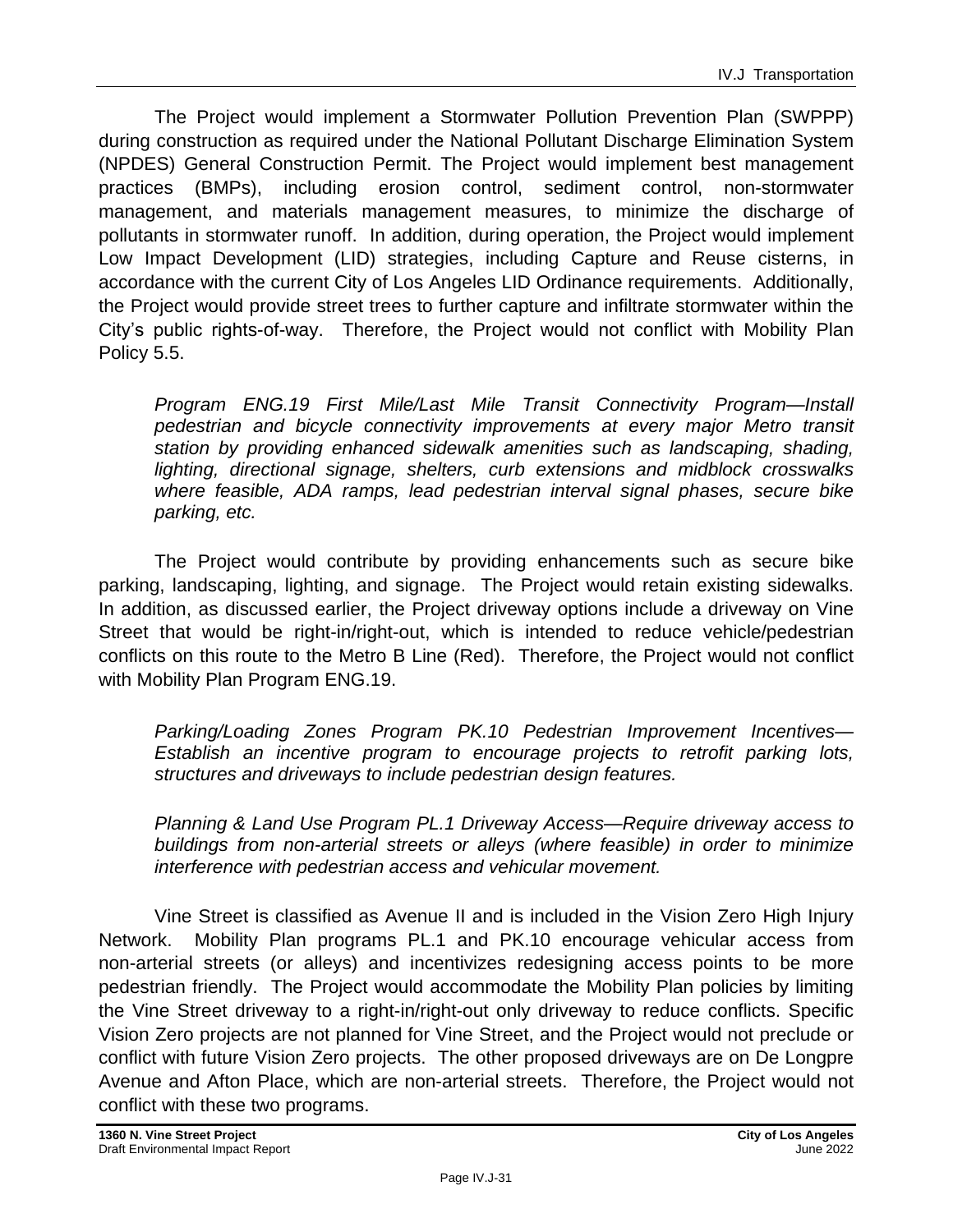The Project would implement a Stormwater Pollution Prevention Plan (SWPPP) during construction as required under the National Pollutant Discharge Elimination System (NPDES) General Construction Permit. The Project would implement best management practices (BMPs), including erosion control, sediment control, non-stormwater management, and materials management measures, to minimize the discharge of pollutants in stormwater runoff. In addition, during operation, the Project would implement Low Impact Development (LID) strategies, including Capture and Reuse cisterns, in accordance with the current City of Los Angeles LID Ordinance requirements. Additionally, the Project would provide street trees to further capture and infiltrate stormwater within the City's public rights-of-way. Therefore, the Project would not conflict with Mobility Plan Policy 5.5.

*Program ENG.19 First Mile/Last Mile Transit Connectivity Program—Install pedestrian and bicycle connectivity improvements at every major Metro transit station by providing enhanced sidewalk amenities such as landscaping, shading, lighting, directional signage, shelters, curb extensions and midblock crosswalks where feasible, ADA ramps, lead pedestrian interval signal phases, secure bike parking, etc.*

The Project would contribute by providing enhancements such as secure bike parking, landscaping, lighting, and signage. The Project would retain existing sidewalks. In addition, as discussed earlier, the Project driveway options include a driveway on Vine Street that would be right-in/right-out, which is intended to reduce vehicle/pedestrian conflicts on this route to the Metro B Line (Red). Therefore, the Project would not conflict with Mobility Plan Program ENG.19.

*Parking/Loading Zones Program PK.10 Pedestrian Improvement Incentives—Establish an incentive program to encourage projects to retrofit parking lots, structures and driveways to include pedestrian design features.*

*Planning & Land Use Program PL.1 Driveway Access—Require driveway access to buildings from non-arterial streets or alleys (where feasible) in order to minimize interference with pedestrian access and vehicular movement.*

Vine Street is classified as Avenue II and is included in the Vision Zero High Injury Network. Mobility Plan programs PL.1 and PK.10 encourage vehicular access from non-arterial streets (or alleys) and incentivizes redesigning access points to be more pedestrian friendly. The Project would accommodate the Mobility Plan policies by limiting the Vine Street driveway to a right-in/right-out only driveway to reduce conflicts. Specific Vision Zero projects are not planned for Vine Street, and the Project would not preclude or conflict with future Vision Zero projects. The other proposed driveways are on De Longpre Avenue and Afton Place, which are non-arterial streets. Therefore, the Project would not conflict with these two programs.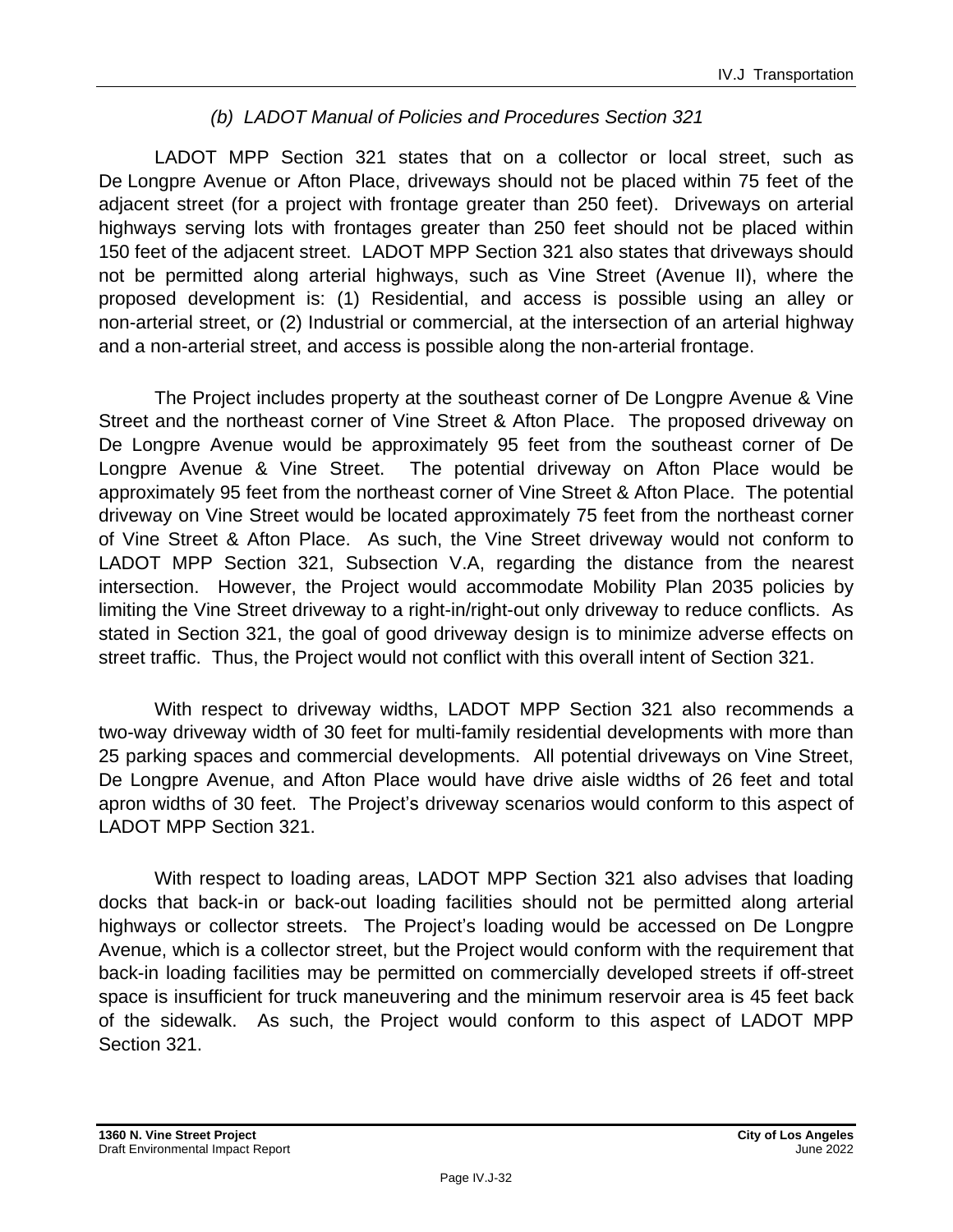#### *(b) LADOT Manual of Policies and Procedures Section 321*

LADOT MPP Section 321 states that on a collector or local street, such as De Longpre Avenue or Afton Place, driveways should not be placed within 75 feet of the adjacent street (for a project with frontage greater than 250 feet). Driveways on arterial highways serving lots with frontages greater than 250 feet should not be placed within 150 feet of the adjacent street. LADOT MPP Section 321 also states that driveways should not be permitted along arterial highways, such as Vine Street (Avenue II), where the proposed development is: (1) Residential, and access is possible using an alley or non-arterial street, or (2) Industrial or commercial, at the intersection of an arterial highway and a non-arterial street, and access is possible along the non-arterial frontage.

The Project includes property at the southeast corner of De Longpre Avenue & Vine Street and the northeast corner of Vine Street & Afton Place. The proposed driveway on De Longpre Avenue would be approximately 95 feet from the southeast corner of De Longpre Avenue & Vine Street. The potential driveway on Afton Place would be approximately 95 feet from the northeast corner of Vine Street & Afton Place. The potential driveway on Vine Street would be located approximately 75 feet from the northeast corner of Vine Street & Afton Place. As such, the Vine Street driveway would not conform to LADOT MPP Section 321, Subsection V.A, regarding the distance from the nearest intersection. However, the Project would accommodate Mobility Plan 2035 policies by limiting the Vine Street driveway to a right-in/right-out only driveway to reduce conflicts. As stated in Section 321, the goal of good driveway design is to minimize adverse effects on street traffic. Thus, the Project would not conflict with this overall intent of Section 321.

With respect to driveway widths, LADOT MPP Section 321 also recommends a two-way driveway width of 30 feet for multi-family residential developments with more than 25 parking spaces and commercial developments. All potential driveways on Vine Street, De Longpre Avenue, and Afton Place would have drive aisle widths of 26 feet and total apron widths of 30 feet. The Project's driveway scenarios would conform to this aspect of LADOT MPP Section 321.

With respect to loading areas, LADOT MPP Section 321 also advises that loading docks that back-in or back-out loading facilities should not be permitted along arterial highways or collector streets. The Project's loading would be accessed on De Longpre Avenue, which is a collector street, but the Project would conform with the requirement that back-in loading facilities may be permitted on commercially developed streets if off-street space is insufficient for truck maneuvering and the minimum reservoir area is 45 feet back of the sidewalk. As such, the Project would conform to this aspect of LADOT MPP Section 321.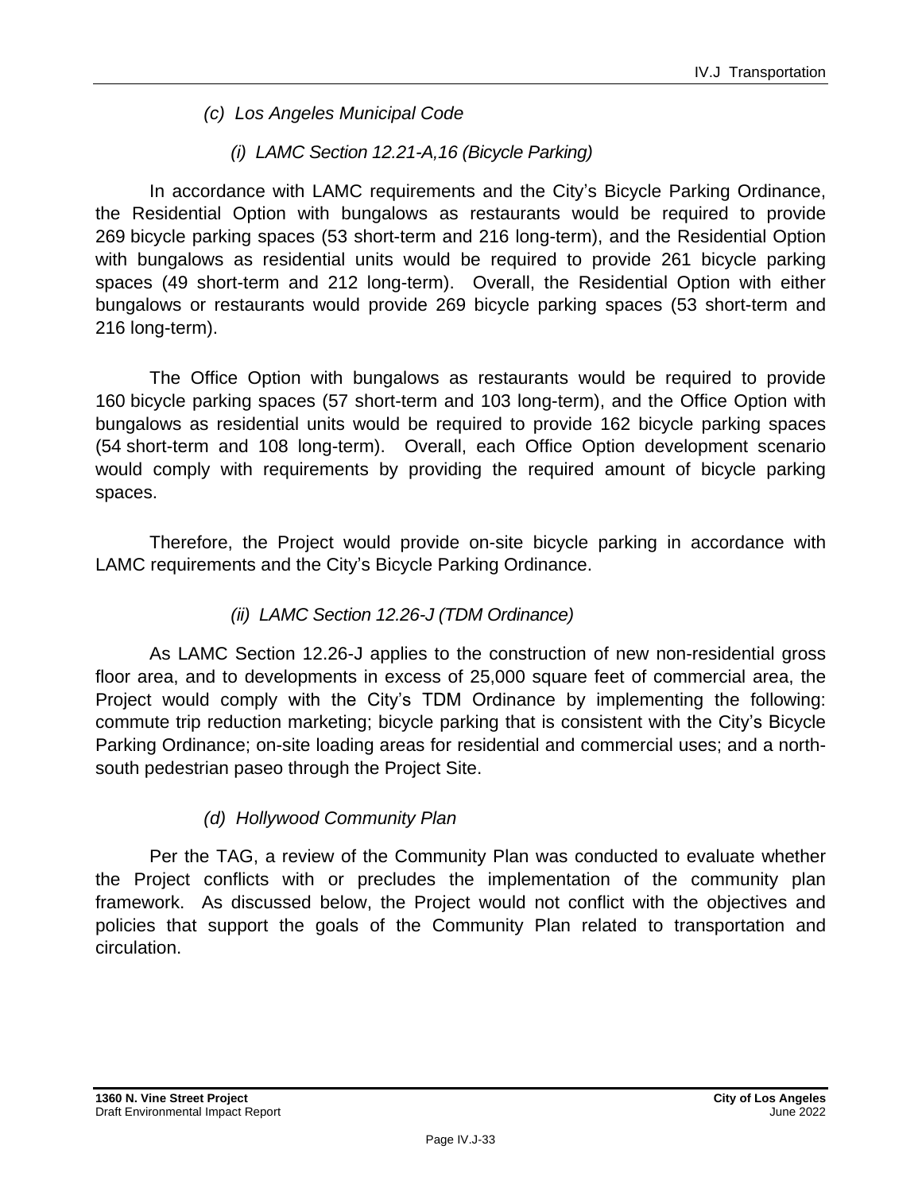#### *(c) Los Angeles Municipal Code*

##### *(i) LAMC Section 12.21-A,16 (Bicycle Parking)*

In accordance with LAMC requirements and the City's Bicycle Parking Ordinance, the Residential Option with bungalows as restaurants would be required to provide 269 bicycle parking spaces (53 short-term and 216 long-term), and the Residential Option with bungalows as residential units would be required to provide 261 bicycle parking spaces (49 short-term and 212 long-term). Overall, the Residential Option with either bungalows or restaurants would provide 269 bicycle parking spaces (53 short-term and 216 long-term).

The Office Option with bungalows as restaurants would be required to provide 160 bicycle parking spaces (57 short-term and 103 long-term), and the Office Option with bungalows as residential units would be required to provide 162 bicycle parking spaces (54 short-term and 108 long-term). Overall, each Office Option development scenario would comply with requirements by providing the required amount of bicycle parking spaces.

Therefore, the Project would provide on-site bicycle parking in accordance with LAMC requirements and the City's Bicycle Parking Ordinance.

##### *(ii) LAMC Section 12.26-J (TDM Ordinance)*

As LAMC Section 12.26-J applies to the construction of new non-residential gross floor area, and to developments in excess of 25,000 square feet of commercial area, the Project would comply with the City's TDM Ordinance by implementing the following: commute trip reduction marketing; bicycle parking that is consistent with the City's Bicycle Parking Ordinance; on-site loading areas for residential and commercial uses; and a north-south pedestrian paseo through the Project Site.

#### *(d) Hollywood Community Plan*

Per the TAG, a review of the Community Plan was conducted to evaluate whether the Project conflicts with or precludes the implementation of the community plan framework. As discussed below, the Project would not conflict with the objectives and policies that support the goals of the Community Plan related to transportation and circulation.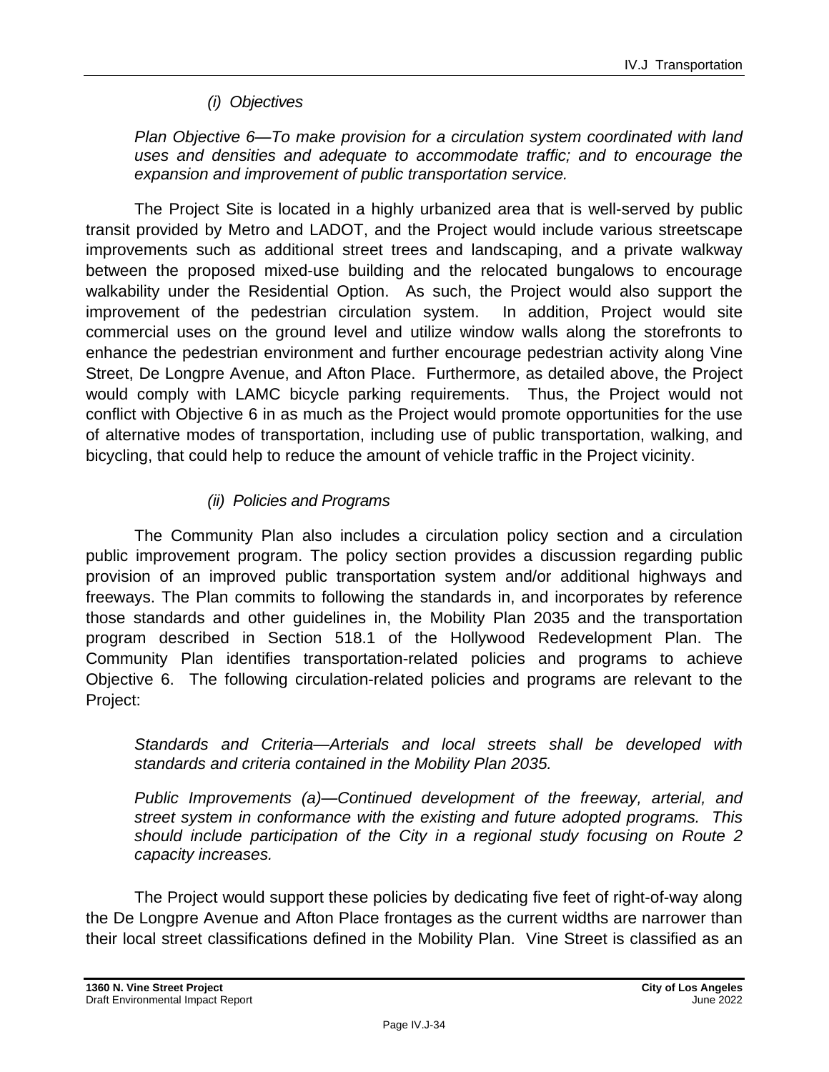*(i) Objectives*

*Plan Objective 6—To make provision for a circulation system coordinated with land uses and densities and adequate to accommodate traffic; and to encourage the expansion and improvement of public transportation service.*

The Project Site is located in a highly urbanized area that is well-served by public transit provided by Metro and LADOT, and the Project would include various streetscape improvements such as additional street trees and landscaping, and a private walkway between the proposed mixed-use building and the relocated bungalows to encourage walkability under the Residential Option. As such, the Project would also support the improvement of the pedestrian circulation system. In addition, Project would site commercial uses on the ground level and utilize window walls along the storefronts to enhance the pedestrian environment and further encourage pedestrian activity along Vine Street, De Longpre Avenue, and Afton Place. Furthermore, as detailed above, the Project would comply with LAMC bicycle parking requirements. Thus, the Project would not conflict with Objective 6 in as much as the Project would promote opportunities for the use of alternative modes of transportation, including use of public transportation, walking, and bicycling, that could help to reduce the amount of vehicle traffic in the Project vicinity.

*(ii) Policies and Programs*

The Community Plan also includes a circulation policy section and a circulation public improvement program. The policy section provides a discussion regarding public provision of an improved public transportation system and/or additional highways and freeways. The Plan commits to following the standards in, and incorporates by reference those standards and other guidelines in, the Mobility Plan 2035 and the transportation program described in Section 518.1 of the Hollywood Redevelopment Plan. The Community Plan identifies transportation-related policies and programs to achieve Objective 6. The following circulation-related policies and programs are relevant to the Project:

*Standards and Criteria—Arterials and local streets shall be developed with standards and criteria contained in the Mobility Plan 2035.*

*Public Improvements (a)—Continued development of the freeway, arterial, and street system in conformance with the existing and future adopted programs. This should include participation of the City in a regional study focusing on Route 2 capacity increases.*

The Project would support these policies by dedicating five feet of right-of-way along the De Longpre Avenue and Afton Place frontages as the current widths are narrower than their local street classifications defined in the Mobility Plan. Vine Street is classified as an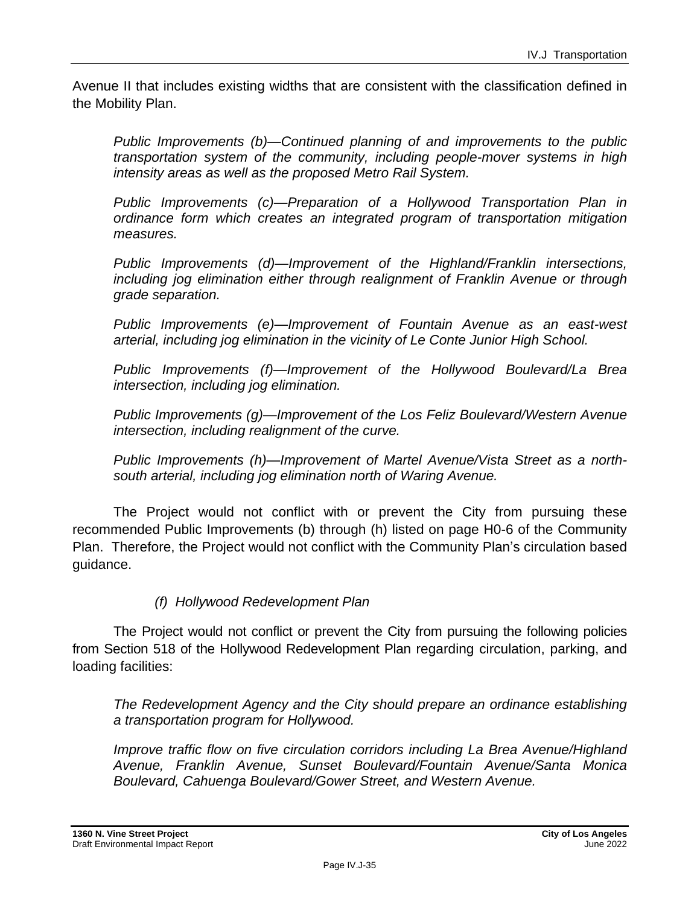Avenue II that includes existing widths that are consistent with the classification defined in the Mobility Plan.

*Public Improvements (b)—Continued planning of and improvements to the public transportation system of the community, including people-mover systems in high intensity areas as well as the proposed Metro Rail System.*

*Public Improvements (c)—Preparation of a Hollywood Transportation Plan in ordinance form which creates an integrated program of transportation mitigation measures.*

*Public Improvements (d)—Improvement of the Highland/Franklin intersections, including jog elimination either through realignment of Franklin Avenue or through grade separation.*

*Public Improvements (e)—Improvement of Fountain Avenue as an east-west arterial, including jog elimination in the vicinity of Le Conte Junior High School.*

*Public Improvements (f)—Improvement of the Hollywood Boulevard/La Brea intersection, including jog elimination.*

*Public Improvements (g)—Improvement of the Los Feliz Boulevard/Western Avenue intersection, including realignment of the curve.*

*Public Improvements (h)—Improvement of Martel Avenue/Vista Street as a north-south arterial, including jog elimination north of Waring Avenue.*

The Project would not conflict with or prevent the City from pursuing these recommended Public Improvements (b) through (h) listed on page H0-6 of the Community Plan. Therefore, the Project would not conflict with the Community Plan's circulation based guidance.

##### *(f) Hollywood Redevelopment Plan*

The Project would not conflict or prevent the City from pursuing the following policies from Section 518 of the Hollywood Redevelopment Plan regarding circulation, parking, and loading facilities:

*The Redevelopment Agency and the City should prepare an ordinance establishing a transportation program for Hollywood.*

*Improve traffic flow on five circulation corridors including La Brea Avenue/Highland Avenue, Franklin Avenue, Sunset Boulevard/Fountain Avenue/Santa Monica Boulevard, Cahuenga Boulevard/Gower Street, and Western Avenue.*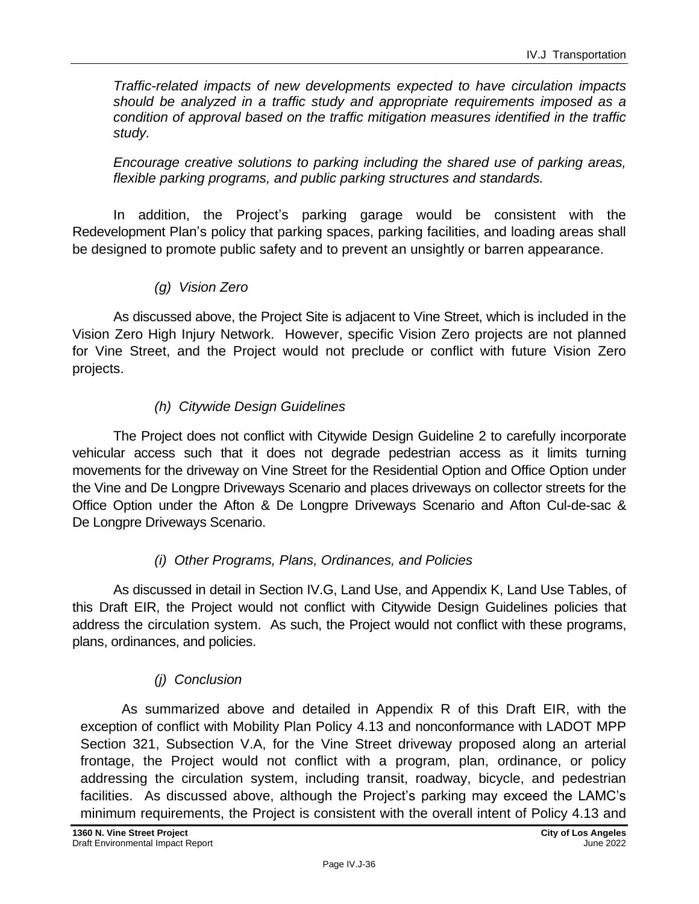*Traffic-related impacts of new developments expected to have circulation impacts should be analyzed in a traffic study and appropriate requirements imposed as a condition of approval based on the traffic mitigation measures identified in the traffic study.*

*Encourage creative solutions to parking including the shared use of parking areas, flexible parking programs, and public parking structures and standards.*

In addition, the Project's parking garage would be consistent with the Redevelopment Plan's policy that parking spaces, parking facilities, and loading areas shall be designed to promote public safety and to prevent an unsightly or barren appearance.

#### *(g) Vision Zero*

As discussed above, the Project Site is adjacent to Vine Street, which is included in the Vision Zero High Injury Network. However, specific Vision Zero projects are not planned for Vine Street, and the Project would not preclude or conflict with future Vision Zero projects.

#### *(h) Citywide Design Guidelines*

The Project does not conflict with Citywide Design Guideline 2 to carefully incorporate vehicular access such that it does not degrade pedestrian access as it limits turning movements for the driveway on Vine Street for the Residential Option and Office Option under the Vine and De Longpre Driveways Scenario and places driveways on collector streets for the Office Option under the Afton & De Longpre Driveways Scenario and Afton Cul-de-sac & De Longpre Driveways Scenario.

#### *(i) Other Programs, Plans, Ordinances, and Policies*

As discussed in detail in Section IV.G, Land Use, and Appendix K, Land Use Tables, of this Draft EIR, the Project would not conflict with Citywide Design Guidelines policies that address the circulation system. As such, the Project would not conflict with these programs, plans, ordinances, and policies.

#### *(j) Conclusion*

As summarized above and detailed in Appendix R of this Draft EIR, with the exception of conflict with Mobility Plan Policy 4.13 and nonconformance with LADOT MPP Section 321, Subsection V.A, for the Vine Street driveway proposed along an arterial frontage, the Project would not conflict with a program, plan, ordinance, or policy addressing the circulation system, including transit, roadway, bicycle, and pedestrian facilities. As discussed above, although the Project's parking may exceed the LAMC's minimum requirements, the Project is consistent with the overall intent of Policy 4.13 and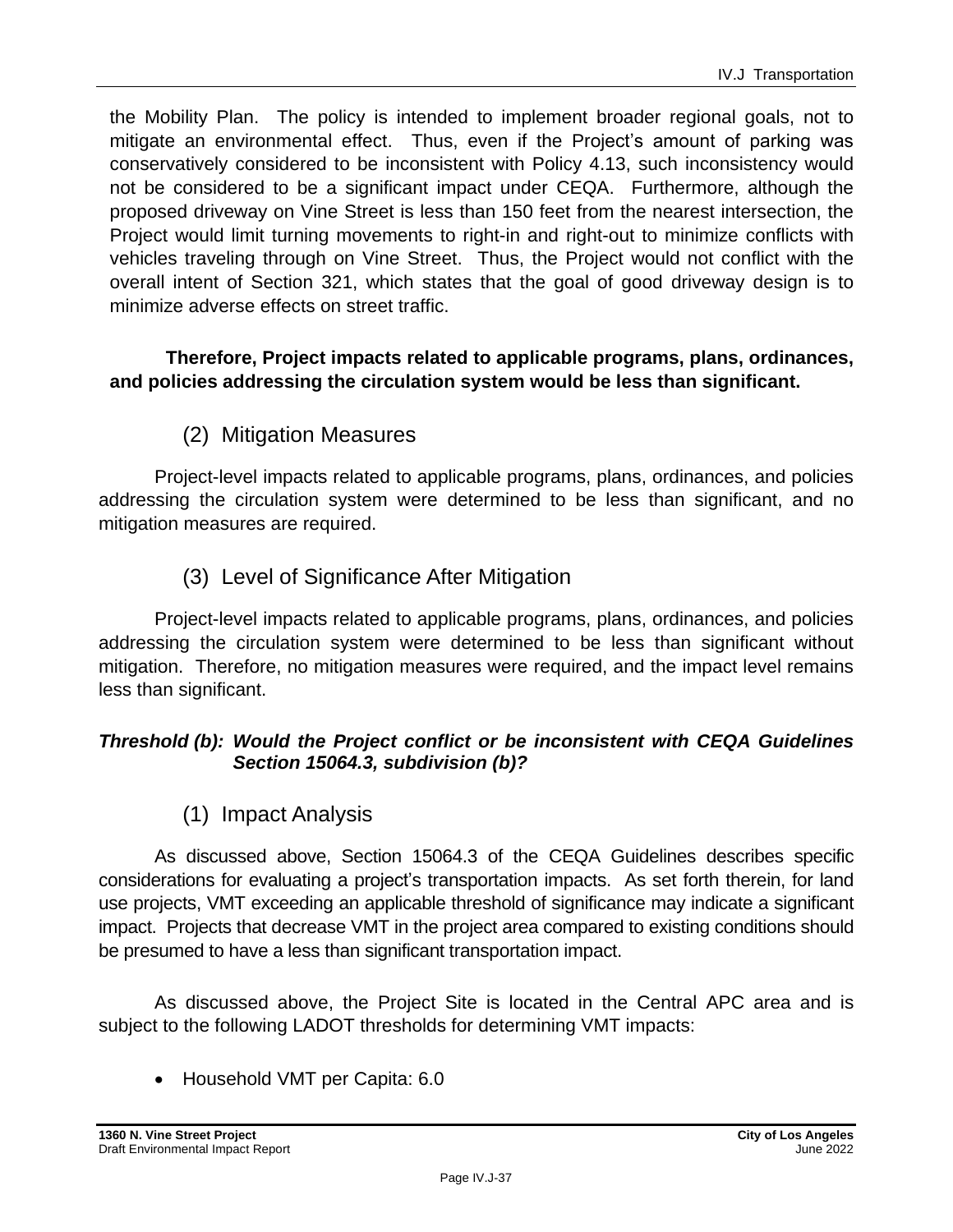the Mobility Plan. The policy is intended to implement broader regional goals, not to mitigate an environmental effect. Thus, even if the Project's amount of parking was conservatively considered to be inconsistent with Policy 4.13, such inconsistency would not be considered to be a significant impact under CEQA. Furthermore, although the proposed driveway on Vine Street is less than 150 feet from the nearest intersection, the Project would limit turning movements to right-in and right-out to minimize conflicts with vehicles traveling through on Vine Street. Thus, the Project would not conflict with the overall intent of Section 321, which states that the goal of good driveway design is to minimize adverse effects on street traffic.

**Therefore, Project impacts related to applicable programs, plans, ordinances, and policies addressing the circulation system would be less than significant.**

### (2) Mitigation Measures

Project-level impacts related to applicable programs, plans, ordinances, and policies addressing the circulation system were determined to be less than significant, and no mitigation measures are required.

### (3) Level of Significance After Mitigation

Project-level impacts related to applicable programs, plans, ordinances, and policies addressing the circulation system were determined to be less than significant without mitigation. Therefore, no mitigation measures were required, and the impact level remains less than significant.

***Threshold (b): Would the Project conflict or be inconsistent with CEQA Guidelines Section 15064.3, subdivision (b)?***

### (1) Impact Analysis

As discussed above, Section 15064.3 of the CEQA Guidelines describes specific considerations for evaluating a project's transportation impacts. As set forth therein, for land use projects, VMT exceeding an applicable threshold of significance may indicate a significant impact. Projects that decrease VMT in the project area compared to existing conditions should be presumed to have a less than significant transportation impact.

As discussed above, the Project Site is located in the Central APC area and is subject to the following LADOT thresholds for determining VMT impacts:

- Household VMT per Capita: 6.0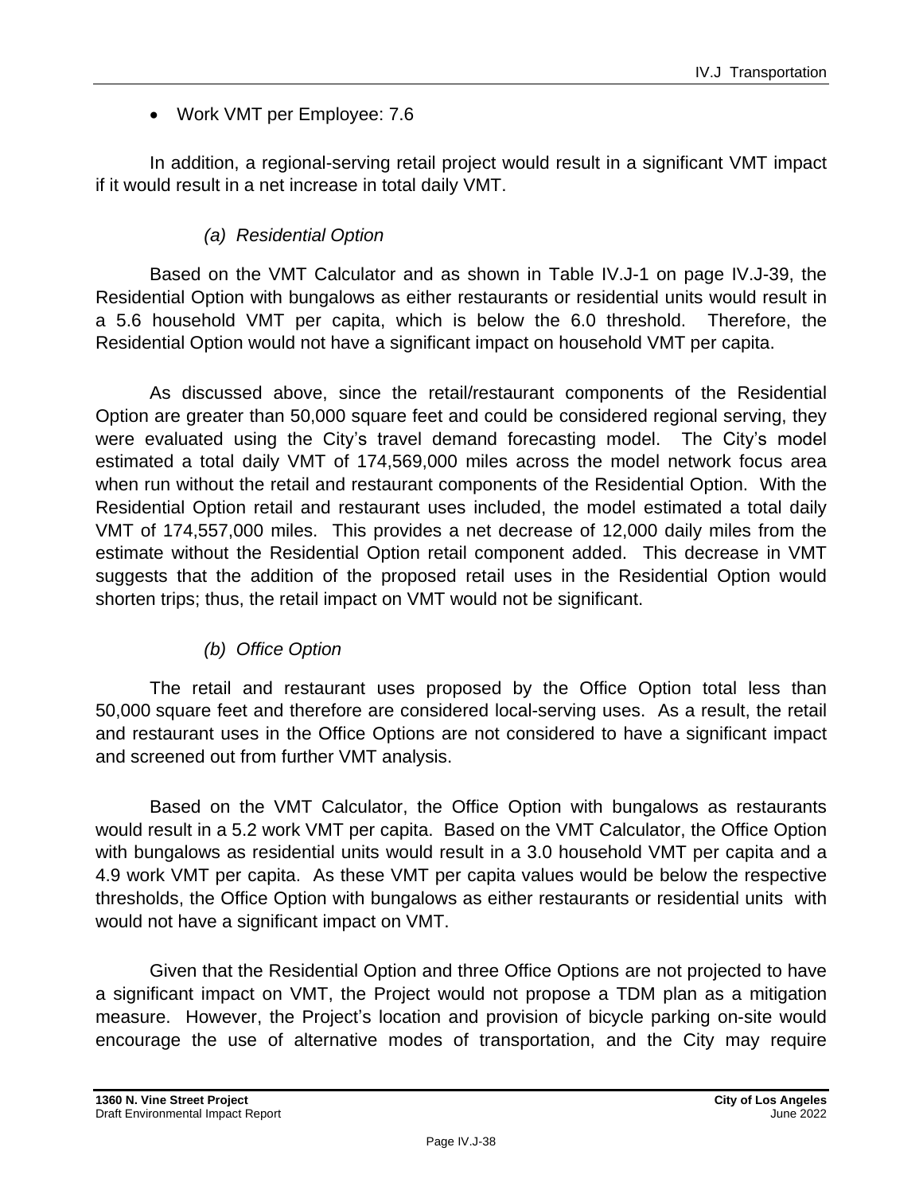- Work VMT per Employee: 7.6

In addition, a regional-serving retail project would result in a significant VMT impact if it would result in a net increase in total daily VMT.

*(a) Residential Option*

Based on the VMT Calculator and as shown in Table IV.J-1 on page IV.J-39, the Residential Option with bungalows as either restaurants or residential units would result in a 5.6 household VMT per capita, which is below the 6.0 threshold. Therefore, the Residential Option would not have a significant impact on household VMT per capita.

As discussed above, since the retail/restaurant components of the Residential Option are greater than 50,000 square feet and could be considered regional serving, they were evaluated using the City's travel demand forecasting model. The City's model estimated a total daily VMT of 174,569,000 miles across the model network focus area when run without the retail and restaurant components of the Residential Option. With the Residential Option retail and restaurant uses included, the model estimated a total daily VMT of 174,557,000 miles. This provides a net decrease of 12,000 daily miles from the estimate without the Residential Option retail component added. This decrease in VMT suggests that the addition of the proposed retail uses in the Residential Option would shorten trips; thus, the retail impact on VMT would not be significant.

*(b) Office Option*

The retail and restaurant uses proposed by the Office Option total less than 50,000 square feet and therefore are considered local-serving uses. As a result, the retail and restaurant uses in the Office Options are not considered to have a significant impact and screened out from further VMT analysis.

Based on the VMT Calculator, the Office Option with bungalows as restaurants would result in a 5.2 work VMT per capita. Based on the VMT Calculator, the Office Option with bungalows as residential units would result in a 3.0 household VMT per capita and a 4.9 work VMT per capita. As these VMT per capita values would be below the respective thresholds, the Office Option with bungalows as either restaurants or residential units with would not have a significant impact on VMT.

Given that the Residential Option and three Office Options are not projected to have a significant impact on VMT, the Project would not propose a TDM plan as a mitigation measure. However, the Project's location and provision of bicycle parking on-site would encourage the use of alternative modes of transportation, and the City may require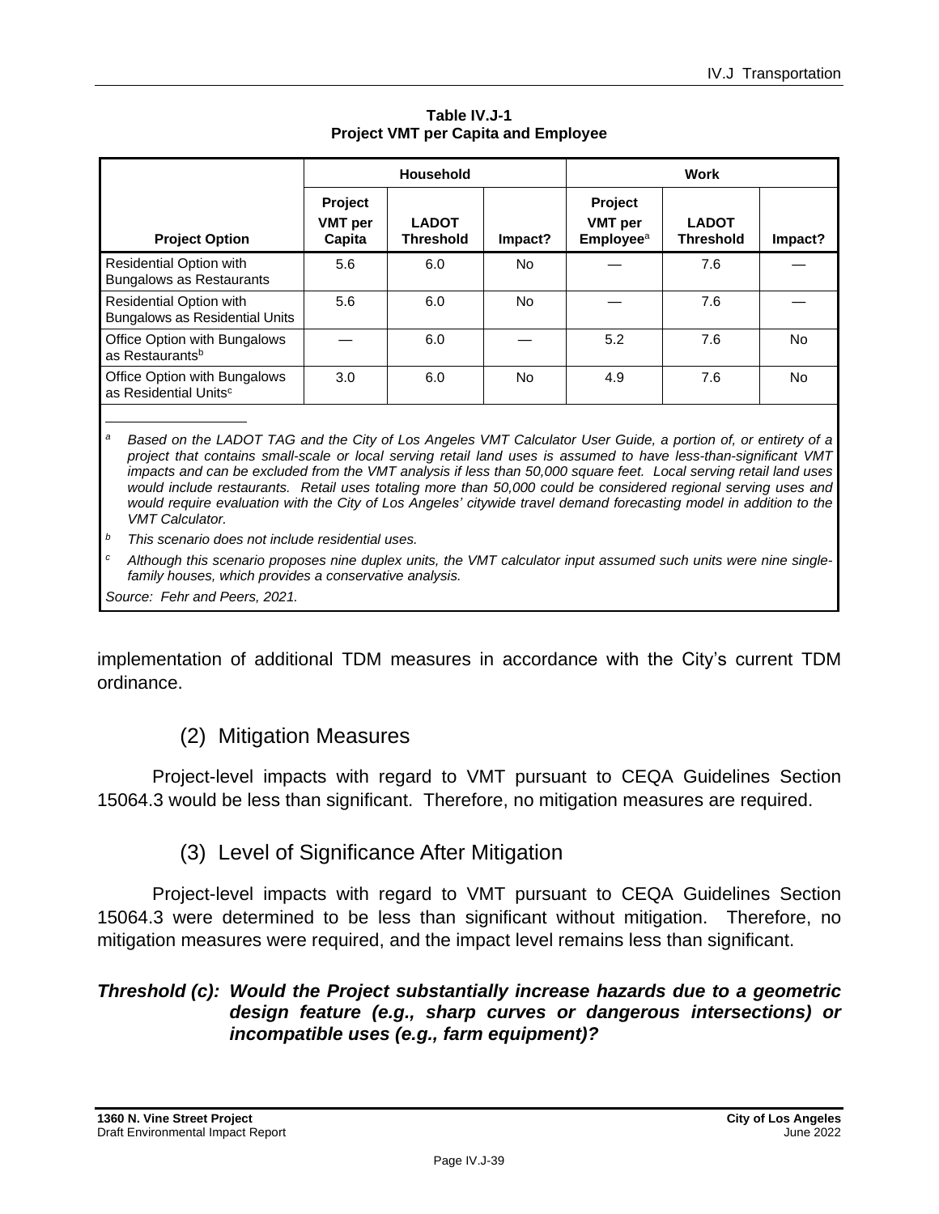**Table IV.J-1**
**Project VMT per Capita and Employee**

| | Household | | | Work | | |
|---|---|---|---|---|---|---|
| **Project Option** | **Project VMT per Capita** | **LADOT Threshold** | **Impact?** | **Project VMT per Employee**[a] | **LADOT Threshold** | **Impact?** |
| Residential Option with Bungalows as Restaurants | 5.6 | 6.0 | No | — | 7.6 | — |
| Residential Option with Bungalows as Residential Units | 5.6 | 6.0 | No | — | 7.6 | — |
| Office Option with Bungalows as Restaurants[b] | — | 6.0 | — | 5.2 | 7.6 | No |
| Office Option with Bungalows as Residential Units[c] | 3.0 | 6.0 | No | 4.9 | 7.6 | No |

[a] *Based on the LADOT TAG and the City of Los Angeles VMT Calculator User Guide, a portion of, or entirety of a project that contains small-scale or local serving retail land uses is assumed to have less-than-significant VMT impacts and can be excluded from the VMT analysis if less than 50,000 square feet. Local serving retail land uses would include restaurants. Retail uses totaling more than 50,000 could be considered regional serving uses and would require evaluation with the City of Los Angeles' citywide travel demand forecasting model in addition to the VMT Calculator.*

[b] *This scenario does not include residential uses.*

[c] *Although this scenario proposes nine duplex units, the VMT calculator input assumed such units were nine single-family houses, which provides a conservative analysis.*

*Source: Fehr and Peers, 2021.*

implementation of additional TDM measures in accordance with the City's current TDM ordinance.

### (2) Mitigation Measures

Project-level impacts with regard to VMT pursuant to CEQA Guidelines Section 15064.3 would be less than significant. Therefore, no mitigation measures are required.

### (3) Level of Significance After Mitigation

Project-level impacts with regard to VMT pursuant to CEQA Guidelines Section 15064.3 were determined to be less than significant without mitigation. Therefore, no mitigation measures were required, and the impact level remains less than significant.

***Threshold (c): Would the Project substantially increase hazards due to a geometric design feature (e.g., sharp curves or dangerous intersections) or incompatible uses (e.g., farm equipment)?***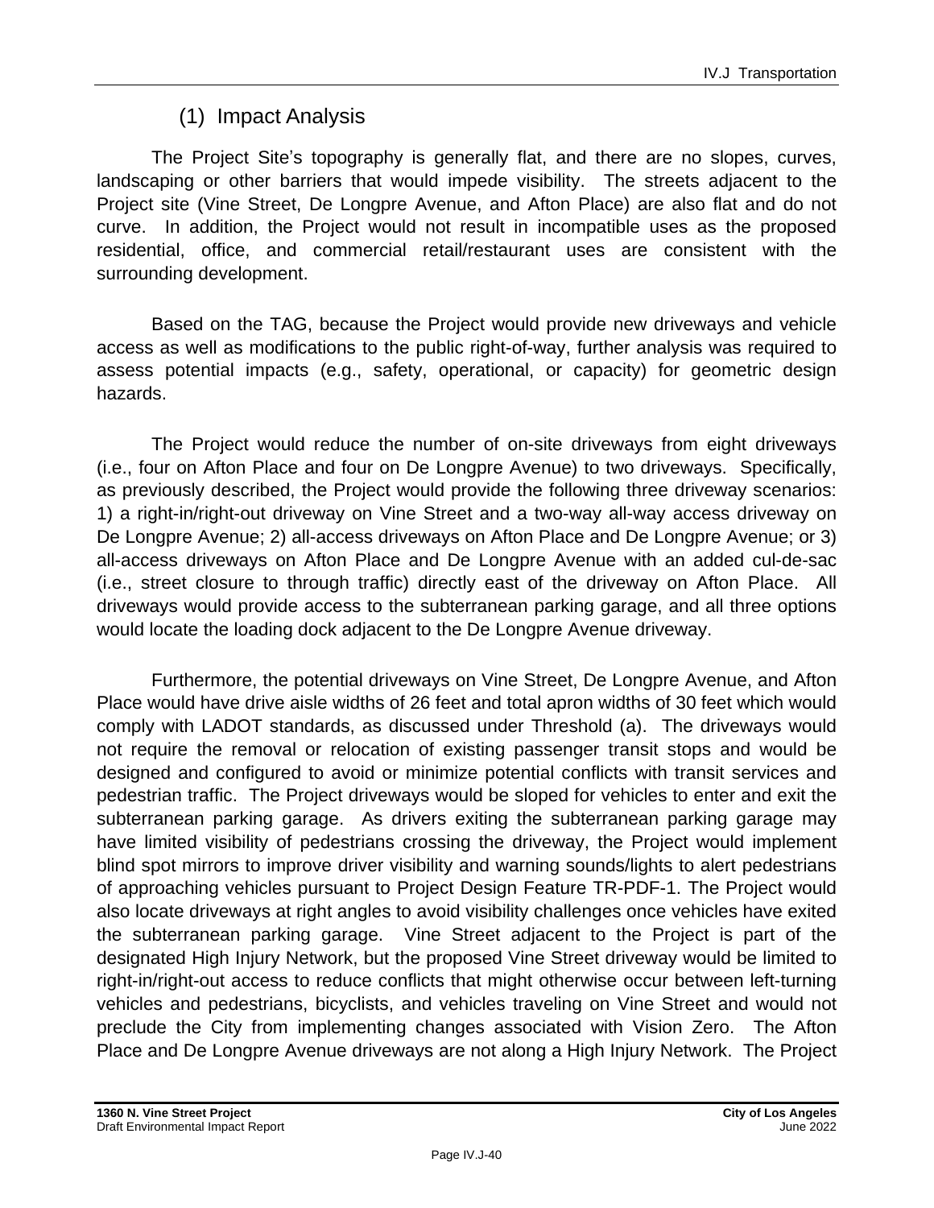### (1) Impact Analysis

The Project Site's topography is generally flat, and there are no slopes, curves, landscaping or other barriers that would impede visibility. The streets adjacent to the Project site (Vine Street, De Longpre Avenue, and Afton Place) are also flat and do not curve. In addition, the Project would not result in incompatible uses as the proposed residential, office, and commercial retail/restaurant uses are consistent with the surrounding development.

Based on the TAG, because the Project would provide new driveways and vehicle access as well as modifications to the public right-of-way, further analysis was required to assess potential impacts (e.g., safety, operational, or capacity) for geometric design hazards.

The Project would reduce the number of on-site driveways from eight driveways (i.e., four on Afton Place and four on De Longpre Avenue) to two driveways. Specifically, as previously described, the Project would provide the following three driveway scenarios: 1) a right-in/right-out driveway on Vine Street and a two-way all-way access driveway on De Longpre Avenue; 2) all-access driveways on Afton Place and De Longpre Avenue; or 3) all-access driveways on Afton Place and De Longpre Avenue with an added cul-de-sac (i.e., street closure to through traffic) directly east of the driveway on Afton Place. All driveways would provide access to the subterranean parking garage, and all three options would locate the loading dock adjacent to the De Longpre Avenue driveway.

Furthermore, the potential driveways on Vine Street, De Longpre Avenue, and Afton Place would have drive aisle widths of 26 feet and total apron widths of 30 feet which would comply with LADOT standards, as discussed under Threshold (a). The driveways would not require the removal or relocation of existing passenger transit stops and would be designed and configured to avoid or minimize potential conflicts with transit services and pedestrian traffic. The Project driveways would be sloped for vehicles to enter and exit the subterranean parking garage. As drivers exiting the subterranean parking garage may have limited visibility of pedestrians crossing the driveway, the Project would implement blind spot mirrors to improve driver visibility and warning sounds/lights to alert pedestrians of approaching vehicles pursuant to Project Design Feature TR-PDF-1. The Project would also locate driveways at right angles to avoid visibility challenges once vehicles have exited the subterranean parking garage. Vine Street adjacent to the Project is part of the designated High Injury Network, but the proposed Vine Street driveway would be limited to right-in/right-out access to reduce conflicts that might otherwise occur between left-turning vehicles and pedestrians, bicyclists, and vehicles traveling on Vine Street and would not preclude the City from implementing changes associated with Vision Zero. The Afton Place and De Longpre Avenue driveways are not along a High Injury Network. The Project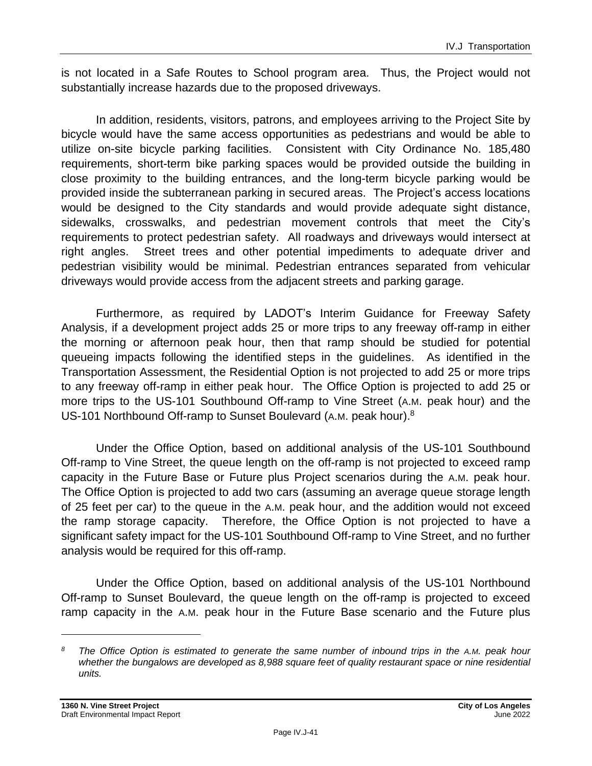is not located in a Safe Routes to School program area. Thus, the Project would not substantially increase hazards due to the proposed driveways.

In addition, residents, visitors, patrons, and employees arriving to the Project Site by bicycle would have the same access opportunities as pedestrians and would be able to utilize on-site bicycle parking facilities. Consistent with City Ordinance No. 185,480 requirements, short-term bike parking spaces would be provided outside the building in close proximity to the building entrances, and the long-term bicycle parking would be provided inside the subterranean parking in secured areas. The Project's access locations would be designed to the City standards and would provide adequate sight distance, sidewalks, crosswalks, and pedestrian movement controls that meet the City's requirements to protect pedestrian safety. All roadways and driveways would intersect at right angles. Street trees and other potential impediments to adequate driver and pedestrian visibility would be minimal. Pedestrian entrances separated from vehicular driveways would provide access from the adjacent streets and parking garage.

Furthermore, as required by LADOT's Interim Guidance for Freeway Safety Analysis, if a development project adds 25 or more trips to any freeway off-ramp in either the morning or afternoon peak hour, then that ramp should be studied for potential queueing impacts following the identified steps in the guidelines. As identified in the Transportation Assessment, the Residential Option is not projected to add 25 or more trips to any freeway off-ramp in either peak hour. The Office Option is projected to add 25 or more trips to the US-101 Southbound Off-ramp to Vine Street (A.M. peak hour) and the US-101 Northbound Off-ramp to Sunset Boulevard (A.M. peak hour).[8]

Under the Office Option, based on additional analysis of the US-101 Southbound Off-ramp to Vine Street, the queue length on the off-ramp is not projected to exceed ramp capacity in the Future Base or Future plus Project scenarios during the A.M. peak hour. The Office Option is projected to add two cars (assuming an average queue storage length of 25 feet per car) to the queue in the A.M. peak hour, and the addition would not exceed the ramp storage capacity. Therefore, the Office Option is not projected to have a significant safety impact for the US-101 Southbound Off-ramp to Vine Street, and no further analysis would be required for this off-ramp.

Under the Office Option, based on additional analysis of the US-101 Northbound Off-ramp to Sunset Boulevard, the queue length on the off-ramp is projected to exceed ramp capacity in the A.M. peak hour in the Future Base scenario and the Future plus

---

[8] *The Office Option is estimated to generate the same number of inbound trips in the A.M. peak hour whether the bungalows are developed as 8,988 square feet of quality restaurant space or nine residential units.*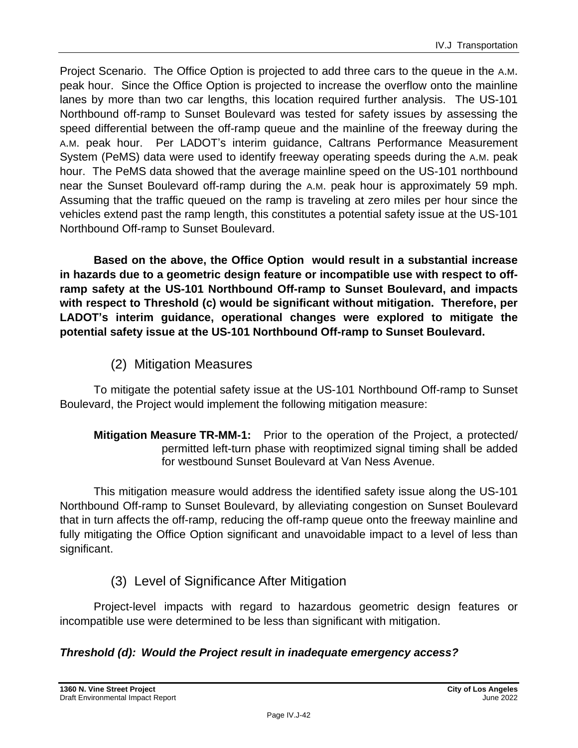Project Scenario. The Office Option is projected to add three cars to the queue in the A.M. peak hour. Since the Office Option is projected to increase the overflow onto the mainline lanes by more than two car lengths, this location required further analysis. The US-101 Northbound off-ramp to Sunset Boulevard was tested for safety issues by assessing the speed differential between the off-ramp queue and the mainline of the freeway during the A.M. peak hour. Per LADOT's interim guidance, Caltrans Performance Measurement System (PeMS) data were used to identify freeway operating speeds during the A.M. peak hour. The PeMS data showed that the average mainline speed on the US-101 northbound near the Sunset Boulevard off-ramp during the A.M. peak hour is approximately 59 mph. Assuming that the traffic queued on the ramp is traveling at zero miles per hour since the vehicles extend past the ramp length, this constitutes a potential safety issue at the US-101 Northbound Off-ramp to Sunset Boulevard.

**Based on the above, the Office Option would result in a substantial increase in hazards due to a geometric design feature or incompatible use with respect to off-ramp safety at the US-101 Northbound Off-ramp to Sunset Boulevard, and impacts with respect to Threshold (c) would be significant without mitigation. Therefore, per LADOT's interim guidance, operational changes were explored to mitigate the potential safety issue at the US-101 Northbound Off-ramp to Sunset Boulevard.**

### (2) Mitigation Measures

To mitigate the potential safety issue at the US-101 Northbound Off-ramp to Sunset Boulevard, the Project would implement the following mitigation measure:

**Mitigation Measure TR-MM-1:** Prior to the operation of the Project, a protected/ permitted left-turn phase with reoptimized signal timing shall be added for westbound Sunset Boulevard at Van Ness Avenue.

This mitigation measure would address the identified safety issue along the US-101 Northbound Off-ramp to Sunset Boulevard, by alleviating congestion on Sunset Boulevard that in turn affects the off-ramp, reducing the off-ramp queue onto the freeway mainline and fully mitigating the Office Option significant and unavoidable impact to a level of less than significant.

### (3) Level of Significance After Mitigation

Project-level impacts with regard to hazardous geometric design features or incompatible use were determined to be less than significant with mitigation.

***Threshold (d): Would the Project result in inadequate emergency access?***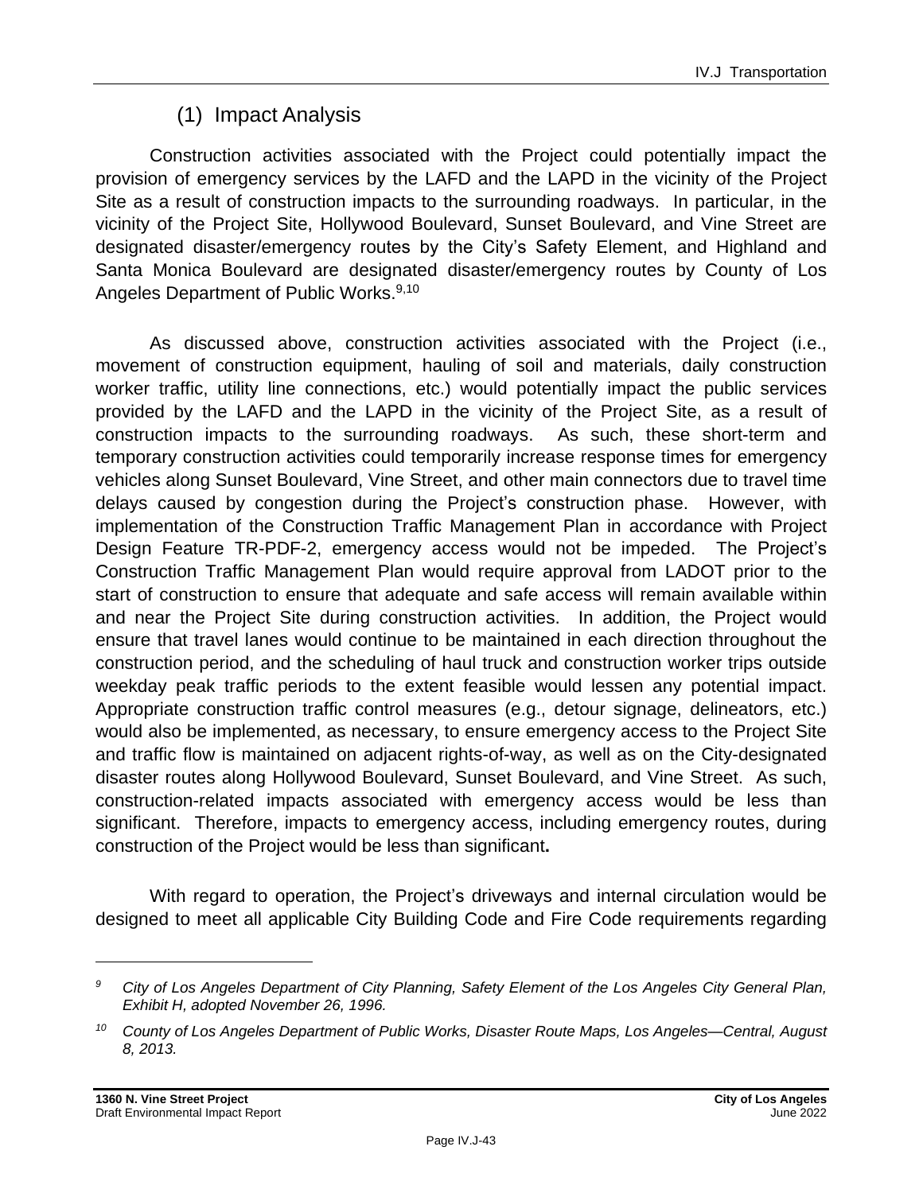### (1) Impact Analysis

Construction activities associated with the Project could potentially impact the provision of emergency services by the LAFD and the LAPD in the vicinity of the Project Site as a result of construction impacts to the surrounding roadways. In particular, in the vicinity of the Project Site, Hollywood Boulevard, Sunset Boulevard, and Vine Street are designated disaster/emergency routes by the City's Safety Element, and Highland and Santa Monica Boulevard are designated disaster/emergency routes by County of Los Angeles Department of Public Works.[9,10]

As discussed above, construction activities associated with the Project (i.e., movement of construction equipment, hauling of soil and materials, daily construction worker traffic, utility line connections, etc.) would potentially impact the public services provided by the LAFD and the LAPD in the vicinity of the Project Site, as a result of construction impacts to the surrounding roadways. As such, these short-term and temporary construction activities could temporarily increase response times for emergency vehicles along Sunset Boulevard, Vine Street, and other main connectors due to travel time delays caused by congestion during the Project's construction phase. However, with implementation of the Construction Traffic Management Plan in accordance with Project Design Feature TR-PDF-2, emergency access would not be impeded. The Project's Construction Traffic Management Plan would require approval from LADOT prior to the start of construction to ensure that adequate and safe access will remain available within and near the Project Site during construction activities. In addition, the Project would ensure that travel lanes would continue to be maintained in each direction throughout the construction period, and the scheduling of haul truck and construction worker trips outside weekday peak traffic periods to the extent feasible would lessen any potential impact. Appropriate construction traffic control measures (e.g., detour signage, delineators, etc.) would also be implemented, as necessary, to ensure emergency access to the Project Site and traffic flow is maintained on adjacent rights-of-way, as well as on the City-designated disaster routes along Hollywood Boulevard, Sunset Boulevard, and Vine Street. As such, construction-related impacts associated with emergency access would be less than significant. Therefore, impacts to emergency access, including emergency routes, during construction of the Project would be less than significant**.**

With regard to operation, the Project's driveways and internal circulation would be designed to meet all applicable City Building Code and Fire Code requirements regarding

---

[9] *City of Los Angeles Department of City Planning, Safety Element of the Los Angeles City General Plan, Exhibit H, adopted November 26, 1996.*

[10] *County of Los Angeles Department of Public Works, Disaster Route Maps, Los Angeles—Central, August 8, 2013.*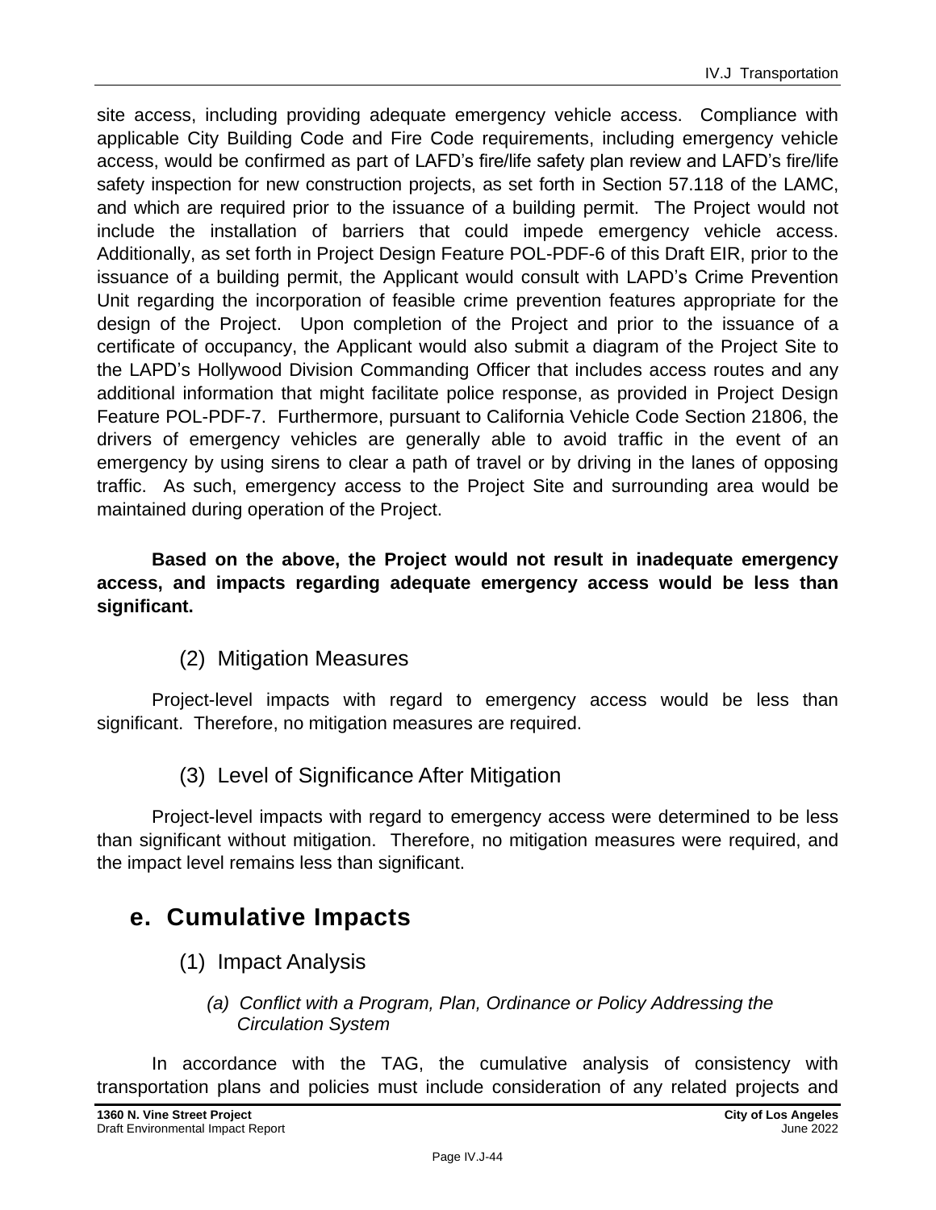site access, including providing adequate emergency vehicle access. Compliance with applicable City Building Code and Fire Code requirements, including emergency vehicle access, would be confirmed as part of LAFD's fire/life safety plan review and LAFD's fire/life safety inspection for new construction projects, as set forth in Section 57.118 of the LAMC, and which are required prior to the issuance of a building permit. The Project would not include the installation of barriers that could impede emergency vehicle access. Additionally, as set forth in Project Design Feature POL-PDF-6 of this Draft EIR, prior to the issuance of a building permit, the Applicant would consult with LAPD's Crime Prevention Unit regarding the incorporation of feasible crime prevention features appropriate for the design of the Project. Upon completion of the Project and prior to the issuance of a certificate of occupancy, the Applicant would also submit a diagram of the Project Site to the LAPD's Hollywood Division Commanding Officer that includes access routes and any additional information that might facilitate police response, as provided in Project Design Feature POL-PDF-7. Furthermore, pursuant to California Vehicle Code Section 21806, the drivers of emergency vehicles are generally able to avoid traffic in the event of an emergency by using sirens to clear a path of travel or by driving in the lanes of opposing traffic. As such, emergency access to the Project Site and surrounding area would be maintained during operation of the Project.

**Based on the above, the Project would not result in inadequate emergency access, and impacts regarding adequate emergency access would be less than significant.**

### (2) Mitigation Measures

Project-level impacts with regard to emergency access would be less than significant. Therefore, no mitigation measures are required.

### (3) Level of Significance After Mitigation

Project-level impacts with regard to emergency access were determined to be less than significant without mitigation. Therefore, no mitigation measures were required, and the impact level remains less than significant.

## e. Cumulative Impacts

### (1) Impact Analysis

#### *(a) Conflict with a Program, Plan, Ordinance or Policy Addressing the Circulation System*

In accordance with the TAG, the cumulative analysis of consistency with transportation plans and policies must include consideration of any related projects and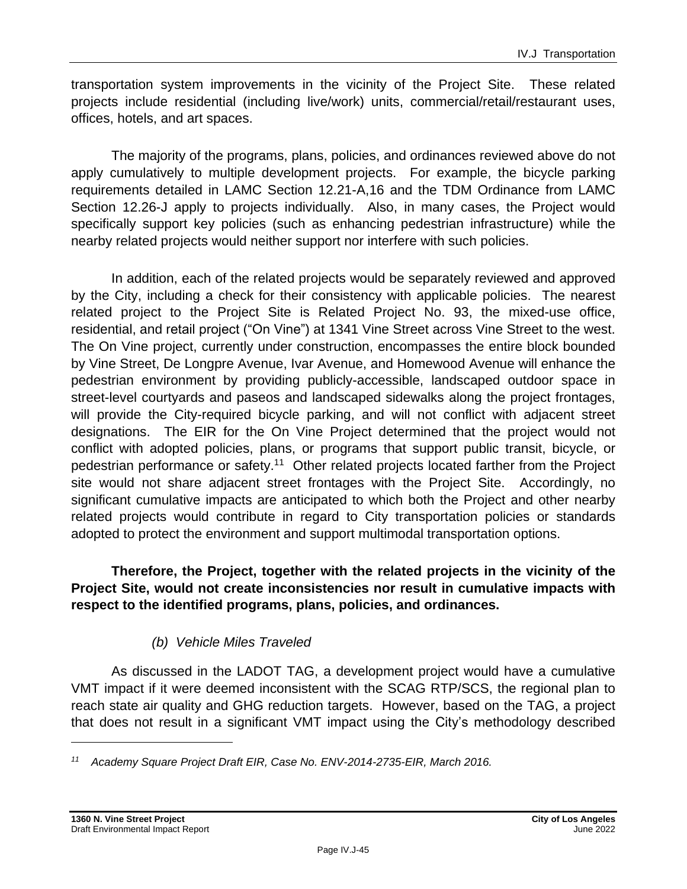transportation system improvements in the vicinity of the Project Site. These related projects include residential (including live/work) units, commercial/retail/restaurant uses, offices, hotels, and art spaces.

The majority of the programs, plans, policies, and ordinances reviewed above do not apply cumulatively to multiple development projects. For example, the bicycle parking requirements detailed in LAMC Section 12.21-A,16 and the TDM Ordinance from LAMC Section 12.26-J apply to projects individually. Also, in many cases, the Project would specifically support key policies (such as enhancing pedestrian infrastructure) while the nearby related projects would neither support nor interfere with such policies.

In addition, each of the related projects would be separately reviewed and approved by the City, including a check for their consistency with applicable policies. The nearest related project to the Project Site is Related Project No. 93, the mixed-use office, residential, and retail project ("On Vine") at 1341 Vine Street across Vine Street to the west. The On Vine project, currently under construction, encompasses the entire block bounded by Vine Street, De Longpre Avenue, Ivar Avenue, and Homewood Avenue will enhance the pedestrian environment by providing publicly-accessible, landscaped outdoor space in street-level courtyards and paseos and landscaped sidewalks along the project frontages, will provide the City-required bicycle parking, and will not conflict with adjacent street designations. The EIR for the On Vine Project determined that the project would not conflict with adopted policies, plans, or programs that support public transit, bicycle, or pedestrian performance or safety.[11] Other related projects located farther from the Project site would not share adjacent street frontages with the Project Site. Accordingly, no significant cumulative impacts are anticipated to which both the Project and other nearby related projects would contribute in regard to City transportation policies or standards adopted to protect the environment and support multimodal transportation options.

**Therefore, the Project, together with the related projects in the vicinity of the Project Site, would not create inconsistencies nor result in cumulative impacts with respect to the identified programs, plans, policies, and ordinances.**

*(b) Vehicle Miles Traveled*

As discussed in the LADOT TAG, a development project would have a cumulative VMT impact if it were deemed inconsistent with the SCAG RTP/SCS, the regional plan to reach state air quality and GHG reduction targets. However, based on the TAG, a project that does not result in a significant VMT impact using the City's methodology described

[11] *Academy Square Project Draft EIR, Case No. ENV-2014-2735-EIR, March 2016.*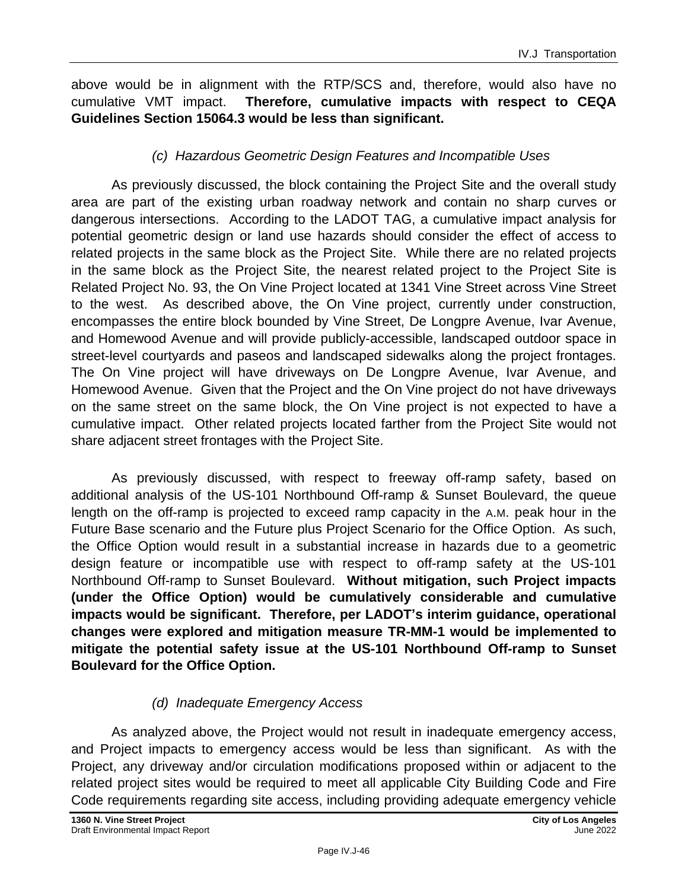above would be in alignment with the RTP/SCS and, therefore, would also have no cumulative VMT impact. **Therefore, cumulative impacts with respect to CEQA Guidelines Section 15064.3 would be less than significant.**

#### *(c) Hazardous Geometric Design Features and Incompatible Uses*

As previously discussed, the block containing the Project Site and the overall study area are part of the existing urban roadway network and contain no sharp curves or dangerous intersections. According to the LADOT TAG, a cumulative impact analysis for potential geometric design or land use hazards should consider the effect of access to related projects in the same block as the Project Site. While there are no related projects in the same block as the Project Site, the nearest related project to the Project Site is Related Project No. 93, the On Vine Project located at 1341 Vine Street across Vine Street to the west. As described above, the On Vine project, currently under construction, encompasses the entire block bounded by Vine Street, De Longpre Avenue, Ivar Avenue, and Homewood Avenue and will provide publicly-accessible, landscaped outdoor space in street-level courtyards and paseos and landscaped sidewalks along the project frontages. The On Vine project will have driveways on De Longpre Avenue, Ivar Avenue, and Homewood Avenue. Given that the Project and the On Vine project do not have driveways on the same street on the same block, the On Vine project is not expected to have a cumulative impact. Other related projects located farther from the Project Site would not share adjacent street frontages with the Project Site.

As previously discussed, with respect to freeway off-ramp safety, based on additional analysis of the US-101 Northbound Off-ramp & Sunset Boulevard, the queue length on the off-ramp is projected to exceed ramp capacity in the A.M. peak hour in the Future Base scenario and the Future plus Project Scenario for the Office Option. As such, the Office Option would result in a substantial increase in hazards due to a geometric design feature or incompatible use with respect to off-ramp safety at the US-101 Northbound Off-ramp to Sunset Boulevard. **Without mitigation, such Project impacts (under the Office Option) would be cumulatively considerable and cumulative impacts would be significant. Therefore, per LADOT's interim guidance, operational changes were explored and mitigation measure TR-MM-1 would be implemented to mitigate the potential safety issue at the US-101 Northbound Off-ramp to Sunset Boulevard for the Office Option.**

#### *(d) Inadequate Emergency Access*

As analyzed above, the Project would not result in inadequate emergency access, and Project impacts to emergency access would be less than significant. As with the Project, any driveway and/or circulation modifications proposed within or adjacent to the related project sites would be required to meet all applicable City Building Code and Fire Code requirements regarding site access, including providing adequate emergency vehicle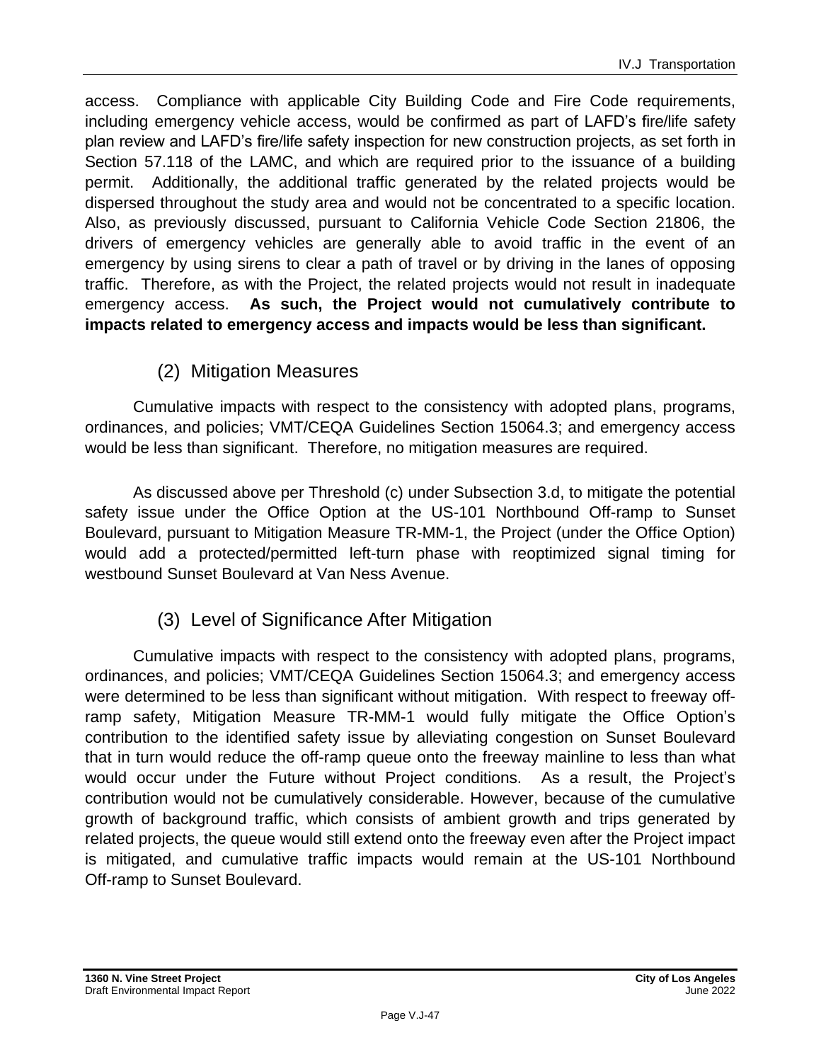access. Compliance with applicable City Building Code and Fire Code requirements, including emergency vehicle access, would be confirmed as part of LAFD's fire/life safety plan review and LAFD's fire/life safety inspection for new construction projects, as set forth in Section 57.118 of the LAMC, and which are required prior to the issuance of a building permit. Additionally, the additional traffic generated by the related projects would be dispersed throughout the study area and would not be concentrated to a specific location. Also, as previously discussed, pursuant to California Vehicle Code Section 21806, the drivers of emergency vehicles are generally able to avoid traffic in the event of an emergency by using sirens to clear a path of travel or by driving in the lanes of opposing traffic. Therefore, as with the Project, the related projects would not result in inadequate emergency access. **As such, the Project would not cumulatively contribute to impacts related to emergency access and impacts would be less than significant.**

### (2) Mitigation Measures

Cumulative impacts with respect to the consistency with adopted plans, programs, ordinances, and policies; VMT/CEQA Guidelines Section 15064.3; and emergency access would be less than significant. Therefore, no mitigation measures are required.

As discussed above per Threshold (c) under Subsection 3.d, to mitigate the potential safety issue under the Office Option at the US-101 Northbound Off-ramp to Sunset Boulevard, pursuant to Mitigation Measure TR-MM-1, the Project (under the Office Option) would add a protected/permitted left-turn phase with reoptimized signal timing for westbound Sunset Boulevard at Van Ness Avenue.

### (3) Level of Significance After Mitigation

Cumulative impacts with respect to the consistency with adopted plans, programs, ordinances, and policies; VMT/CEQA Guidelines Section 15064.3; and emergency access were determined to be less than significant without mitigation. With respect to freeway off-ramp safety, Mitigation Measure TR-MM-1 would fully mitigate the Office Option's contribution to the identified safety issue by alleviating congestion on Sunset Boulevard that in turn would reduce the off-ramp queue onto the freeway mainline to less than what would occur under the Future without Project conditions. As a result, the Project's contribution would not be cumulatively considerable. However, because of the cumulative growth of background traffic, which consists of ambient growth and trips generated by related projects, the queue would still extend onto the freeway even after the Project impact is mitigated, and cumulative traffic impacts would remain at the US-101 Northbound Off-ramp to Sunset Boulevard.